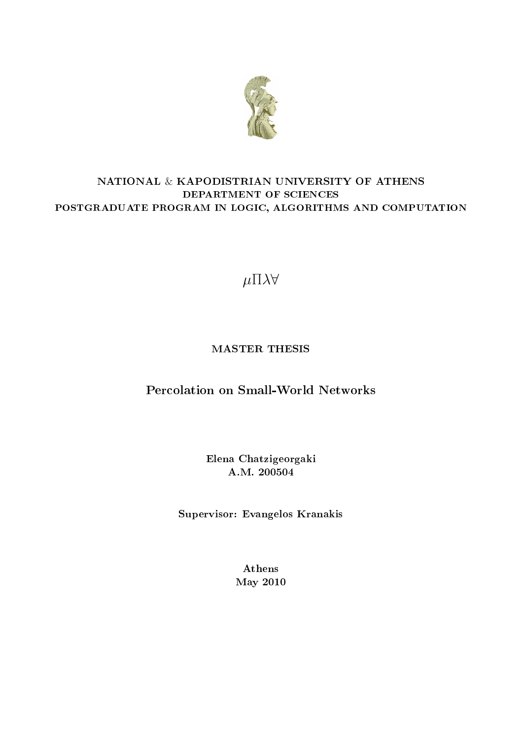NATIONAL & KAPODISTRIAN UNIVERSITY OF ATHENS
DEPARTMENT OF SCIENCES
POSTGRADUATE PROGRAM IN LOGIC, ALGORITHMS AND COMPUTATION

$\mu\Pi\lambda\forall$

MASTER THESIS

# Percolation on Small-World Networks

Elena Chatzigeorgaki
A.M. 200504

Supervisor: Evangelos Kranakis

Athens
May 2010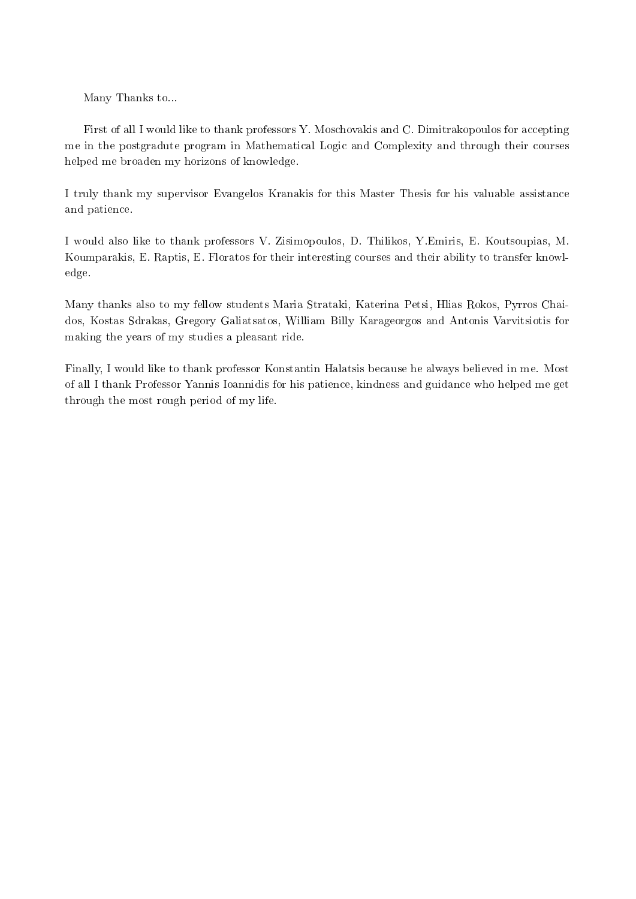Many Thanks to...

First of all I would like to thank professors Y. Moschovakis and C. Dimitrakopoulos for accepting me in the postgradute program in Mathematical Logic and Complexity and through their courses helped me broaden my horizons of knowledge.

I truly thank my supervisor Evangelos Kranakis for this Master Thesis for his valuable assistance and patience.

I would also like to thank professors V. Zisimopoulos, D. Thilikos, Y.Emiris, E. Koutsoupias, M. Koumparakis, E. Raptis, E. Floratos for their interesting courses and their ability to transfer knowledge.

Many thanks also to my fellow students Maria Strataki, Katerina Petsi, Hlias Rokos, Pyrros Chaidos, Kostas Sdrakas, Gregory Galiatsatos, William Billy Karageorgos and Antonis Varvitsiotis for making the years of my studies a pleasant ride.

Finally, I would like to thank professor Konstantin Halatsis because he always believed in me. Most of all I thank Professor Yannis Ioannidis for his patience, kindness and guidance who helped me get through the most rough period of my life.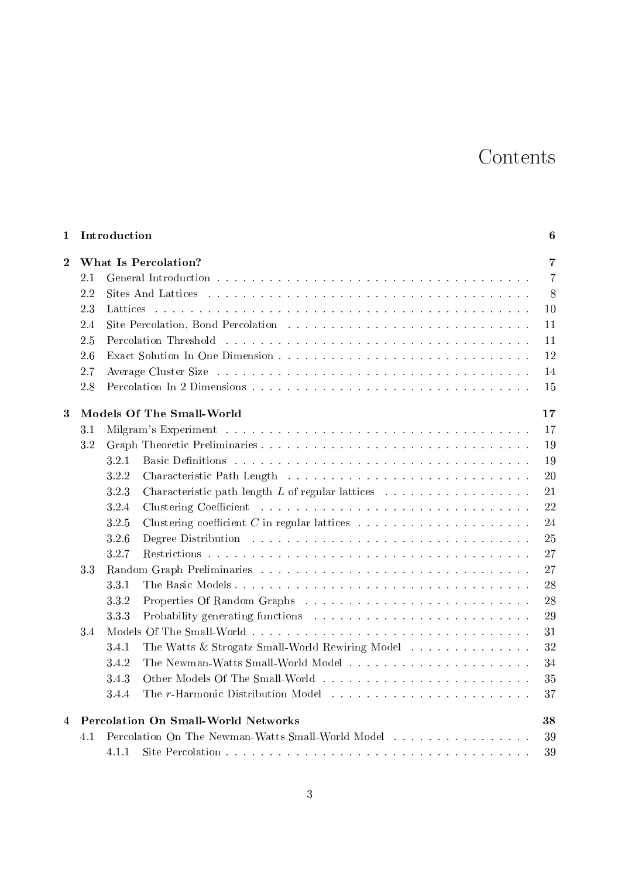# Contents

| | | |
|---|---|---|
| **1** | **Introduction** | **6** |
| **2** | **What Is Percolation?** | **7** |
| 2.1 | General Introduction | 7 |
| 2.2 | Sites And Lattices | 8 |
| 2.3 | Lattices | 10 |
| 2.4 | Site Percolation, Bond Percolation | 11 |
| 2.5 | Percolation Threshold | 11 |
| 2.6 | Exact Solution In One Dimension | 12 |
| 2.7 | Average Cluster Size | 14 |
| 2.8 | Percolation In 2 Dimensions | 15 |
| **3** | **Models Of The Small-World** | **17** |
| 3.1 | Milgram's Experiment | 17 |
| 3.2 | Graph Theoretic Preliminaries | 19 |
| 3.2.1 | Basic Definitions | 19 |
| 3.2.2 | Characteristic Path Length | 20 |
| 3.2.3 | Characteristic path length $L$ of regular lattices | 21 |
| 3.2.4 | Clustering Coefficient | 22 |
| 3.2.5 | Clustering coefficient $C$ in regular lattices | 24 |
| 3.2.6 | Degree Distribution | 25 |
| 3.2.7 | Restrictions | 27 |
| 3.3 | Random Graph Preliminaries | 27 |
| 3.3.1 | The Basic Models | 28 |
| 3.3.2 | Properties Of Random Graphs | 28 |
| 3.3.3 | Probability generating functions | 29 |
| 3.4 | Models Of The Small-World | 31 |
| 3.4.1 | The Watts & Strogatz Small-World Rewiring Model | 32 |
| 3.4.2 | The Newman-Watts Small-World Model | 34 |
| 3.4.3 | Other Models Of The Small-World | 35 |
| 3.4.4 | The $r$-Harmonic Distribution Model | 37 |
| **4** | **Percolation On Small-World Networks** | **38** |
| 4.1 | Percolation On The Newman-Watts Small-World Model | 39 |
| 4.1.1 | Site Percolation | 39 |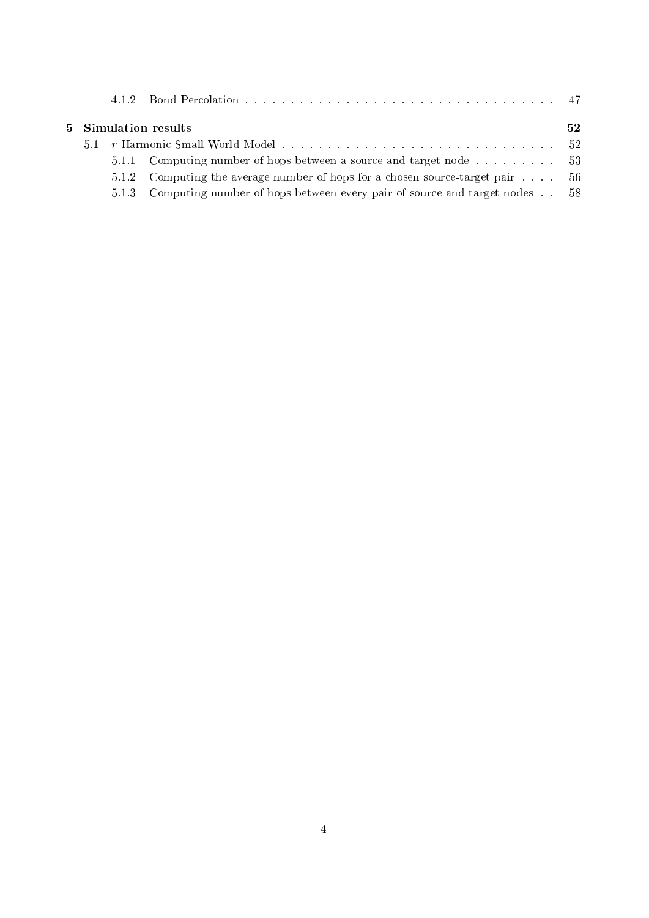4.1.2 Bond Percolation . . . . . . . . . . . . . . . . . . . . . . . . . . . . . . . . . . . 47

**5 Simulation results** **52**

5.1 $r$-Harmonic Small World Model . . . . . . . . . . . . . . . . . . . . . . . . . . . . . . 52

5.1.1 Computing number of hops between a source and target node . . . . . . . . . . 53

5.1.2 Computing the average number of hops for a chosen source-target pair . . . . 56

5.1.3 Computing number of hops between every pair of source and target nodes . . 58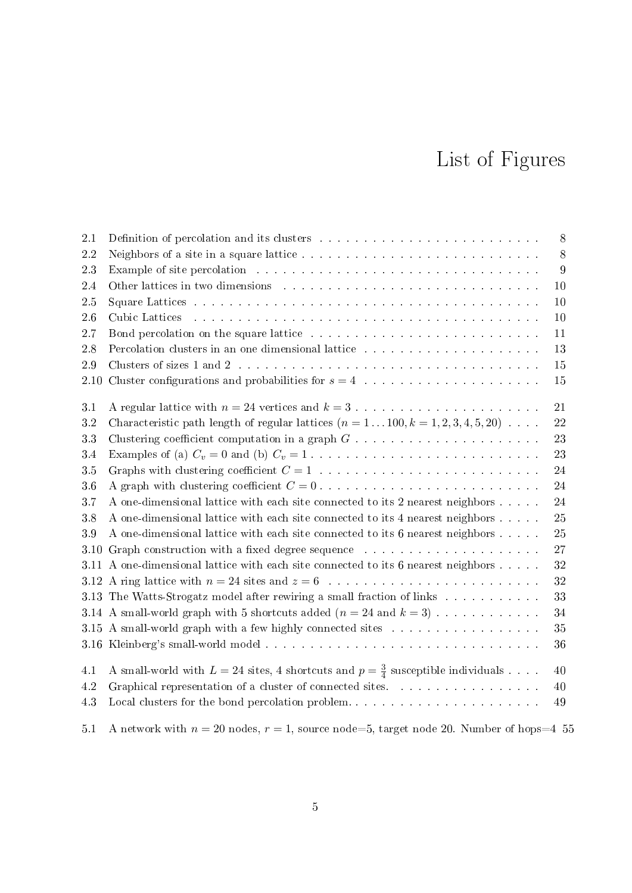# List of Figures

| | | |
|---|---|---|
| 2.1 | Definition of percolation and its clusters | 8 |
| 2.2 | Neighbors of a site in a square lattice | 8 |
| 2.3 | Example of site percolation | 9 |
| 2.4 | Other lattices in two dimensions | 10 |
| 2.5 | Square Lattices | 10 |
| 2.6 | Cubic Lattices | 10 |
| 2.7 | Bond percolation on the square lattice | 11 |
| 2.8 | Percolation clusters in an one dimensional lattice | 13 |
| 2.9 | Clusters of sizes 1 and 2 | 15 |
| 2.10 | Cluster configurations and probabilities for $s = 4$ | 15 |
| 3.1 | A regular lattice with $n = 24$ vertices and $k = 3$ | 21 |
| 3.2 | Characteristic path length of regular lattices ($n = 1 \dots 100, k = 1, 2, 3, 4, 5, 20$) | 22 |
| 3.3 | Clustering coefficient computation in a graph $G$ | 23 |
| 3.4 | Examples of (a) $C_v = 0$ and (b) $C_v = 1$ | 23 |
| 3.5 | Graphs with clustering coefficient $C = 1$ | 24 |
| 3.6 | A graph with clustering coefficient $C = 0$ | 24 |
| 3.7 | A one-dimensional lattice with each site connected to its 2 nearest neighbors | 24 |
| 3.8 | A one-dimensional lattice with each site connected to its 4 nearest neighbors | 25 |
| 3.9 | A one-dimensional lattice with each site connected to its 6 nearest neighbors | 25 |
| 3.10 | Graph construction with a fixed degree sequence | 27 |
| 3.11 | A one-dimensional lattice with each site connected to its 6 nearest neighbors | 32 |
| 3.12 | A ring lattice with $n = 24$ sites and $z = 6$ | 32 |
| 3.13 | The Watts-Strogatz model after rewiring a small fraction of links | 33 |
| 3.14 | A small-world graph with 5 shortcuts added ($n = 24$ and $k = 3$) | 34 |
| 3.15 | A small-world graph with a few highly connected sites | 35 |
| 3.16 | Kleinberg's small-world model | 36 |
| 4.1 | A small-world with $L = 24$ sites, 4 shortcuts and $p = \frac{3}{4}$ susceptible individuals | 40 |
| 4.2 | Graphical representation of a cluster of connected sites. | 40 |
| 4.3 | Local clusters for the bond percolation problem. | 49 |
| 5.1 | A network with $n = 20$ nodes, $r = 1$, source node=5, target node 20. Number of hops=4 | 55 |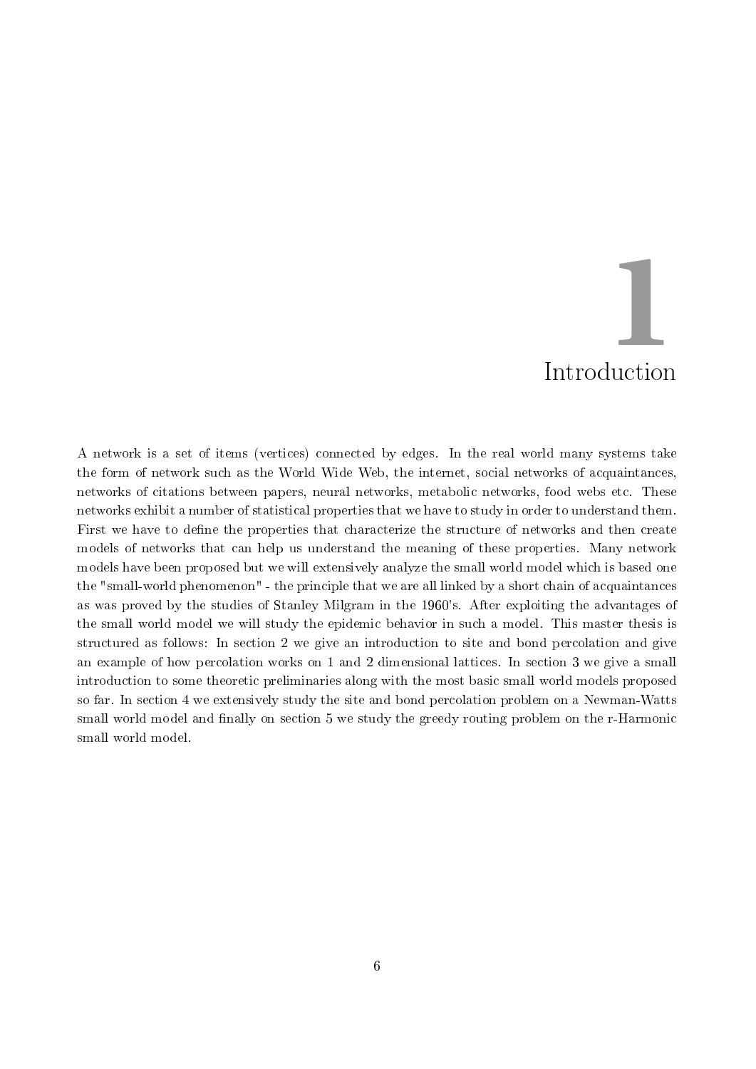# 1 Introduction

A network is a set of items (vertices) connected by edges. In the real world many systems take the form of network such as the World Wide Web, the internet, social networks of acquaintances, networks of citations between papers, neural networks, metabolic networks, food webs etc. These networks exhibit a number of statistical properties that we have to study in order to understand them. First we have to define the properties that characterize the structure of networks and then create models of networks that can help us understand the meaning of these properties. Many network models have been proposed but we will extensively analyze the small world model which is based one the "small-world phenomenon" - the principle that we are all linked by a short chain of acquaintances as was proved by the studies of Stanley Milgram in the 1960's. After exploiting the advantages of the small world model we will study the epidemic behavior in such a model. This master thesis is structured as follows: In section 2 we give an introduction to site and bond percolation and give an example of how percolation works on 1 and 2 dimensional lattices. In section 3 we give a small introduction to some theoretic preliminaries along with the most basic small world models proposed so far. In section 4 we extensively study the site and bond percolation problem on a Newman-Watts small world model and finally on section 5 we study the greedy routing problem on the r-Harmonic small world model.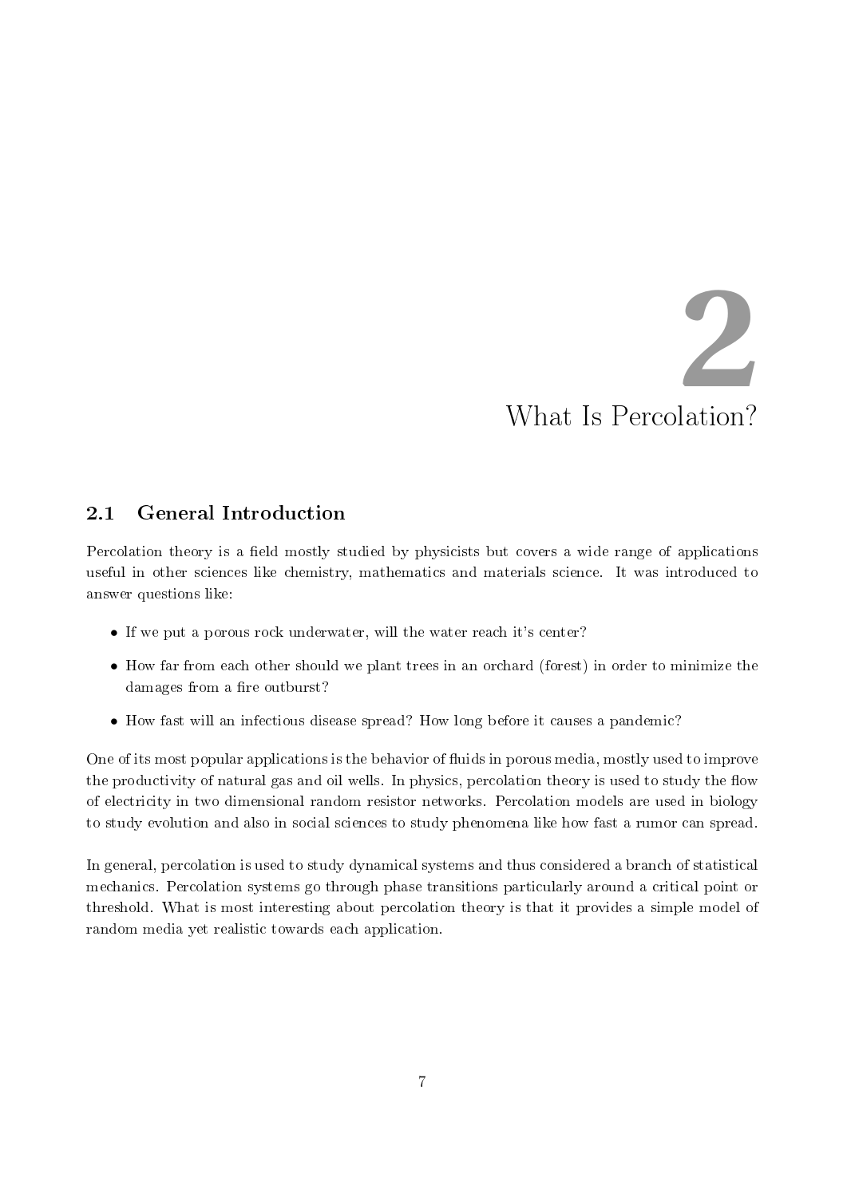# 2 What Is Percolation?

## 2.1 General Introduction

Percolation theory is a field mostly studied by physicists but covers a wide range of applications useful in other sciences like chemistry, mathematics and materials science. It was introduced to answer questions like:

- If we put a porous rock underwater, will the water reach it's center?
- How far from each other should we plant trees in an orchard (forest) in order to minimize the damages from a fire outburst?
- How fast will an infectious disease spread? How long before it causes a pandemic?

One of its most popular applications is the behavior of fluids in porous media, mostly used to improve the productivity of natural gas and oil wells. In physics, percolation theory is used to study the flow of electricity in two dimensional random resistor networks. Percolation models are used in biology to study evolution and also in social sciences to study phenomena like how fast a rumor can spread.

In general, percolation is used to study dynamical systems and thus considered a branch of statistical mechanics. Percolation systems go through phase transitions particularly around a critical point or threshold. What is most interesting about percolation theory is that it provides a simple model of random media yet realistic towards each application.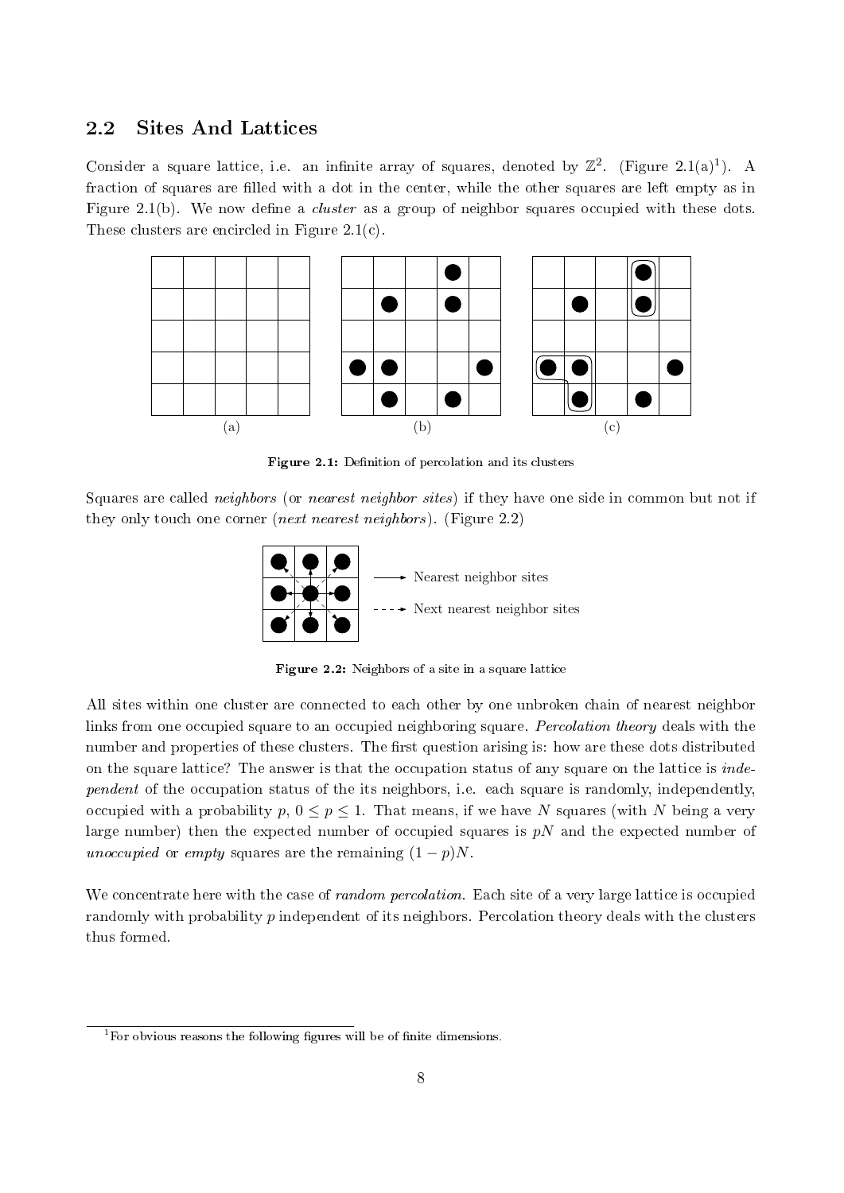## 2.2 Sites And Lattices

Consider a square lattice, i.e. an infinite array of squares, denoted by $\mathbb{Z}^2$. (Figure 2.1(a)[1]). A fraction of squares are filled with a dot in the center, while the other squares are left empty as in Figure 2.1(b). We now define a *cluster* as a group of neighbor squares occupied with these dots. These clusters are encircled in Figure 2.1(c).

(a) (b) (c)

**Figure 2.1:** Definition of percolation and its clusters

Squares are called *neighbors* (or *nearest neighbor sites*) if they have one side in common but not if they only touch one corner (*next nearest neighbors*). (Figure 2.2)

Nearest neighbor sites

Next nearest neighbor sites

**Figure 2.2:** Neighbors of a site in a square lattice

All sites within one cluster are connected to each other by one unbroken chain of nearest neighbor links from one occupied square to an occupied neighboring square. *Percolation theory* deals with the number and properties of these clusters. The first question arising is: how are these dots distributed on the square lattice? The answer is that the occupation status of any square on the lattice is *independent* of the occupation status of the its neighbors, i.e. each square is randomly, independently, occupied with a probability $p$, $0 \leq p \leq 1$. That means, if we have $N$ squares (with $N$ being a very large number) then the expected number of occupied squares is $pN$ and the expected number of *unoccupied* or *empty* squares are the remaining $(1-p)N$.

We concentrate here with the case of *random percolation*. Each site of a very large lattice is occupied randomly with probability $p$ independent of its neighbors. Percolation theory deals with the clusters thus formed.

[1] For obvious reasons the following figures will be of finite dimensions.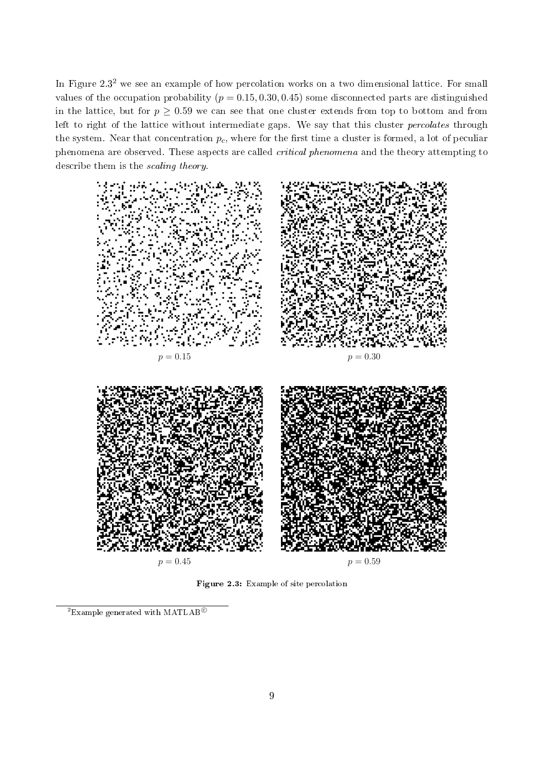In Figure 2.3[2] we see an example of how percolation works on a two dimensional lattice. For small values of the occupation probability ($p = 0.15, 0.30, 0.45$) some disconnected parts are distinguished in the lattice, but for $p \geq 0.59$ we can see that one cluster extends from top to bottom and from left to right of the lattice without intermediate gaps. We say that this cluster *percolates* through the system. Near that concentration $p_c$, where for the first time a cluster is formed, a lot of peculiar phenomena are observed. These aspects are called *critical phenomena* and the theory attempting to describe them is the *scaling theory*.

$p = 0.15$

$p = 0.30$

$p = 0.45$

$p = 0.59$

**Figure 2.3:** Example of site percolation

[2] Example generated with MATLAB©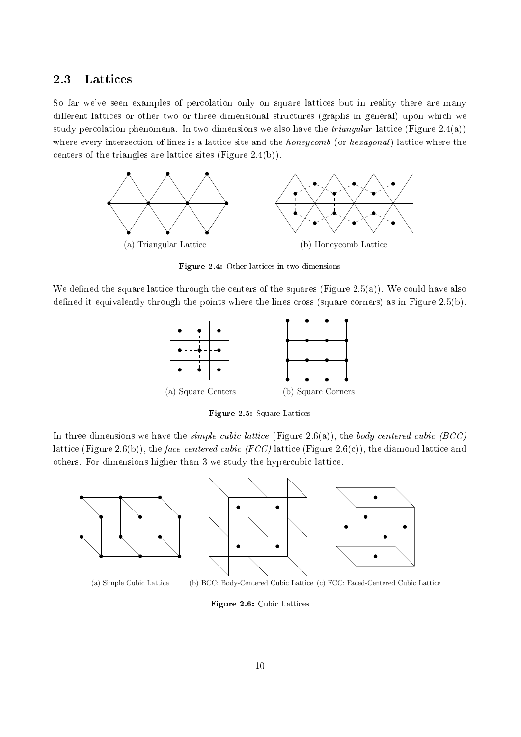## 2.3 Lattices

So far we've seen examples of percolation only on square lattices but in reality there are many different lattices or other two or three dimensional structures (graphs in general) upon which we study percolation phenomena. In two dimensions we also have the *triangular* lattice (Figure 2.4(a)) where every intersection of lines is a lattice site and the *honeycomb* (or *hexagonal*) lattice where the centers of the triangles are lattice sites (Figure 2.4(b)).

(a) Triangular Lattice (b) Honeycomb Lattice

**Figure 2.4:** Other lattices in two dimensions

We defined the square lattice through the centers of the squares (Figure 2.5(a)). We could have also defined it equivalently through the points where the lines cross (square corners) as in Figure 2.5(b).

(a) Square Centers (b) Square Corners

**Figure 2.5:** Square Lattices

In three dimensions we have the *simple cubic lattice* (Figure 2.6(a)), the *body centered cubic (BCC)* lattice (Figure 2.6(b)), the *face-centered cubic (FCC)* lattice (Figure 2.6(c)), the diamond lattice and others. For dimensions higher than 3 we study the hypercubic lattice.

(a) Simple Cubic Lattice (b) BCC: Body-Centered Cubic Lattice (c) FCC: Faced-Centered Cubic Lattice

**Figure 2.6:** Cubic Lattices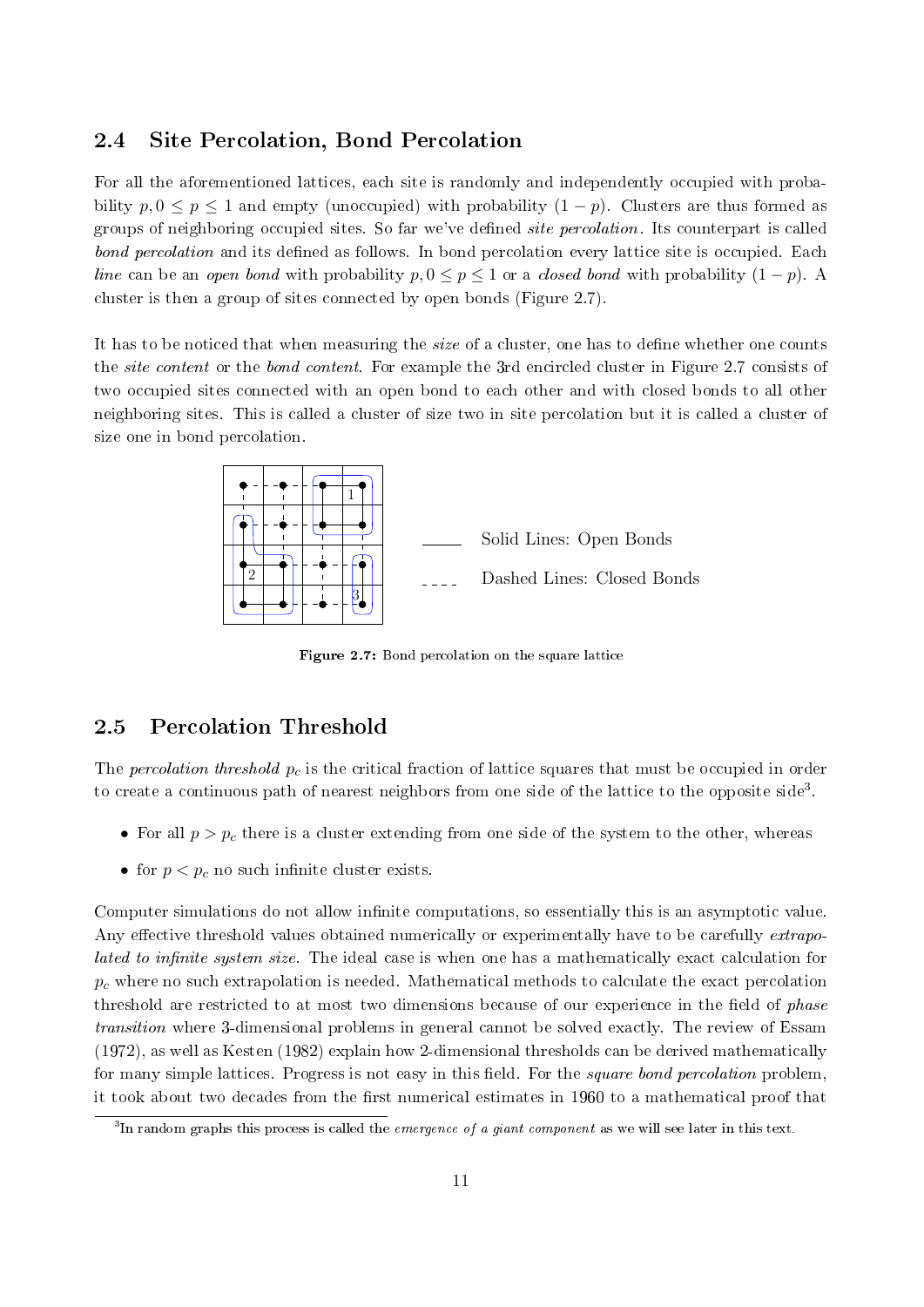## 2.4 Site Percolation, Bond Percolation

For all the aforementioned lattices, each site is randomly and independently occupied with probability $p, 0 \leq p \leq 1$ and empty (unoccupied) with probability $(1-p)$. Clusters are thus formed as groups of neighboring occupied sites. So far we've defined *site percolation*. Its counterpart is called *bond percolation* and its defined as follows. In bond percolation every lattice site is occupied. Each *line* can be an *open bond* with probability $p, 0 \leq p \leq 1$ or a *closed bond* with probability $(1-p)$. A cluster is then a group of sites connected by open bonds (Figure 2.7).

It has to be noticed that when measuring the *size* of a cluster, one has to define whether one counts the *site content* or the *bond content*. For example the 3rd encircled cluster in Figure 2.7 consists of two occupied sites connected with an open bond to each other and with closed bonds to all other neighboring sites. This is called a cluster of size two in site percolation but it is called a cluster of size one in bond percolation.

Solid Lines: Open Bonds

Dashed Lines: Closed Bonds

**Figure 2.7:** Bond percolation on the square lattice

## 2.5 Percolation Threshold

The *percolation threshold* $p_c$ is the critical fraction of lattice squares that must be occupied in order to create a continuous path of nearest neighbors from one side of the lattice to the opposite side[3].

- For all $p > p_c$ there is a cluster extending from one side of the system to the other, whereas
- for $p < p_c$ no such infinite cluster exists.

Computer simulations do not allow infinite computations, so essentially this is an asymptotic value. Any effective threshold values obtained numerically or experimentally have to be carefully *extrapolated to infinite system size*. The ideal case is when one has a mathematically exact calculation for $p_c$ where no such extrapolation is needed. Mathematical methods to calculate the exact percolation threshold are restricted to at most two dimensions because of our experience in the field of *phase transition* where 3-dimensional problems in general cannot be solved exactly. The review of Essam (1972), as well as Kesten (1982) explain how 2-dimensional thresholds can be derived mathematically for many simple lattices. Progress is not easy in this field. For the *square bond percolation* problem, it took about two decades from the first numerical estimates in 1960 to a mathematical proof that

[3] In random graphs this process is called the *emergence of a giant component* as we will see later in this text.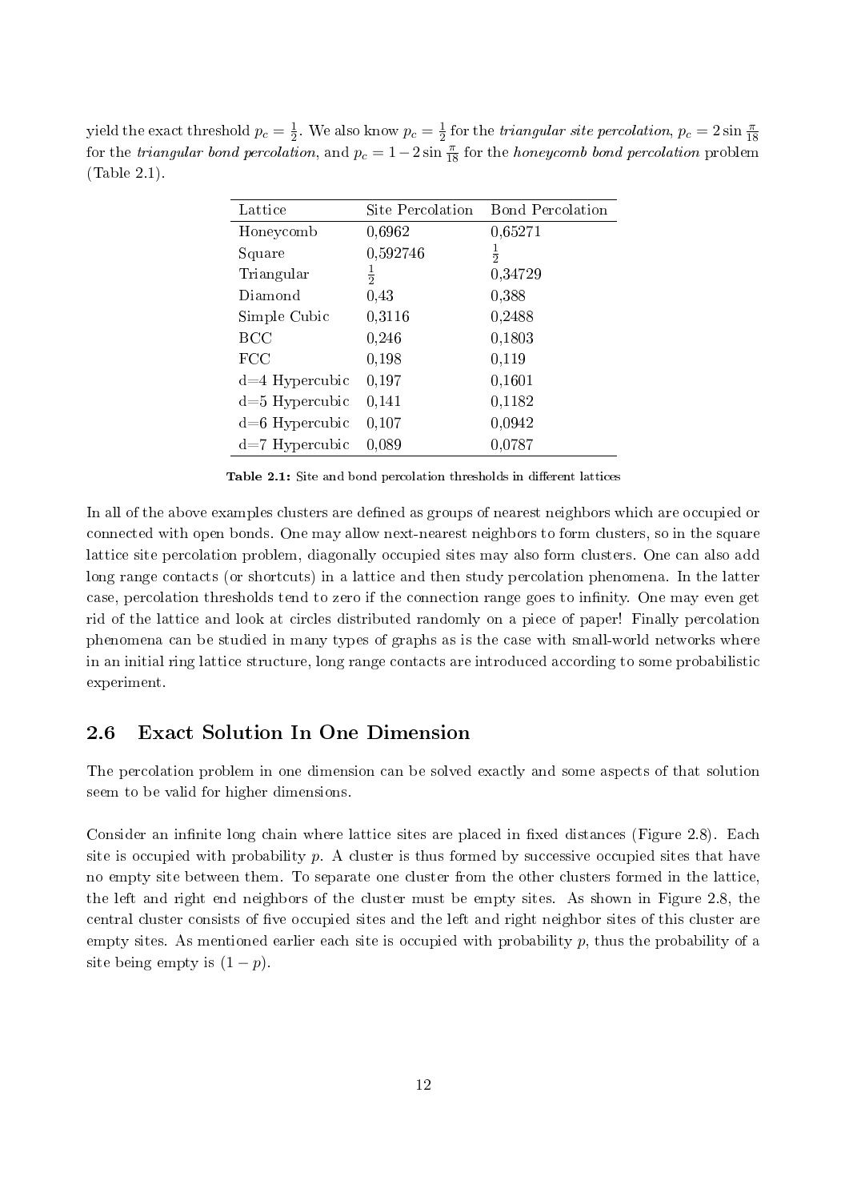yield the exact threshold $p_c = \frac{1}{2}$. We also know $p_c = \frac{1}{2}$ for the *triangular site percolation*, $p_c = 2\sin\frac{\pi}{18}$ for the *triangular bond percolation*, and $p_c = 1 - 2\sin\frac{\pi}{18}$ for the *honeycomb bond percolation* problem (Table 2.1).

| Lattice | Site Percolation | Bond Percolation |
|---|---|---|
| Honeycomb | 0,6962 | 0,65271 |
| Square | 0,592746 | $\frac{1}{2}$ |
| Triangular | $\frac{1}{2}$ | 0,34729 |
| Diamond | 0,43 | 0,388 |
| Simple Cubic | 0,3116 | 0,2488 |
| BCC | 0,246 | 0,1803 |
| FCC | 0,198 | 0,119 |
| d=4 Hypercubic | 0,197 | 0,1601 |
| d=5 Hypercubic | 0,141 | 0,1182 |
| d=6 Hypercubic | 0,107 | 0,0942 |
| d=7 Hypercubic | 0,089 | 0,0787 |

**Table 2.1:** Site and bond percolation thresholds in different lattices

In all of the above examples clusters are defined as groups of nearest neighbors which are occupied or connected with open bonds. One may allow next-nearest neighbors to form clusters, so in the square lattice site percolation problem, diagonally occupied sites may also form clusters. One can also add long range contacts (or shortcuts) in a lattice and then study percolation phenomena. In the latter case, percolation thresholds tend to zero if the connection range goes to infinity. One may even get rid of the lattice and look at circles distributed randomly on a piece of paper! Finally percolation phenomena can be studied in many types of graphs as is the case with small-world networks where in an initial ring lattice structure, long range contacts are introduced according to some probabilistic experiment.

## 2.6 Exact Solution In One Dimension

The percolation problem in one dimension can be solved exactly and some aspects of that solution seem to be valid for higher dimensions.

Consider an infinite long chain where lattice sites are placed in fixed distances (Figure 2.8). Each site is occupied with probability $p$. A cluster is thus formed by successive occupied sites that have no empty site between them. To separate one cluster from the other clusters formed in the lattice, the left and right end neighbors of the cluster must be empty sites. As shown in Figure 2.8, the central cluster consists of five occupied sites and the left and right neighbor sites of this cluster are empty sites. As mentioned earlier each site is occupied with probability $p$, thus the probability of a site being empty is $(1 - p)$.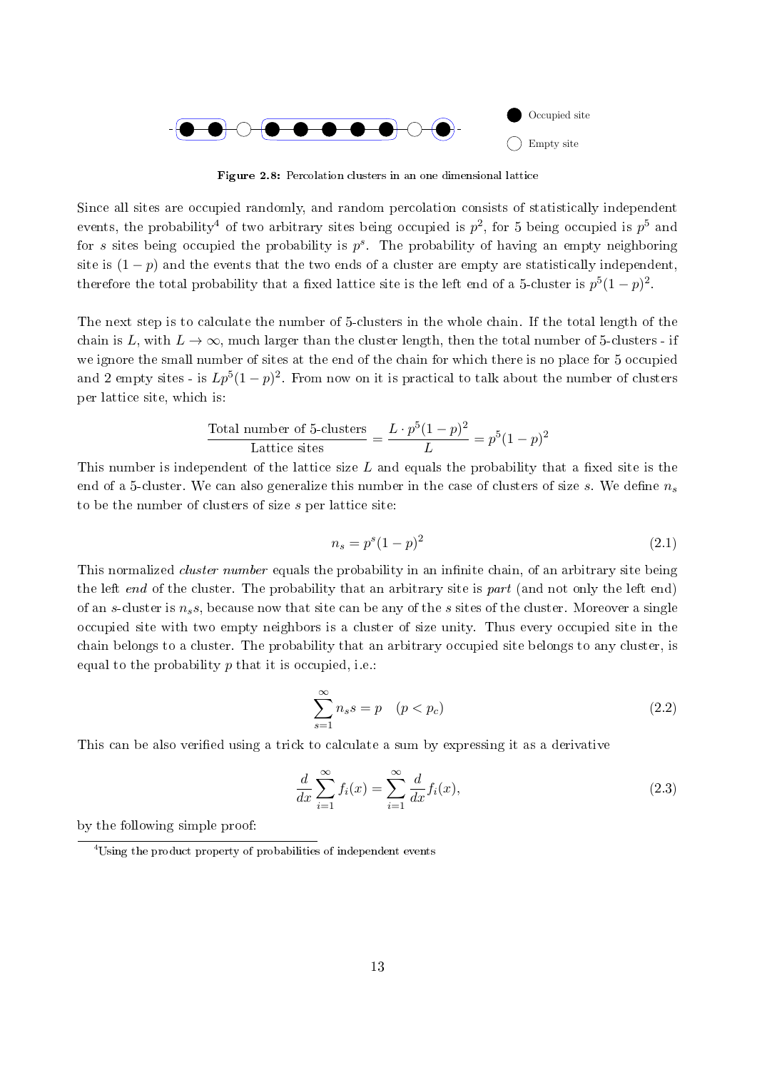Figure 2.8: Percolation clusters in an one dimensional lattice

Since all sites are occupied randomly, and random percolation consists of statistically independent events, the probability[4] of two arbitrary sites being occupied is $p^2$, for 5 being occupied is $p^5$ and for $s$ sites being occupied the probability is $p^s$. The probability of having an empty neighboring site is $(1-p)$ and the events that the two ends of a cluster are empty are statistically independent, therefore the total probability that a fixed lattice site is the left end of a 5-cluster is $p^5(1-p)^2$.

The next step is to calculate the number of 5-clusters in the whole chain. If the total length of the chain is $L$, with $L \to \infty$, much larger than the cluster length, then the total number of 5-clusters - if we ignore the small number of sites at the end of the chain for which there is no place for 5 occupied and 2 empty sites - is $Lp^5(1-p)^2$. From now on it is practical to talk about the number of clusters per lattice site, which is:

$$\frac{\text{Total number of 5-clusters}}{\text{Lattice sites}} = \frac{L \cdot p^5(1-p)^2}{L} = p^5(1-p)^2$$

This number is independent of the lattice size $L$ and equals the probability that a fixed site is the end of a 5-cluster. We can also generalize this number in the case of clusters of size $s$. We define $n_s$ to be the number of clusters of size $s$ per lattice site:

$$n_s = p^s(1-p)^2 \tag{2.1}$$

This normalized *cluster number* equals the probability in an infinite chain, of an arbitrary site being the left *end* of the cluster. The probability that an arbitrary site is *part* (and not only the left end) of an $s$-cluster is $n_s s$, because now that site can be any of the $s$ sites of the cluster. Moreover a single occupied site with two empty neighbors is a cluster of size unity. Thus every occupied site in the chain belongs to a cluster. The probability that an arbitrary occupied site belongs to any cluster, is equal to the probability $p$ that it is occupied, i.e.:

$$\sum_{s=1}^{\infty} n_s s = p \quad (p < p_c) \tag{2.2}$$

This can be also verified using a trick to calculate a sum by expressing it as a derivative

$$\frac{d}{dx}\sum_{i=1}^{\infty} f_i(x) = \sum_{i=1}^{\infty} \frac{d}{dx} f_i(x), \tag{2.3}$$

by the following simple proof:

[4] Using the product property of probabilities of independent events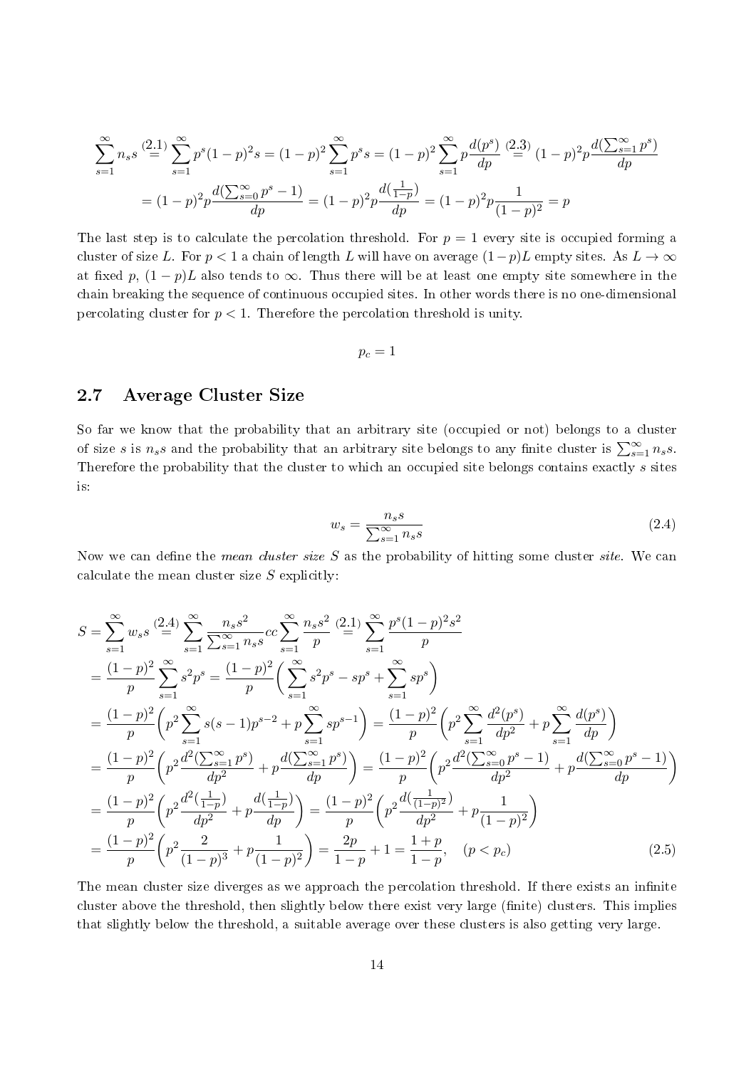$$\sum_{s=1}^{\infty} n_s s \overset{(2.1)}{=} \sum_{s=1}^{\infty} p^s (1-p)^2 s = (1-p)^2 \sum_{s=1}^{\infty} p^s s = (1-p)^2 \sum_{s=1}^{\infty} p \frac{d(p^s)}{dp} \overset{(2.3)}{=} (1-p)^2 p \frac{d(\sum_{s=1}^{\infty} p^s)}{dp}$$

$$= (1-p)^2 p \frac{d(\sum_{s=0}^{\infty} p^s - 1)}{dp} = (1-p)^2 p \frac{d(\frac{1}{1-p})}{dp} = (1-p)^2 p \frac{1}{(1-p)^2} = p$$

The last step is to calculate the percolation threshold. For $p = 1$ every site is occupied forming a cluster of size $L$. For $p < 1$ a chain of length $L$ will have on average $(1-p)L$ empty sites. As $L \to \infty$ at fixed $p$, $(1-p)L$ also tends to $\infty$. Thus there will be at least one empty site somewhere in the chain breaking the sequence of continuous occupied sites. In other words there is no one-dimensional percolating cluster for $p < 1$. Therefore the percolation threshold is unity.

$$p_c = 1$$

## 2.7 Average Cluster Size

So far we know that the probability that an arbitrary site (occupied or not) belongs to a cluster of size $s$ is $n_s s$ and the probability that an arbitrary site belongs to any finite cluster is $\sum_{s=1}^{\infty} n_s s$. Therefore the probability that the cluster to which an occupied site belongs contains exactly $s$ sites is:

$$w_s = \frac{n_s s}{\sum_{s=1}^{\infty} n_s s} \tag{2.4}$$

Now we can define the *mean cluster size* $S$ as the probability of hitting some cluster *site*. We can calculate the mean cluster size $S$ explicitly:

$$S = \sum_{s=1}^{\infty} w_s s \overset{(2.4)}{=} \sum_{s=1}^{\infty} \frac{n_s s^2}{\sum_{s=1}^{\infty} n_s s} cc \sum_{s=1}^{\infty} \frac{n_s s^2}{p} \overset{(2.1)}{=} \sum_{s=1}^{\infty} \frac{p^s (1-p)^2 s^2}{p}$$

$$= \frac{(1-p)^2}{p} \sum_{s=1}^{\infty} s^2 p^s = \frac{(1-p)^2}{p} \left( \sum_{s=1}^{\infty} s^2 p^s - s p^s + \sum_{s=1}^{\infty} s p^s \right)$$

$$= \frac{(1-p)^2}{p} \left( p^2 \sum_{s=1}^{\infty} s(s-1) p^{s-2} + p \sum_{s=1}^{\infty} s p^{s-1} \right) = \frac{(1-p)^2}{p} \left( p^2 \sum_{s=1}^{\infty} \frac{d^2(p^s)}{dp^2} + p \sum_{s=1}^{\infty} \frac{d(p^s)}{dp} \right)$$

$$= \frac{(1-p)^2}{p} \left( p^2 \frac{d^2(\sum_{s=1}^{\infty} p^s)}{dp^2} + p \frac{d(\sum_{s=1}^{\infty} p^s)}{dp} \right) = \frac{(1-p)^2}{p} \left( p^2 \frac{d^2(\sum_{s=0}^{\infty} p^s - 1)}{dp^2} + p \frac{d(\sum_{s=0}^{\infty} p^s - 1)}{dp} \right)$$

$$= \frac{(1-p)^2}{p} \left( p^2 \frac{d^2(\frac{1}{1-p})}{dp^2} + p \frac{d(\frac{1}{1-p})}{dp} \right) = \frac{(1-p)^2}{p} \left( p^2 \frac{d(\frac{1}{(1-p)^2})}{dp^2} + p \frac{1}{(1-p)^2} \right)$$

$$= \frac{(1-p)^2}{p} \left( p^2 \frac{2}{(1-p)^3} + p \frac{1}{(1-p)^2} \right) = \frac{2p}{1-p} + 1 = \frac{1+p}{1-p}, \quad (p < p_c) \tag{2.5}$$

The mean cluster size diverges as we approach the percolation threshold. If there exists an infinite cluster above the threshold, then slightly below there exist very large (finite) clusters. This implies that slightly below the threshold, a suitable average over these clusters is also getting very large.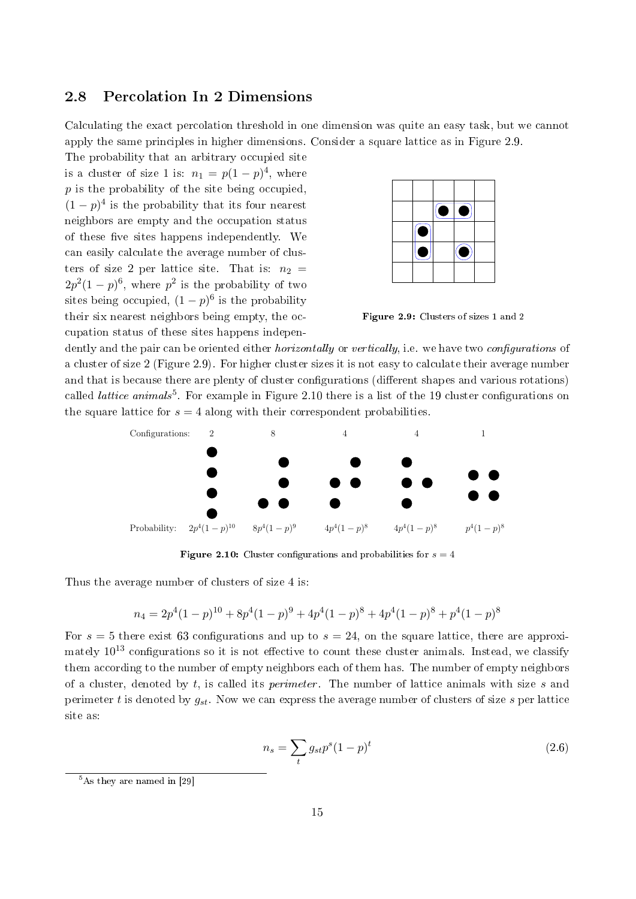## 2.8 Percolation In 2 Dimensions

Calculating the exact percolation threshold in one dimension was quite an easy task, but we cannot apply the same principles in higher dimensions. Consider a square lattice as in Figure 2.9.

The probability that an arbitrary occupied site is a cluster of size 1 is: $n_1 = p(1-p)^4$, where $p$ is the probability of the site being occupied, $(1-p)^4$ is the probability that its four nearest neighbors are empty and the occupation status of these five sites happens independently. We can easily calculate the average number of clusters of size 2 per lattice site. That is: $n_2 = 2p^2(1-p)^6$, where $p^2$ is the probability of two sites being occupied, $(1-p)^6$ is the probability their six nearest neighbors being empty, the occupation status of these sites happens independently and the pair can be oriented either *horizontally* or *vertically*, i.e. we have two *configurations* of a cluster of size 2 (Figure 2.9). For higher cluster sizes it is not easy to calculate their average number and that is because there are plenty of cluster configurations (different shapes and various rotations) called *lattice animals*[5]. For example in Figure 2.10 there is a list of the 19 cluster configurations on the square lattice for $s = 4$ along with their correspondent probabilities.

**Figure 2.9:** Clusters of sizes 1 and 2

| Configurations: | 2 | 8 | 4 | 4 | 1 |
|---|---|---|---|---|---|
| Probability: | $2p^4(1-p)^{10}$ | $8p^4(1-p)^9$ | $4p^4(1-p)^8$ | $4p^4(1-p)^8$ | $p^4(1-p)^8$ |

**Figure 2.10:** Cluster configurations and probabilities for $s = 4$

Thus the average number of clusters of size 4 is:

$$n_4 = 2p^4(1-p)^{10} + 8p^4(1-p)^9 + 4p^4(1-p)^8 + 4p^4(1-p)^8 + p^4(1-p)^8$$

For $s = 5$ there exist 63 configurations and up to $s = 24$, on the square lattice, there are approximately $10^{13}$ configurations so it is not effective to count these cluster animals. Instead, we classify them according to the number of empty neighbors each of them has. The number of empty neighbors of a cluster, denoted by $t$, is called its *perimeter*. The number of lattice animals with size $s$ and perimeter $t$ is denoted by $g_{st}$. Now we can express the average number of clusters of size $s$ per lattice site as:

$$n_s = \sum_t g_{st} p^s (1-p)^t \tag{2.6}$$

[5] As they are named in [29]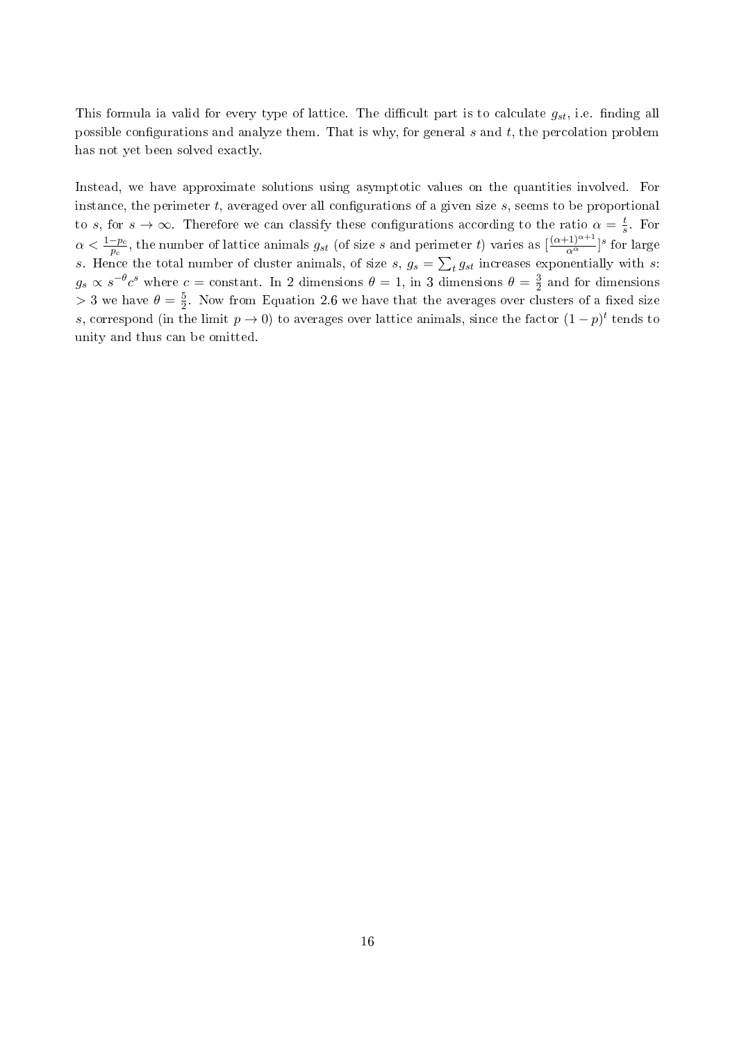This formula ia valid for every type of lattice. The difficult part is to calculate $g_{st}$, i.e. finding all possible configurations and analyze them. That is why, for general $s$ and $t$, the percolation problem has not yet been solved exactly.

Instead, we have approximate solutions using asymptotic values on the quantities involved. For instance, the perimeter $t$, averaged over all configurations of a given size $s$, seems to be proportional to $s$, for $s \to \infty$. Therefore we can classify these configurations according to the ratio $\alpha = \frac{t}{s}$. For $\alpha < \frac{1-p_c}{p_c}$, the number of lattice animals $g_{st}$ (of size $s$ and perimeter $t$) varies as $[\frac{(\alpha+1)^{\alpha+1}}{\alpha^\alpha}]^s$ for large $s$. Hence the total number of cluster animals, of size $s$, $g_s = \sum_t g_{st}$ increases exponentially with $s$: $g_s \propto s^{-\theta} c^s$ where $c =$ constant. In 2 dimensions $\theta = 1$, in 3 dimensions $\theta = \frac{3}{2}$ and for dimensions $> 3$ we have $\theta = \frac{5}{2}$. Now from Equation 2.6 we have that the averages over clusters of a fixed size $s$, correspond (in the limit $p \to 0$) to averages over lattice animals, since the factor $(1-p)^t$ tends to unity and thus can be omitted.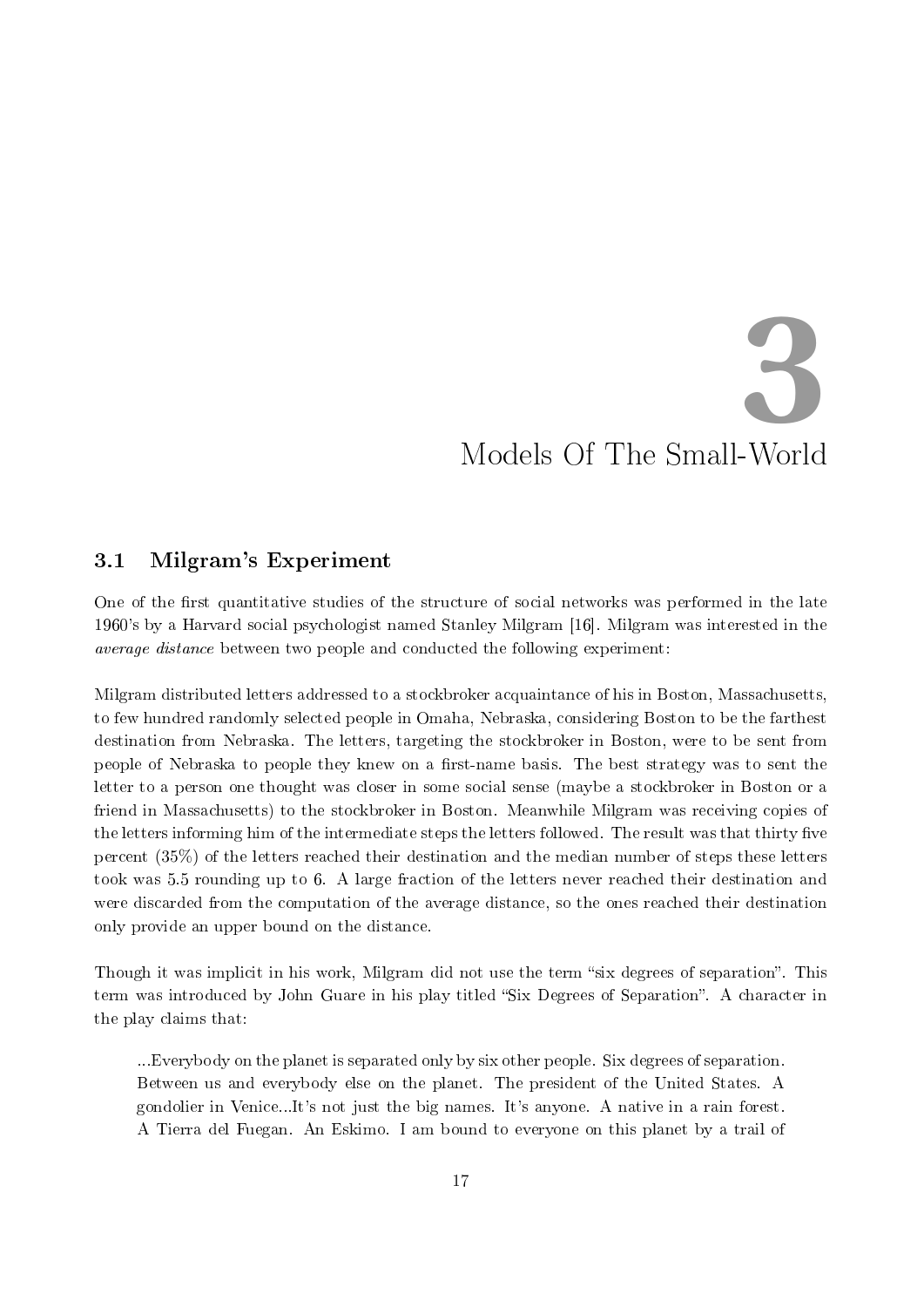# 3

# Models Of The Small-World

## 3.1 Milgram's Experiment

One of the first quantitative studies of the structure of social networks was performed in the late 1960's by a Harvard social psychologist named Stanley Milgram [16]. Milgram was interested in the *average distance* between two people and conducted the following experiment:

Milgram distributed letters addressed to a stockbroker acquaintance of his in Boston, Massachusetts, to few hundred randomly selected people in Omaha, Nebraska, considering Boston to be the farthest destination from Nebraska. The letters, targeting the stockbroker in Boston, were to be sent from people of Nebraska to people they knew on a first-name basis. The best strategy was to sent the letter to a person one thought was closer in some social sense (maybe a stockbroker in Boston or a friend in Massachusetts) to the stockbroker in Boston. Meanwhile Milgram was receiving copies of the letters informing him of the intermediate steps the letters followed. The result was that thirty five percent (35%) of the letters reached their destination and the median number of steps these letters took was 5.5 rounding up to 6. A large fraction of the letters never reached their destination and were discarded from the computation of the average distance, so the ones reached their destination only provide an upper bound on the distance.

Though it was implicit in his work, Milgram did not use the term "six degrees of separation". This term was introduced by John Guare in his play titled "Six Degrees of Separation". A character in the play claims that:

> ...Everybody on the planet is separated only by six other people. Six degrees of separation. Between us and everybody else on the planet. The president of the United States. A gondolier in Venice...It's not just the big names. It's anyone. A native in a rain forest. A Tierra del Fuegan. An Eskimo. I am bound to everyone on this planet by a trail of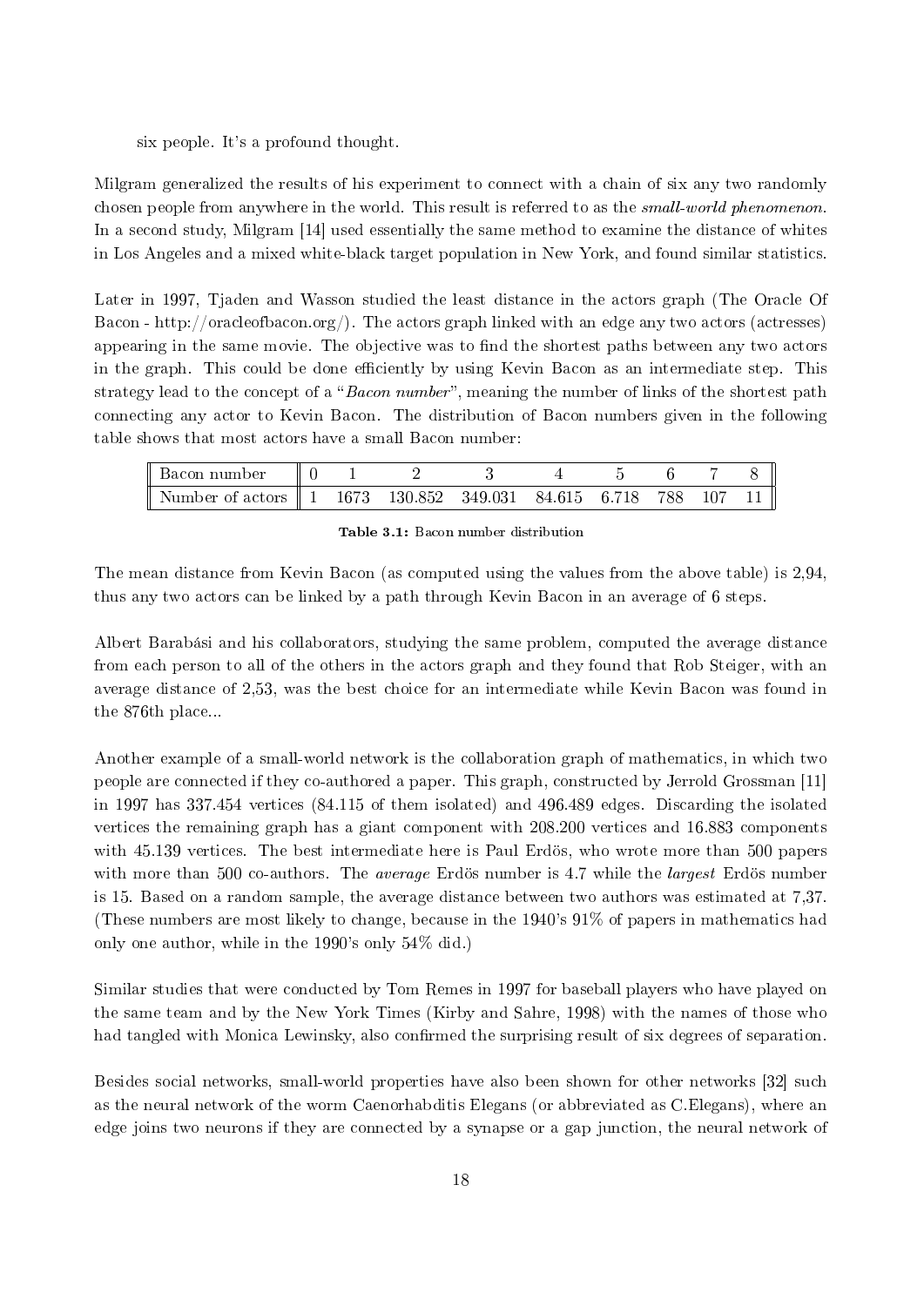six people. It's a profound thought.

Milgram generalized the results of his experiment to connect with a chain of six any two randomly chosen people from anywhere in the world. This result is referred to as the *small-world phenomenon*. In a second study, Milgram [14] used essentially the same method to examine the distance of whites in Los Angeles and a mixed white-black target population in New York, and found similar statistics.

Later in 1997, Tjaden and Wasson studied the least distance in the actors graph (The Oracle Of Bacon - http://oracleofbacon.org/). The actors graph linked with an edge any two actors (actresses) appearing in the same movie. The objective was to find the shortest paths between any two actors in the graph. This could be done efficiently by using Kevin Bacon as an intermediate step. This strategy lead to the concept of a "*Bacon number*", meaning the number of links of the shortest path connecting any actor to Kevin Bacon. The distribution of Bacon numbers given in the following table shows that most actors have a small Bacon number:

| Bacon number | 0 | 1 | 2 | 3 | 4 | 5 | 6 | 7 | 8 |
|---|---|---|---|---|---|---|---|---|---|
| Number of actors | 1 | 1673 | 130.852 | 349.031 | 84.615 | 6.718 | 788 | 107 | 11 |

**Table 3.1:** Bacon number distribution

The mean distance from Kevin Bacon (as computed using the values from the above table) is 2,94, thus any two actors can be linked by a path through Kevin Bacon in an average of 6 steps.

Albert Barabási and his collaborators, studying the same problem, computed the average distance from each person to all of the others in the actors graph and they found that Rob Steiger, with an average distance of 2,53, was the best choice for an intermediate while Kevin Bacon was found in the 876th place...

Another example of a small-world network is the collaboration graph of mathematics, in which two people are connected if they co-authored a paper. This graph, constructed by Jerrold Grossman [11] in 1997 has 337.454 vertices (84.115 of them isolated) and 496.489 edges. Discarding the isolated vertices the remaining graph has a giant component with 208.200 vertices and 16.883 components with 45.139 vertices. The best intermediate here is Paul Erdös, who wrote more than 500 papers with more than 500 co-authors. The *average* Erdös number is 4.7 while the *largest* Erdös number is 15. Based on a random sample, the average distance between two authors was estimated at 7,37. (These numbers are most likely to change, because in the 1940's 91% of papers in mathematics had only one author, while in the 1990's only 54% did.)

Similar studies that were conducted by Tom Remes in 1997 for baseball players who have played on the same team and by the New York Times (Kirby and Sahre, 1998) with the names of those who had tangled with Monica Lewinsky, also confirmed the surprising result of six degrees of separation.

Besides social networks, small-world properties have also been shown for other networks [32] such as the neural network of the worm Caenorhabditis Elegans (or abbreviated as C.Elegans), where an edge joins two neurons if they are connected by a synapse or a gap junction, the neural network of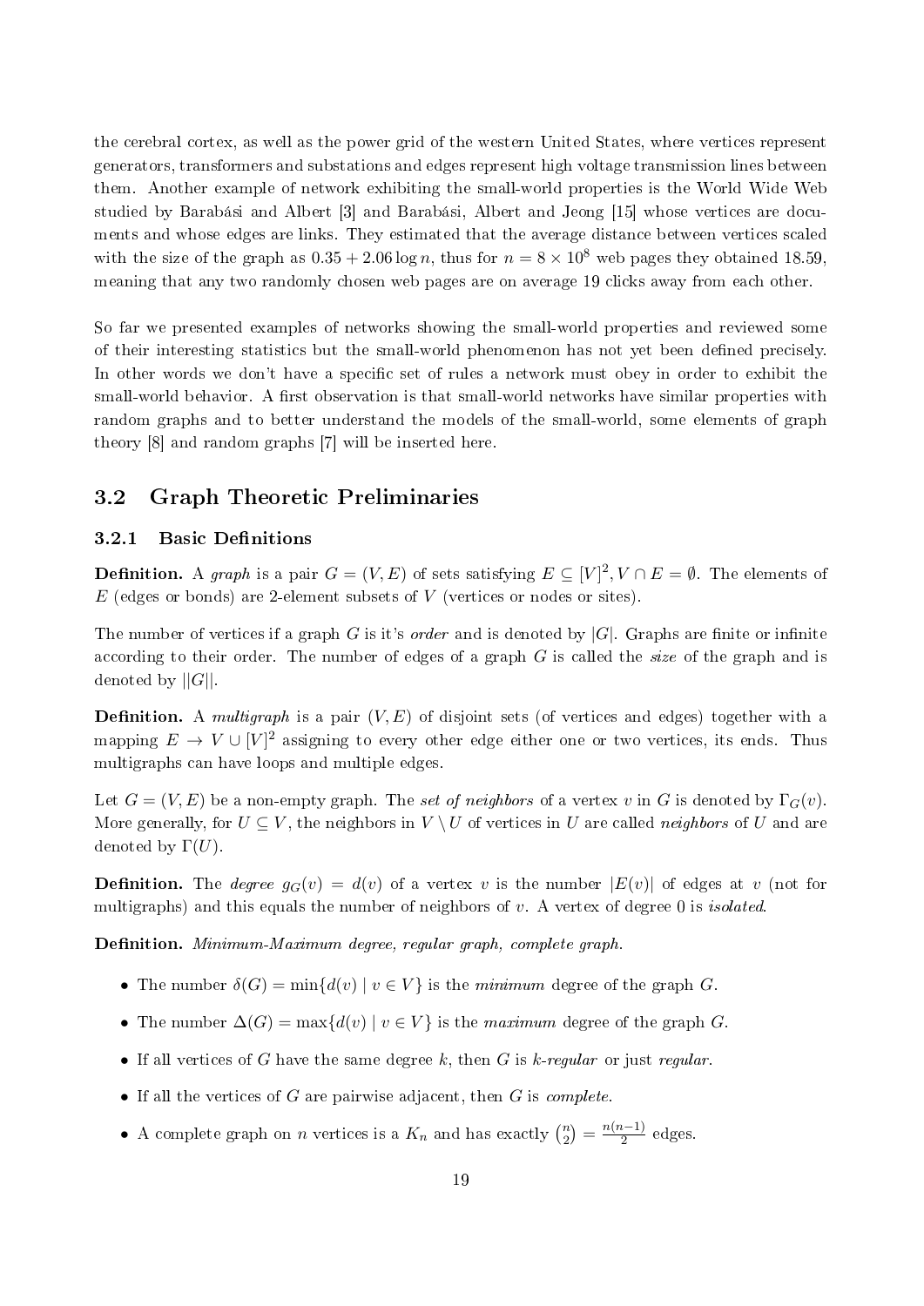the cerebral cortex, as well as the power grid of the western United States, where vertices represent generators, transformers and substations and edges represent high voltage transmission lines between them. Another example of network exhibiting the small-world properties is the World Wide Web studied by Barabási and Albert [3] and Barabási, Albert and Jeong [15] whose vertices are documents and whose edges are links. They estimated that the average distance between vertices scaled with the size of the graph as $0.35 + 2.06 \log n$, thus for $n = 8 \times 10^8$ web pages they obtained 18.59, meaning that any two randomly chosen web pages are on average 19 clicks away from each other.

So far we presented examples of networks showing the small-world properties and reviewed some of their interesting statistics but the small-world phenomenon has not yet been defined precisely. In other words we don't have a specific set of rules a network must obey in order to exhibit the small-world behavior. A first observation is that small-world networks have similar properties with random graphs and to better understand the models of the small-world, some elements of graph theory [8] and random graphs [7] will be inserted here.

## 3.2 Graph Theoretic Preliminaries

### 3.2.1 Basic Definitions

**Definition.** A *graph* is a pair $G = (V, E)$ of sets satisfying $E \subseteq [V]^2, V \cap E = \emptyset$. The elements of $E$ (edges or bonds) are 2-element subsets of $V$ (vertices or nodes or sites).

The number of vertices if a graph $G$ is it's *order* and is denoted by $|G|$. Graphs are finite or infinite according to their order. The number of edges of a graph $G$ is called the *size* of the graph and is denoted by $||G||$.

**Definition.** A *multigraph* is a pair $(V, E)$ of disjoint sets (of vertices and edges) together with a mapping $E \to V \cup [V]^2$ assigning to every other edge either one or two vertices, its ends. Thus multigraphs can have loops and multiple edges.

Let $G = (V, E)$ be a non-empty graph. The *set of neighbors* of a vertex $v$ in $G$ is denoted by $\Gamma_G(v)$. More generally, for $U \subseteq V$, the neighbors in $V \setminus U$ of vertices in $U$ are called *neighbors* of $U$ and are denoted by $\Gamma(U)$.

**Definition.** The *degree* $g_G(v) = d(v)$ of a vertex $v$ is the number $|E(v)|$ of edges at $v$ (not for multigraphs) and this equals the number of neighbors of $v$. A vertex of degree 0 is *isolated*.

**Definition.** *Minimum-Maximum degree, regular graph, complete graph.*

- The number $\delta(G) = \min\{d(v) \mid v \in V\}$ is the *minimum* degree of the graph $G$.
- The number $\Delta(G) = \max\{d(v) \mid v \in V\}$ is the *maximum* degree of the graph $G$.
- If all vertices of $G$ have the same degree $k$, then $G$ is *k-regular* or just *regular*.
- If all the vertices of $G$ are pairwise adjacent, then $G$ is *complete*.
- A complete graph on $n$ vertices is a $K_n$ and has exactly $\binom{n}{2} = \frac{n(n-1)}{2}$ edges.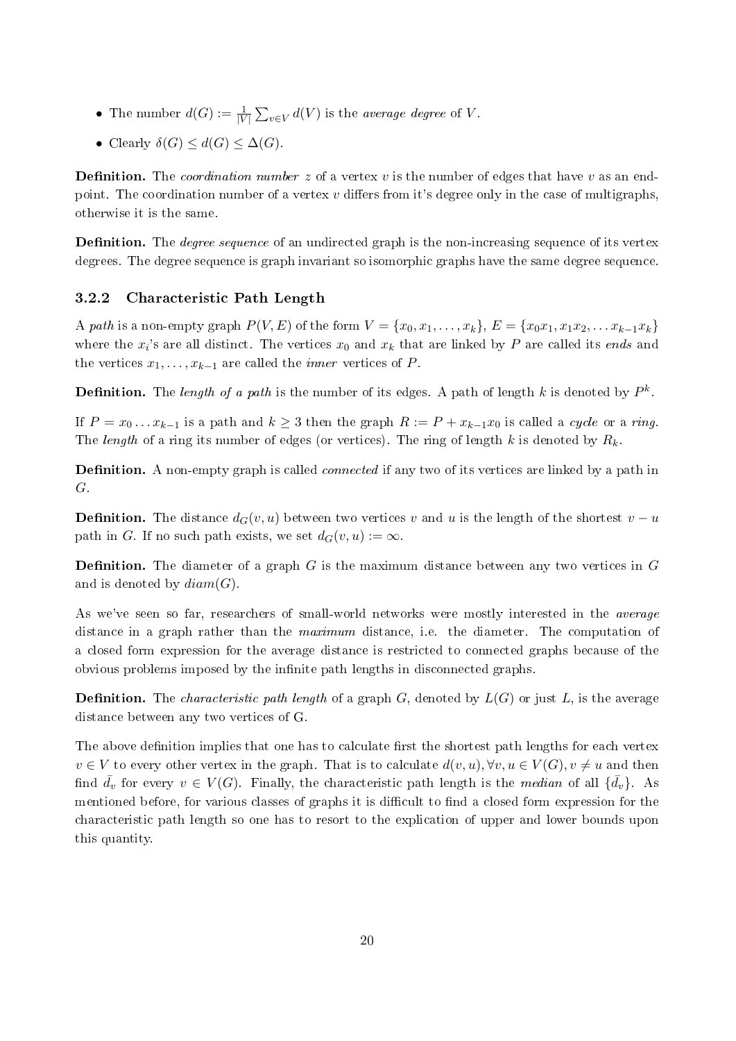- The number $d(G) := \frac{1}{|V|}\sum_{v \in V} d(V)$ is the *average degree* of $V$.
- Clearly $\delta(G) \leq d(G) \leq \Delta(G)$.

**Definition.** The *coordination number* $z$ of a vertex $v$ is the number of edges that have $v$ as an endpoint. The coordination number of a vertex $v$ differs from it's degree only in the case of multigraphs, otherwise it is the same.

**Definition.** The *degree sequence* of an undirected graph is the non-increasing sequence of its vertex degrees. The degree sequence is graph invariant so isomorphic graphs have the same degree sequence.

### 3.2.2 Characteristic Path Length

A *path* is a non-empty graph $P(V, E)$ of the form $V = \{x_0, x_1, \ldots, x_k\}$, $E = \{x_0x_1, x_1x_2, \ldots x_{k-1}x_k\}$ where the $x_i$'s are all distinct. The vertices $x_0$ and $x_k$ that are linked by $P$ are called its *ends* and the vertices $x_1, \ldots, x_{k-1}$ are called the *inner* vertices of $P$.

**Definition.** The *length of a path* is the number of its edges. A path of length $k$ is denoted by $P^k$.

If $P = x_0 \ldots x_{k-1}$ is a path and $k \geq 3$ then the graph $R := P + x_{k-1}x_0$ is called a *cycle* or a *ring*. The *length* of a ring its number of edges (or vertices). The ring of length $k$ is denoted by $R_k$.

**Definition.** A non-empty graph is called *connected* if any two of its vertices are linked by a path in $G$.

**Definition.** The distance $d_G(v, u)$ between two vertices $v$ and $u$ is the length of the shortest $v - u$ path in $G$. If no such path exists, we set $d_G(v, u) := \infty$.

**Definition.** The diameter of a graph $G$ is the maximum distance between any two vertices in $G$ and is denoted by $diam(G)$.

As we've seen so far, researchers of small-world networks were mostly interested in the *average* distance in a graph rather than the *maximum* distance, i.e. the diameter. The computation of a closed form expression for the average distance is restricted to connected graphs because of the obvious problems imposed by the infinite path lengths in disconnected graphs.

**Definition.** The *characteristic path length* of a graph $G$, denoted by $L(G)$ or just $L$, is the average distance between any two vertices of G.

The above definition implies that one has to calculate first the shortest path lengths for each vertex $v \in V$ to every other vertex in the graph. That is to calculate $d(v, u), \forall v, u \in V(G), v \neq u$ and then find $\bar{d_v}$ for every $v \in V(G)$. Finally, the characteristic path length is the *median* of all $\{\bar{d_v}\}$. As mentioned before, for various classes of graphs it is difficult to find a closed form expression for the characteristic path length so one has to resort to the explication of upper and lower bounds upon this quantity.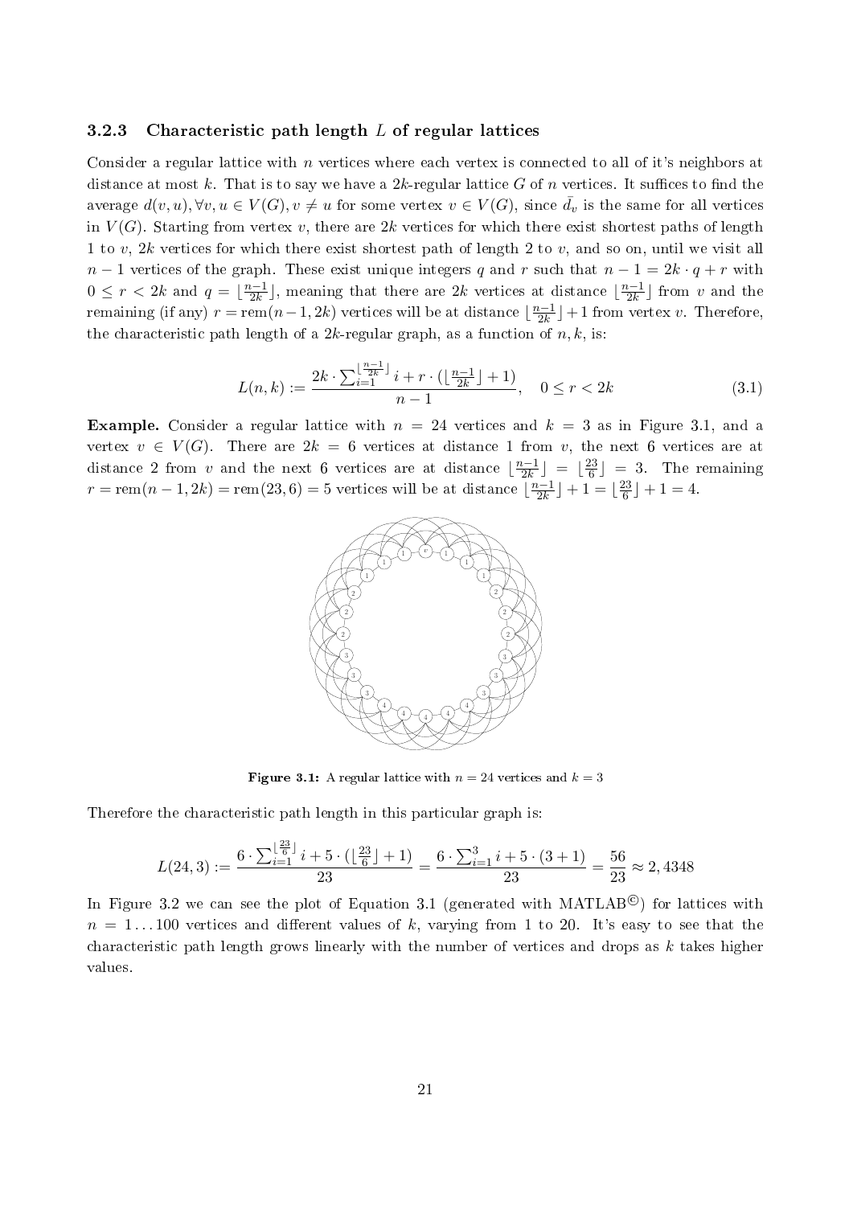### 3.2.3 Characteristic path length $L$ of regular lattices

Consider a regular lattice with $n$ vertices where each vertex is connected to all of it's neighbors at distance at most $k$. That is to say we have a $2k$-regular lattice $G$ of $n$ vertices. It suffices to find the average $d(v,u), \forall v,u \in V(G), v \neq u$ for some vertex $v \in V(G)$, since $\bar{d_v}$ is the same for all vertices in $V(G)$. Starting from vertex $v$, there are $2k$ vertices for which there exist shortest paths of length 1 to $v$, $2k$ vertices for which there exist shortest path of length 2 to $v$, and so on, until we visit all $n-1$ vertices of the graph. These exist unique integers $q$ and $r$ such that $n-1 = 2k \cdot q + r$ with $0 \leq r < 2k$ and $q = \lfloor \frac{n-1}{2k} \rfloor$, meaning that there are $2k$ vertices at distance $\lfloor \frac{n-1}{2k} \rfloor$ from $v$ and the remaining (if any) $r = \text{rem}(n-1, 2k)$ vertices will be at distance $\lfloor \frac{n-1}{2k} \rfloor + 1$ from vertex $v$. Therefore, the characteristic path length of a $2k$-regular graph, as a function of $n, k$, is:

$$L(n,k) := \frac{2k \cdot \sum_{i=1}^{\lfloor \frac{n-1}{2k} \rfloor} i + r \cdot (\lfloor \frac{n-1}{2k} \rfloor + 1)}{n-1}, \quad 0 \leq r < 2k \tag{3.1}$$

**Example.** Consider a regular lattice with $n = 24$ vertices and $k = 3$ as in Figure 3.1, and a vertex $v \in V(G)$. There are $2k = 6$ vertices at distance 1 from $v$, the next 6 vertices are at distance 2 from $v$ and the next 6 vertices are at distance $\lfloor \frac{n-1}{2k} \rfloor = \lfloor \frac{23}{6} \rfloor = 3$. The remaining $r = \text{rem}(n-1, 2k) = \text{rem}(23, 6) = 5$ vertices will be at distance $\lfloor \frac{n-1}{2k} \rfloor + 1 = \lfloor \frac{23}{6} \rfloor + 1 = 4$.

**Figure 3.1:** A regular lattice with $n = 24$ vertices and $k = 3$

Therefore the characteristic path length in this particular graph is:

$$L(24,3) := \frac{6 \cdot \sum_{i=1}^{\lfloor \frac{23}{6} \rfloor} i + 5 \cdot (\lfloor \frac{23}{6} \rfloor + 1)}{23} = \frac{6 \cdot \sum_{i=1}^{3} i + 5 \cdot (3+1)}{23} = \frac{56}{23} \approx 2,4348$$

In Figure 3.2 we can see the plot of Equation 3.1 (generated with MATLAB©) for lattices with $n = 1 \ldots 100$ vertices and different values of $k$, varying from 1 to 20. It's easy to see that the characteristic path length grows linearly with the number of vertices and drops as $k$ takes higher values.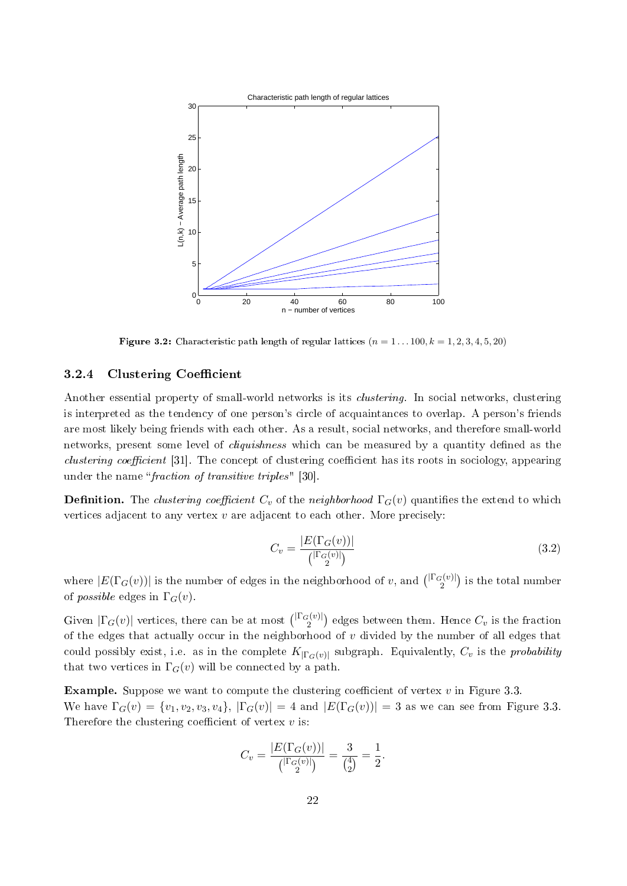Figure 3.2: Characteristic path length of regular lattices ($n = 1 \ldots 100, k = 1, 2, 3, 4, 5, 20$)

### 3.2.4 Clustering Coefficient

Another essential property of small-world networks is its *clustering*. In social networks, clustering is interpreted as the tendency of one person's circle of acquaintances to overlap. A person's friends are most likely being friends with each other. As a result, social networks, and therefore small-world networks, present some level of *cliquishness* which can be measured by a quantity defined as the *clustering coefficient* [31]. The concept of clustering coefficient has its roots in sociology, appearing under the name "*fraction of transitive triples*" [30].

**Definition.** The *clustering coefficient* $C_v$ of the *neighborhood* $\Gamma_G(v)$ quantifies the extend to which vertices adjacent to any vertex $v$ are adjacent to each other. More precisely:

$$C_v = \frac{|E(\Gamma_G(v))|}{\binom{|\Gamma_G(v)|}{2}} \tag{3.2}$$

where $|E(\Gamma_G(v))|$ is the number of edges in the neighborhood of $v$, and $\binom{|\Gamma_G(v)|}{2}$ is the total number of *possible* edges in $\Gamma_G(v)$.

Given $|\Gamma_G(v)|$ vertices, there can be at most $\binom{|\Gamma_G(v)|}{2}$ edges between them. Hence $C_v$ is the fraction of the edges that actually occur in the neighborhood of $v$ divided by the number of all edges that could possibly exist, i.e. as in the complete $K_{|\Gamma_G(v)|}$ subgraph. Equivalently, $C_v$ is the *probability* that two vertices in $\Gamma_G(v)$ will be connected by a path.

**Example.** Suppose we want to compute the clustering coefficient of vertex $v$ in Figure 3.3.
We have $\Gamma_G(v) = \{v_1, v_2, v_3, v_4\}$, $|\Gamma_G(v)| = 4$ and $|E(\Gamma_G(v))| = 3$ as we can see from Figure 3.3. Therefore the clustering coefficient of vertex $v$ is:

$$C_v = \frac{|E(\Gamma_G(v))|}{\binom{|\Gamma_G(v)|}{2}} = \frac{3}{\binom{4}{2}} = \frac{1}{2}.$$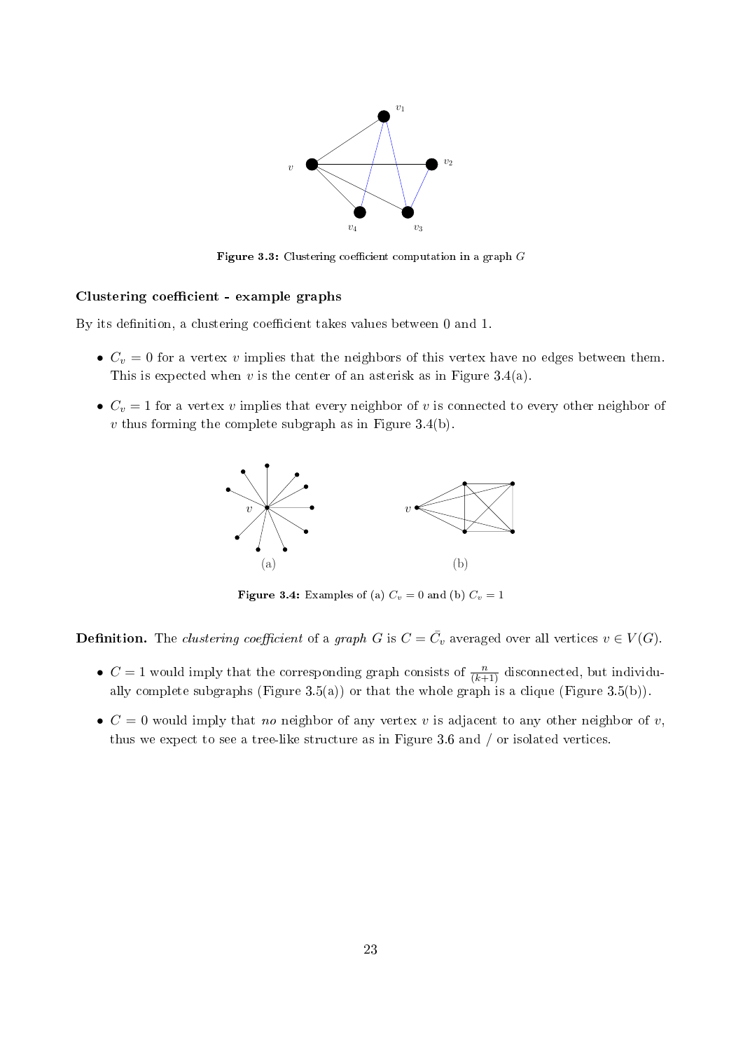Figure 3.3: Clustering coefficient computation in a graph $G$

### Clustering coefficient - example graphs

By its definition, a clustering coefficient takes values between 0 and 1.

- $C_v = 0$ for a vertex $v$ implies that the neighbors of this vertex have no edges between them. This is expected when $v$ is the center of an asterisk as in Figure 3.4(a).
- $C_v = 1$ for a vertex $v$ implies that every neighbor of $v$ is connected to every other neighbor of $v$ thus forming the complete subgraph as in Figure 3.4(b).

Figure 3.4: Examples of (a) $C_v = 0$ and (b) $C_v = 1$

**Definition.** The *clustering coefficient* of a *graph* $G$ is $C = \bar{C}_v$ averaged over all vertices $v \in V(G)$.

- $C = 1$ would imply that the corresponding graph consists of $\frac{n}{(k+1)}$ disconnected, but individually complete subgraphs (Figure 3.5(a)) or that the whole graph is a clique (Figure 3.5(b)).
- $C = 0$ would imply that *no* neighbor of any vertex $v$ is adjacent to any other neighbor of $v$, thus we expect to see a tree-like structure as in Figure 3.6 and / or isolated vertices.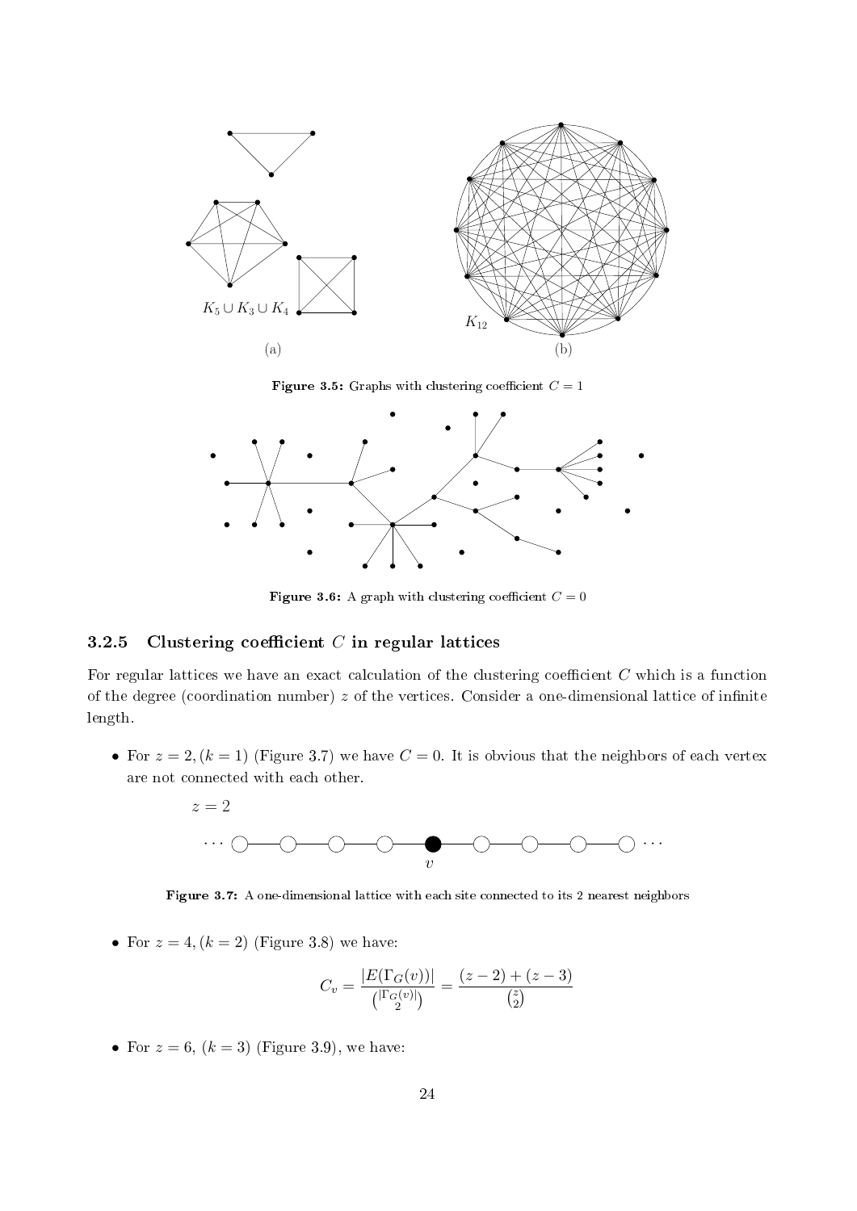(a) $K_5 \cup K_3 \cup K_4$ (b) $K_{12}$

**Figure 3.5:** Graphs with clustering coefficient $C = 1$

**Figure 3.6:** A graph with clustering coefficient $C = 0$

### 3.2.5 Clustering coefficient $C$ in regular lattices

For regular lattices we have an exact calculation of the clustering coefficient $C$ which is a function of the degree (coordination number) $z$ of the vertices. Consider a one-dimensional lattice of infinite length.

- For $z = 2, (k = 1)$ (Figure 3.7) we have $C = 0$. It is obvious that the neighbors of each vertex are not connected with each other.

$z = 2$

**Figure 3.7:** A one-dimensional lattice with each site connected to its 2 nearest neighbors

- For $z = 4, (k = 2)$ (Figure 3.8) we have:

$$C_v = \frac{|E(\Gamma_G(v))|}{\binom{|\Gamma_G(v)|}{2}} = \frac{(z-2)+(z-3)}{\binom{z}{2}}$$

- For $z = 6$, $(k = 3)$ (Figure 3.9), we have: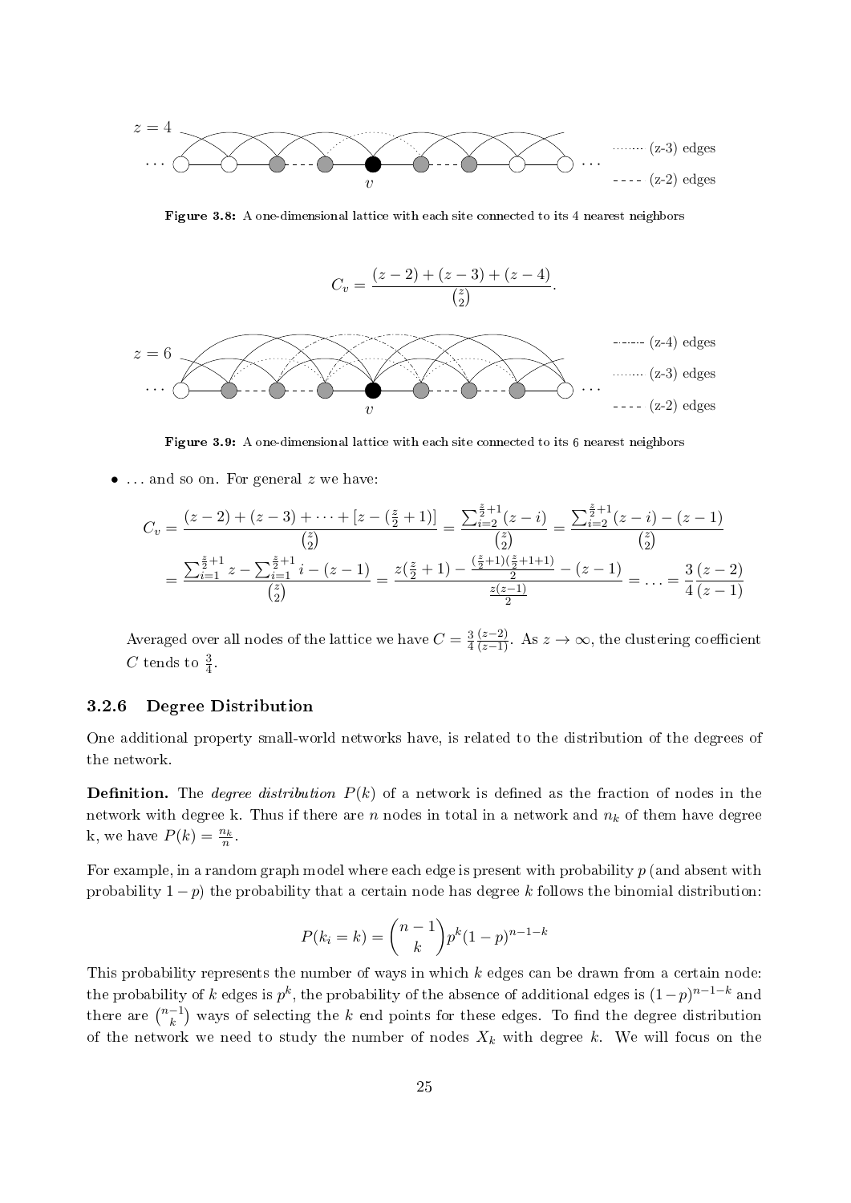Figure 3.8: A one-dimensional lattice with each site connected to its 4 nearest neighbors

$$C_v = \frac{(z-2)+(z-3)+(z-4)}{\binom{z}{2}}.$$

Figure 3.9: A one-dimensional lattice with each site connected to its 6 nearest neighbors

- ... and so on. For general $z$ we have:

$$C_v = \frac{(z-2)+(z-3)+\cdots+[z-(\frac{z}{2}+1)]}{\binom{z}{2}} = \frac{\sum_{i=2}^{\frac{z}{2}+1}(z-i)}{\binom{z}{2}} = \frac{\sum_{i=2}^{\frac{z}{2}+1}(z-i)-(z-1)}{\binom{z}{2}}$$

$$= \frac{\sum_{i=1}^{\frac{z}{2}+1} z - \sum_{i=1}^{\frac{z}{2}+1} i - (z-1)}{\binom{z}{2}} = \frac{z(\frac{z}{2}+1) - \frac{(\frac{z}{2}+1)(\frac{z}{2}+1+1)}{2} - (z-1)}{\frac{z(z-1)}{2}} = \ldots = \frac{3}{4}\frac{(z-2)}{(z-1)}$$

Averaged over all nodes of the lattice we have $C = \frac{3}{4}\frac{(z-2)}{(z-1)}$. As $z \to \infty$, the clustering coefficient $C$ tends to $\frac{3}{4}$.

### 3.2.6 Degree Distribution

One additional property small-world networks have, is related to the distribution of the degrees of the network.

**Definition.** The *degree distribution* $P(k)$ of a network is defined as the fraction of nodes in the network with degree k. Thus if there are $n$ nodes in total in a network and $n_k$ of them have degree k, we have $P(k) = \frac{n_k}{n}$.

For example, in a random graph model where each edge is present with probability $p$ (and absent with probability $1-p$) the probability that a certain node has degree $k$ follows the binomial distribution:

$$P(k_i = k) = \binom{n-1}{k} p^k (1-p)^{n-1-k}$$

This probability represents the number of ways in which $k$ edges can be drawn from a certain node: the probability of $k$ edges is $p^k$, the probability of the absence of additional edges is $(1-p)^{n-1-k}$ and there are $\binom{n-1}{k}$ ways of selecting the $k$ end points for these edges. To find the degree distribution of the network we need to study the number of nodes $X_k$ with degree $k$. We will focus on the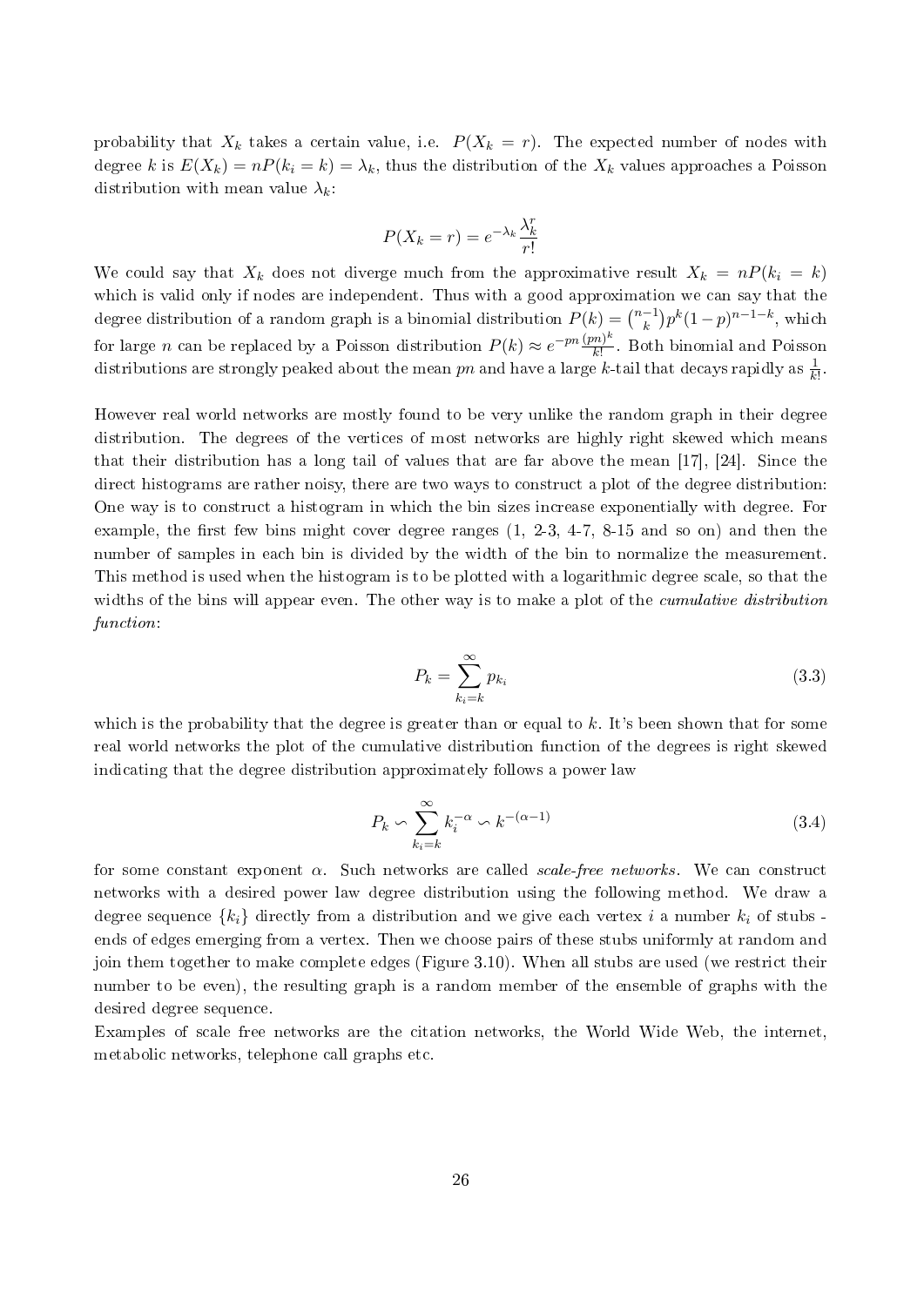probability that $X_k$ takes a certain value, i.e. $P(X_k = r)$. The expected number of nodes with degree $k$ is $E(X_k) = nP(k_i = k) = \lambda_k$, thus the distribution of the $X_k$ values approaches a Poisson distribution with mean value $\lambda_k$:

$$P(X_k = r) = e^{-\lambda_k} \frac{\lambda_k^r}{r!}$$

We could say that $X_k$ does not diverge much from the approximative result $X_k = nP(k_i = k)$ which is valid only if nodes are independent. Thus with a good approximation we can say that the degree distribution of a random graph is a binomial distribution $P(k) = \binom{n-1}{k} p^k (1-p)^{n-1-k}$, which for large $n$ can be replaced by a Poisson distribution $P(k) \approx e^{-pn} \frac{(pn)^k}{k!}$. Both binomial and Poisson distributions are strongly peaked about the mean $pn$ and have a large $k$-tail that decays rapidly as $\frac{1}{k!}$.

However real world networks are mostly found to be very unlike the random graph in their degree distribution. The degrees of the vertices of most networks are highly right skewed which means that their distribution has a long tail of values that are far above the mean [17], [24]. Since the direct histograms are rather noisy, there are two ways to construct a plot of the degree distribution: One way is to construct a histogram in which the bin sizes increase exponentially with degree. For example, the first few bins might cover degree ranges (1, 2-3, 4-7, 8-15 and so on) and then the number of samples in each bin is divided by the width of the bin to normalize the measurement. This method is used when the histogram is to be plotted with a logarithmic degree scale, so that the widths of the bins will appear even. The other way is to make a plot of the *cumulative distribution function*:

$$P_k = \sum_{k_i=k}^{\infty} p_{k_i} \tag{3.3}$$

which is the probability that the degree is greater than or equal to $k$. It's been shown that for some real world networks the plot of the cumulative distribution function of the degrees is right skewed indicating that the degree distribution approximately follows a power law

$$P_k \backsim \sum_{k_i=k}^{\infty} k_i^{-\alpha} \backsim k^{-(\alpha-1)} \tag{3.4}$$

for some constant exponent $\alpha$. Such networks are called *scale-free networks*. We can construct networks with a desired power law degree distribution using the following method. We draw a degree sequence $\{k_i\}$ directly from a distribution and we give each vertex $i$ a number $k_i$ of stubs - ends of edges emerging from a vertex. Then we choose pairs of these stubs uniformly at random and join them together to make complete edges (Figure 3.10). When all stubs are used (we restrict their number to be even), the resulting graph is a random member of the ensemble of graphs with the desired degree sequence.

Examples of scale free networks are the citation networks, the World Wide Web, the internet, metabolic networks, telephone call graphs etc.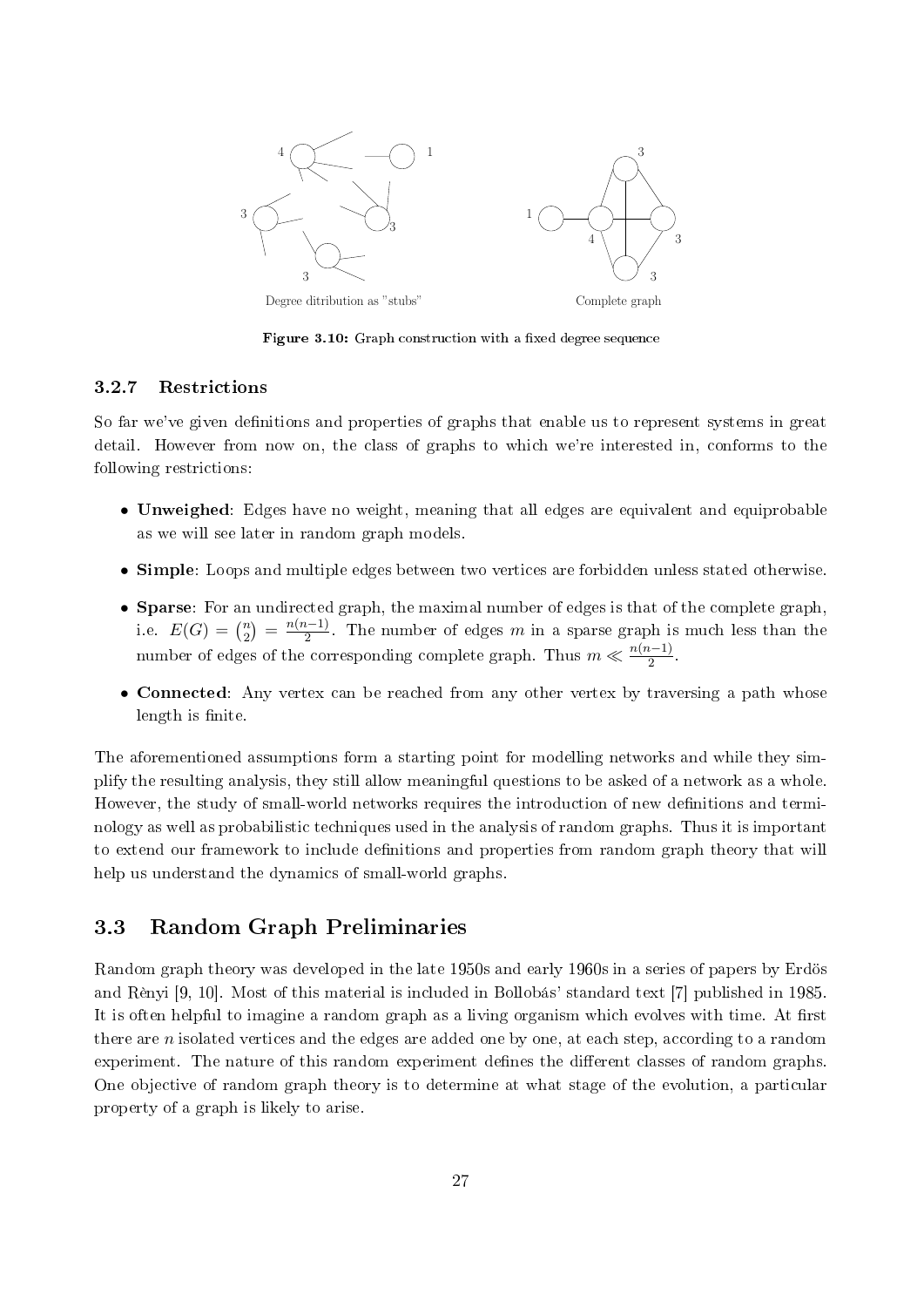Degree ditribution as "stubs"

Complete graph

**Figure 3.10:** Graph construction with a fixed degree sequence

### 3.2.7 Restrictions

So far we've given definitions and properties of graphs that enable us to represent systems in great detail. However from now on, the class of graphs to which we're interested in, conforms to the following restrictions:

- **Unweighed**: Edges have no weight, meaning that all edges are equivalent and equiprobable as we will see later in random graph models.
- **Simple**: Loops and multiple edges between two vertices are forbidden unless stated otherwise.
- **Sparse**: For an undirected graph, the maximal number of edges is that of the complete graph, i.e. $E(G) = \binom{n}{2} = \frac{n(n-1)}{2}$. The number of edges $m$ in a sparse graph is much less than the number of edges of the corresponding complete graph. Thus $m \ll \frac{n(n-1)}{2}$.
- **Connected**: Any vertex can be reached from any other vertex by traversing a path whose length is finite.

The aforementioned assumptions form a starting point for modelling networks and while they simplify the resulting analysis, they still allow meaningful questions to be asked of a network as a whole. However, the study of small-world networks requires the introduction of new definitions and terminology as well as probabilistic techniques used in the analysis of random graphs. Thus it is important to extend our framework to include definitions and properties from random graph theory that will help us understand the dynamics of small-world graphs.

## 3.3 Random Graph Preliminaries

Random graph theory was developed in the late 1950s and early 1960s in a series of papers by Erdös and Rènyi [9, 10]. Most of this material is included in Bollobás' standard text [7] published in 1985. It is often helpful to imagine a random graph as a living organism which evolves with time. At first there are $n$ isolated vertices and the edges are added one by one, at each step, according to a random experiment. The nature of this random experiment defines the different classes of random graphs. One objective of random graph theory is to determine at what stage of the evolution, a particular property of a graph is likely to arise.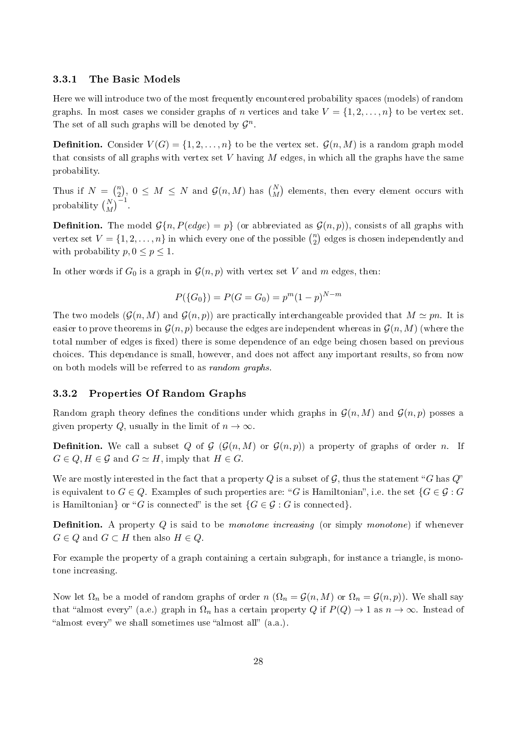### 3.3.1 The Basic Models

Here we will introduce two of the most frequently encountered probability spaces (models) of random graphs. In most cases we consider graphs of $n$ vertices and take $V = \{1, 2, \ldots, n\}$ to be vertex set. The set of all such graphs will be denoted by $\mathcal{G}^n$.

**Definition.** Consider $V(G) = \{1, 2, \ldots, n\}$ to be the vertex set. $\mathcal{G}(n, M)$ is a random graph model that consists of all graphs with vertex set $V$ having $M$ edges, in which all the graphs have the same probability.

Thus if $N = \binom{n}{2}$, $0 \leq M \leq N$ and $\mathcal{G}(n, M)$ has $\binom{N}{M}$ elements, then every element occurs with probability $\binom{N}{M}^{-1}$.

**Definition.** The model $\mathcal{G}\{n, P(edge) = p\}$ (or abbreviated as $\mathcal{G}(n, p)$), consists of all graphs with vertex set $V = \{1, 2, \ldots, n\}$ in which every one of the possible $\binom{n}{2}$ edges is chosen independently and with probability $p, 0 \leq p \leq 1$.

In other words if $G_0$ is a graph in $\mathcal{G}(n, p)$ with vertex set $V$ and $m$ edges, then:

$$P(\{G_0\}) = P(G = G_0) = p^m (1-p)^{N-m}$$

The two models ($\mathcal{G}(n, M)$ and $\mathcal{G}(n, p)$) are practically interchangeable provided that $M \simeq pn$. It is easier to prove theorems in $\mathcal{G}(n, p)$ because the edges are independent whereas in $\mathcal{G}(n, M)$ (where the total number of edges is fixed) there is some dependence of an edge being chosen based on previous choices. This dependance is small, however, and does not affect any important results, so from now on both models will be referred to as *random graphs*.

### 3.3.2 Properties Of Random Graphs

Random graph theory defines the conditions under which graphs in $\mathcal{G}(n, M)$ and $\mathcal{G}(n, p)$ posses a given property $Q$, usually in the limit of $n \to \infty$.

**Definition.** We call a subset $Q$ of $\mathcal{G}$ ($\mathcal{G}(n, M)$ or $\mathcal{G}(n, p)$) a property of graphs of order $n$. If $G \in Q, H \in \mathcal{G}$ and $G \simeq H$, imply that $H \in G$.

We are mostly interested in the fact that a property $Q$ is a subset of $\mathcal{G}$, thus the statement "$G$ has $Q$" is equivalent to $G \in Q$. Examples of such properties are: "$G$ is Hamiltonian", i.e. the set $\{G \in \mathcal{G} : G$ is Hamiltonian$\}$ or "$G$ is connected" is the set $\{G \in \mathcal{G} : G$ is connected$\}$.

**Definition.** A property $Q$ is said to be *monotone increasing* (or simply *monotone*) if whenever $G \in Q$ and $G \subset H$ then also $H \in Q$.

For example the property of a graph containing a certain subgraph, for instance a triangle, is monotone increasing.

Now let $\Omega_n$ be a model of random graphs of order $n$ ($\Omega_n = \mathcal{G}(n, M)$ or $\Omega_n = \mathcal{G}(n, p)$). We shall say that "almost every" (a.e.) graph in $\Omega_n$ has a certain property $Q$ if $P(Q) \to 1$ as $n \to \infty$. Instead of "almost every" we shall sometimes use "almost all" (a.a.).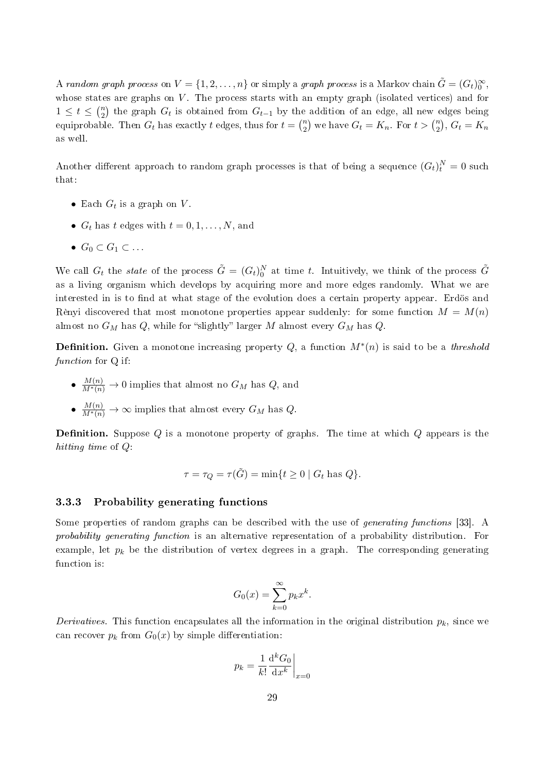A *random graph process* on $V = \{1, 2, \ldots, n\}$ or simply a *graph process* is a Markov chain $\tilde{G} = (G_t)_0^\infty$, whose states are graphs on $V$. The process starts with an empty graph (isolated vertices) and for $1 \leq t \leq \binom{n}{2}$ the graph $G_t$ is obtained from $G_{t-1}$ by the addition of an edge, all new edges being equiprobable. Then $G_t$ has exactly $t$ edges, thus for $t = \binom{n}{2}$ we have $G_t = K_n$. For $t > \binom{n}{2}$, $G_t = K_n$ as well.

Another different approach to random graph processes is that of being a sequence $(G_t)_t^N = 0$ such that:

- Each $G_t$ is a graph on $V$.
- $G_t$ has $t$ edges with $t = 0, 1, \ldots, N$, and
- $G_0 \subset G_1 \subset \ldots$

We call $G_t$ the *state* of the process $\tilde{G} = (G_t)_0^N$ at time $t$. Intuitively, we think of the process $\tilde{G}$ as a living organism which develops by acquiring more and more edges randomly. What we are interested in is to find at what stage of the evolution does a certain property appear. Erdös and Rènyi discovered that most monotone properties appear suddenly: for some function $M = M(n)$ almost no $G_M$ has $Q$, while for "slightly" larger $M$ almost every $G_M$ has $Q$.

**Definition.** Given a monotone increasing property $Q$, a function $M^*(n)$ is said to be a *threshold function* for Q if:

- $\frac{M(n)}{M^*(n)} \to 0$ implies that almost no $G_M$ has $Q$, and
- $\frac{M(n)}{M^*(n)} \to \infty$ implies that almost every $G_M$ has $Q$.

**Definition.** Suppose $Q$ is a monotone property of graphs. The time at which $Q$ appears is the *hitting time* of $Q$:

$$\tau = \tau_Q = \tau(\tilde{G}) = \min\{t \geq 0 \mid G_t \text{ has } Q\}.$$

### 3.3.3 Probability generating functions

Some properties of random graphs can be described with the use of *generating functions* [33]. A *probability generating function* is an alternative representation of a probability distribution. For example, let $p_k$ be the distribution of vertex degrees in a graph. The corresponding generating function is:

$$G_0(x) = \sum_{k=0}^{\infty} p_k x^k.$$

*Derivatives.* This function encapsulates all the information in the original distribution $p_k$, since we can recover $p_k$ from $G_0(x)$ by simple differentiation:

$$p_k = \frac{1}{k!} \frac{\mathrm{d}^k G_0}{\mathrm{d}x^k}\bigg|_{x=0}$$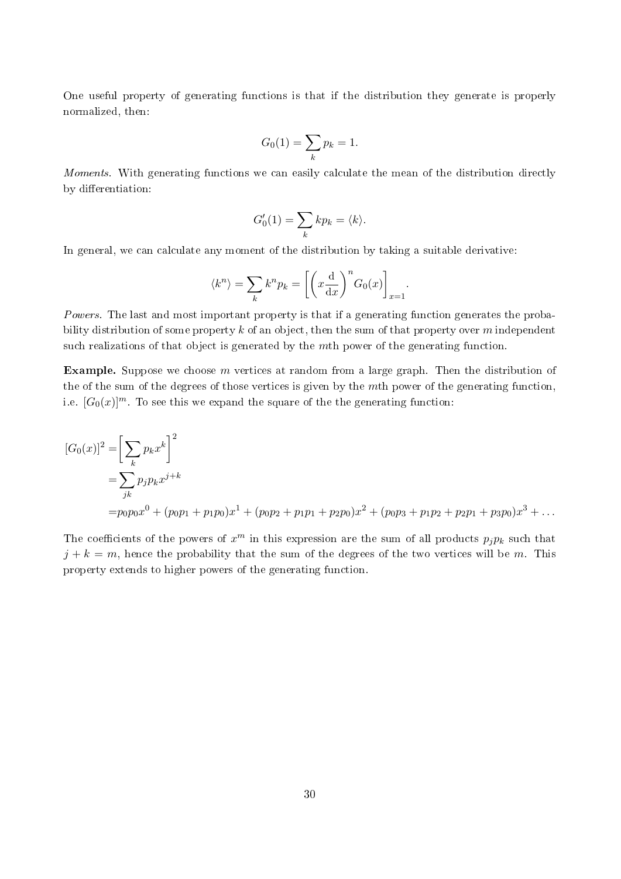One useful property of generating functions is that if the distribution they generate is properly normalized, then:

$$G_0(1) = \sum_k p_k = 1.$$

*Moments.* With generating functions we can easily calculate the mean of the distribution directly by differentiation:

$$G_0'(1) = \sum_k k p_k = \langle k \rangle.$$

In general, we can calculate any moment of the distribution by taking a suitable derivative:

$$\langle k^n \rangle = \sum_k k^n p_k = \left[ \left( x \frac{\mathrm{d}}{\mathrm{d}x} \right)^n G_0(x) \right]_{x=1}.$$

*Powers.* The last and most important property is that if a generating function generates the probability distribution of some property $k$ of an object, then the sum of that property over $m$ independent such realizations of that object is generated by the $m$th power of the generating function.

**Example.** Suppose we choose $m$ vertices at random from a large graph. Then the distribution of the of the sum of the degrees of those vertices is given by the $m$th power of the generating function, i.e. $[G_0(x)]^m$. To see this we expand the square of the the generating function:

$$
\begin{aligned}
[G_0(x)]^2 =& \left[ \sum_k p_k x^k \right]^2 \\
=& \sum_{jk} p_j p_k x^{j+k} \\
=& p_0 p_0 x^0 + (p_0 p_1 + p_1 p_0) x^1 + (p_0 p_2 + p_1 p_1 + p_2 p_0) x^2 + (p_0 p_3 + p_1 p_2 + p_2 p_1 + p_3 p_0) x^3 + \ldots
\end{aligned}
$$

The coefficients of the powers of $x^m$ in this expression are the sum of all products $p_j p_k$ such that $j + k = m$, hence the probability that the sum of the degrees of the two vertices will be $m$. This property extends to higher powers of the generating function.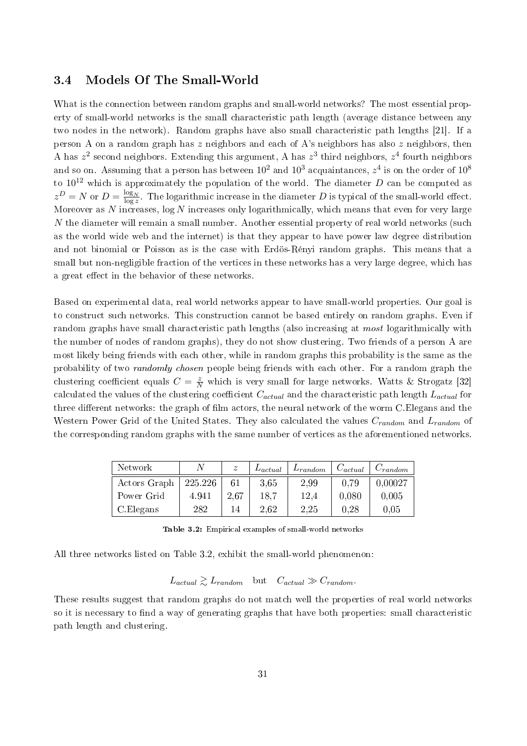### 3.4 Models Of The Small-World

What is the connection between random graphs and small-world networks? The most essential property of small-world networks is the small characteristic path length (average distance between any two nodes in the network). Random graphs have also small characteristic path lengths [21]. If a person A on a random graph has $z$ neighbors and each of A's neighbors has also $z$ neighbors, then A has $z^2$ second neighbors. Extending this argument, A has $z^3$ third neighbors, $z^4$ fourth neighbors and so on. Assuming that a person has between $10^2$ and $10^3$ acquaintances, $z^4$ is on the order of $10^8$ to $10^{12}$ which is approximately the population of the world. The diameter $D$ can be computed as $z^D = N$ or $D = \frac{\log_N}{\log z}$. The logarithmic increase in the diameter $D$ is typical of the small-world effect. Moreover as $N$ increases, $\log N$ increases only logarithmically, which means that even for very large $N$ the diameter will remain a small number. Another essential property of real world networks (such as the world wide web and the internet) is that they appear to have power law degree distribution and not binomial or Poisson as is the case with Erdös-Rényi random graphs. This means that a small but non-negligible fraction of the vertices in these networks has a very large degree, which has a great effect in the behavior of these networks.

Based on experimental data, real world networks appear to have small-world properties. Our goal is to construct such networks. This construction cannot be based entirely on random graphs. Even if random graphs have small characteristic path lengths (also increasing at *most* logarithmically with the number of nodes of random graphs), they do not show clustering. Two friends of a person A are most likely being friends with each other, while in random graphs this probability is the same as the probability of two *randomly chosen* people being friends with each other. For a random graph the clustering coefficient equals $C = \frac{z}{N}$ which is very small for large networks. Watts & Strogatz [32] calculated the values of the clustering coefficient $C_{actual}$ and the characteristic path length $L_{actual}$ for three different networks: the graph of film actors, the neural network of the worm C.Elegans and the Western Power Grid of the United States. They also calculated the values $C_{random}$ and $L_{random}$ of the corresponding random graphs with the same number of vertices as the aforementioned networks.

| Network | $N$ | $z$ | $L_{actual}$ | $L_{random}$ | $C_{actual}$ | $C_{random}$ |
|---|---|---|---|---|---|---|
| Actors Graph | 225.226 | 61 | 3,65 | 2,99 | 0,79 | 0,00027 |
| Power Grid | 4.941 | 2,67 | 18,7 | 12,4 | 0,080 | 0,005 |
| C.Elegans | 282 | 14 | 2,62 | 2,25 | 0,28 | 0,05 |

**Table 3.2:** Empirical examples of small-world networks

All three networks listed on Table 3.2, exhibit the small-world phenomenon:

$$L_{actual} \gtrsim L_{random} \quad \text{but} \quad C_{actual} \gg C_{random}.$$

These results suggest that random graphs do not match well the properties of real world networks so it is necessary to find a way of generating graphs that have both properties: small characteristic path length and clustering.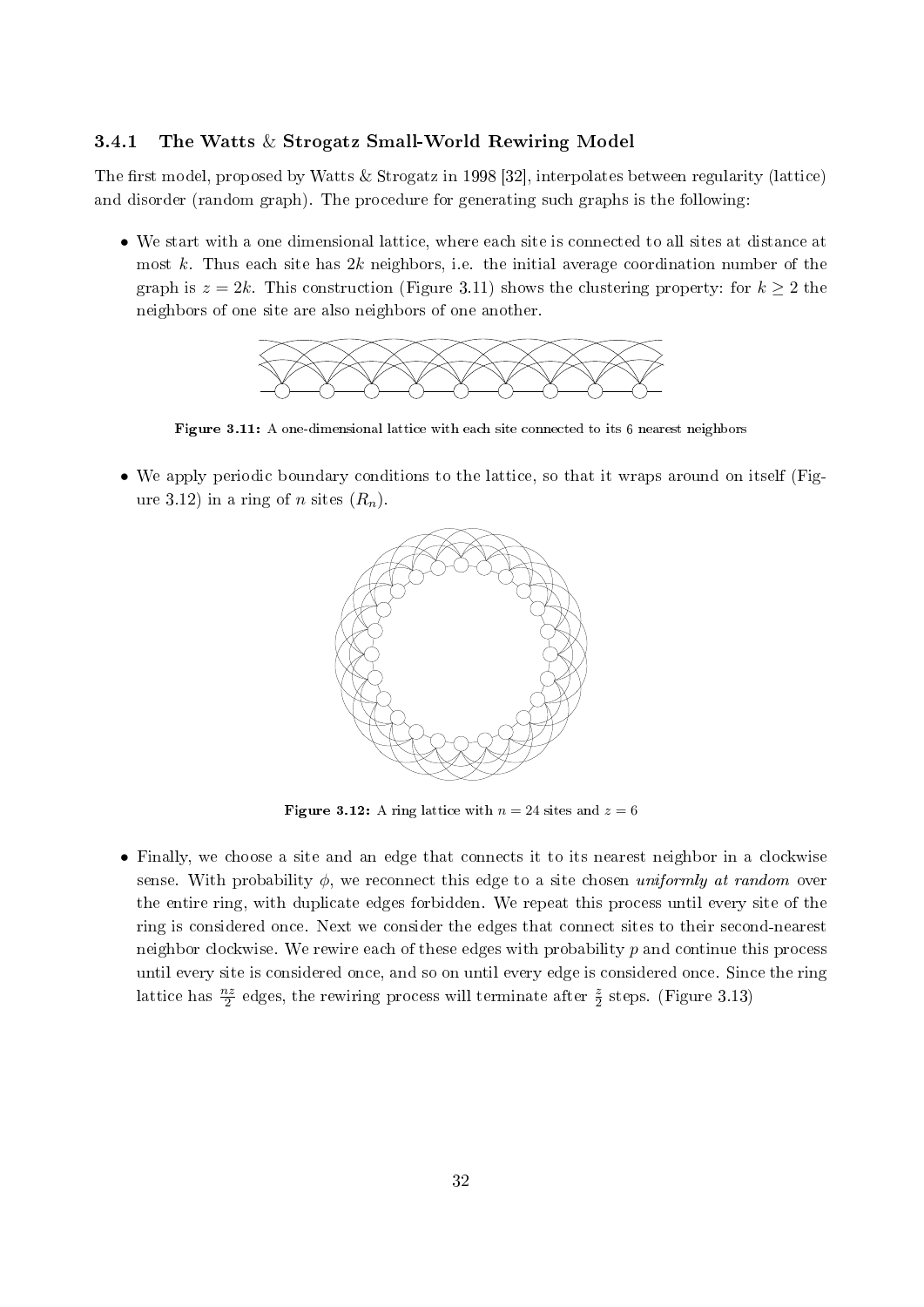### 3.4.1 The Watts & Strogatz Small-World Rewiring Model

The first model, proposed by Watts & Strogatz in 1998 [32], interpolates between regularity (lattice) and disorder (random graph). The procedure for generating such graphs is the following:

- We start with a one dimensional lattice, where each site is connected to all sites at distance at most $k$. Thus each site has $2k$ neighbors, i.e. the initial average coordination number of the graph is $z = 2k$. This construction (Figure 3.11) shows the clustering property: for $k \geq 2$ the neighbors of one site are also neighbors of one another.

**Figure 3.11:** A one-dimensional lattice with each site connected to its 6 nearest neighbors

- We apply periodic boundary conditions to the lattice, so that it wraps around on itself (Figure 3.12) in a ring of $n$ sites ($R_n$).

**Figure 3.12:** A ring lattice with $n = 24$ sites and $z = 6$

- Finally, we choose a site and an edge that connects it to its nearest neighbor in a clockwise sense. With probability $\phi$, we reconnect this edge to a site chosen *uniformly at random* over the entire ring, with duplicate edges forbidden. We repeat this process until every site of the ring is considered once. Next we consider the edges that connect sites to their second-nearest neighbor clockwise. We rewire each of these edges with probability $p$ and continue this process until every site is considered once, and so on until every edge is considered once. Since the ring lattice has $\frac{nz}{2}$ edges, the rewiring process will terminate after $\frac{z}{2}$ steps. (Figure 3.13)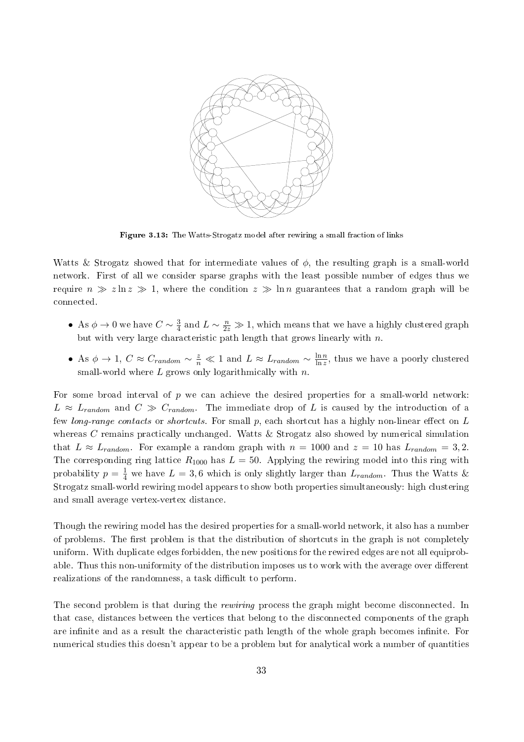**Figure 3.13:** The Watts-Strogatz model after rewiring a small fraction of links

Watts & Strogatz showed that for intermediate values of $\phi$, the resulting graph is a small-world network. First of all we consider sparse graphs with the least possible number of edges thus we require $n \gg z \ln z \gg 1$, where the condition $z \gg \ln n$ guarantees that a random graph will be connected.

- As $\phi \to 0$ we have $C \sim \frac{3}{4}$ and $L \sim \frac{n}{2z} \gg 1$, which means that we have a highly clustered graph but with very large characteristic path length that grows linearly with $n$.
- As $\phi \to 1$, $C \approx C_{random} \sim \frac{z}{n} \ll 1$ and $L \approx L_{random} \sim \frac{\ln n}{\ln z}$, thus we have a poorly clustered small-world where $L$ grows only logarithmically with $n$.

For some broad interval of $p$ we can achieve the desired properties for a small-world network: $L \approx L_{random}$ and $C \gg C_{random}$. The immediate drop of $L$ is caused by the introduction of a few *long-range contacts* or *shortcuts*. For small $p$, each shortcut has a highly non-linear effect on $L$ whereas $C$ remains practically unchanged. Watts & Strogatz also showed by numerical simulation that $L \approx L_{random}$. For example a random graph with $n = 1000$ and $z = 10$ has $L_{random} = 3,2$. The corresponding ring lattice $R_{1000}$ has $L = 50$. Applying the rewiring model into this ring with probability $p = \frac{1}{4}$ we have $L = 3,6$ which is only slightly larger than $L_{random}$. Thus the Watts & Strogatz small-world rewiring model appears to show both properties simultaneously: high clustering and small average vertex-vertex distance.

Though the rewiring model has the desired properties for a small-world network, it also has a number of problems. The first problem is that the distribution of shortcuts in the graph is not completely uniform. With duplicate edges forbidden, the new positions for the rewired edges are not all equiprobable. Thus this non-uniformity of the distribution imposes us to work with the average over different realizations of the randomness, a task difficult to perform.

The second problem is that during the *rewiring* process the graph might become disconnected. In that case, distances between the vertices that belong to the disconnected components of the graph are infinite and as a result the characteristic path length of the whole graph becomes infinite. For numerical studies this doesn't appear to be a problem but for analytical work a number of quantities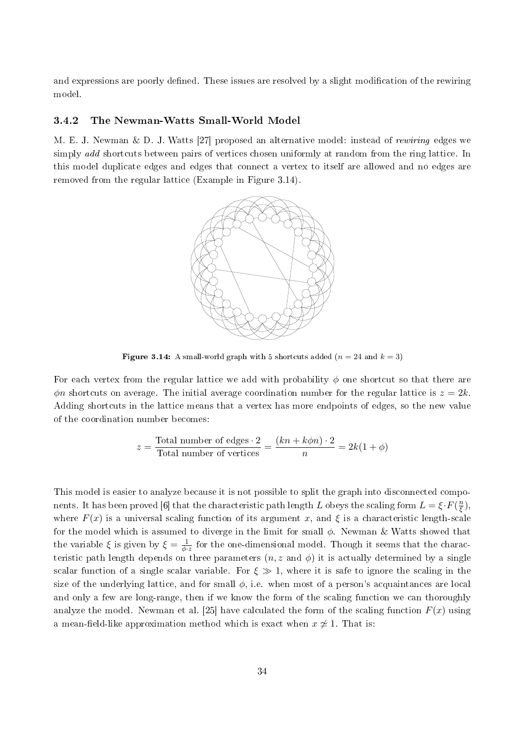and expressions are poorly defined. These issues are resolved by a slight modification of the rewiring model.

### 3.4.2 The Newman-Watts Small-World Model

M. E. J. Newman & D. J. Watts [27] proposed an alternative model: instead of *rewiring* edges we simply *add* shortcuts between pairs of vertices chosen uniformly at random from the ring lattice. In this model duplicate edges and edges that connect a vertex to itself are allowed and no edges are removed from the regular lattice (Example in Figure 3.14).

**Figure 3.14:** A small-world graph with 5 shortcuts added ($n = 24$ and $k = 3$)

For each vertex from the regular lattice we add with probability $\phi$ one shortcut so that there are $\phi n$ shortcuts on average. The initial average coordination number for the regular lattice is $z = 2k$. Adding shortcuts in the lattice means that a vertex has more endpoints of edges, so the new value of the coordination number becomes:

$$z = \frac{\text{Total number of edges} \cdot 2}{\text{Total number of vertices}} = \frac{(kn + k\phi n) \cdot 2}{n} = 2k(1 + \phi)$$

This model is easier to analyze because it is not possible to split the graph into disconnected components. It has been proved [6] that the characteristic path length $L$ obeys the scaling form $L = \xi \cdot F(\frac{n}{\xi})$, where $F(x)$ is a universal scaling function of its argument $x$, and $\xi$ is a characteristic length-scale for the model which is assumed to diverge in the limit for small $\phi$. Newman & Watts showed that the variable $\xi$ is given by $\xi = \frac{1}{\phi \cdot z}$ for the one-dimensional model. Though it seems that the characteristic path length depends on three parameters ($n, z$ and $\phi$) it is actually determined by a single scalar function of a single scalar variable. For $\xi \gg 1$, where it is safe to ignore the scaling in the size of the underlying lattice, and for small $\phi$, i.e. when most of a person's acquaintances are local and only a few are long-range, then if we know the form of the scaling function we can thoroughly analyze the model. Newman et al. [25] have calculated the form of the scaling function $F(x)$ using a mean-field-like approximation method which is exact when $x \not\simeq 1$. That is: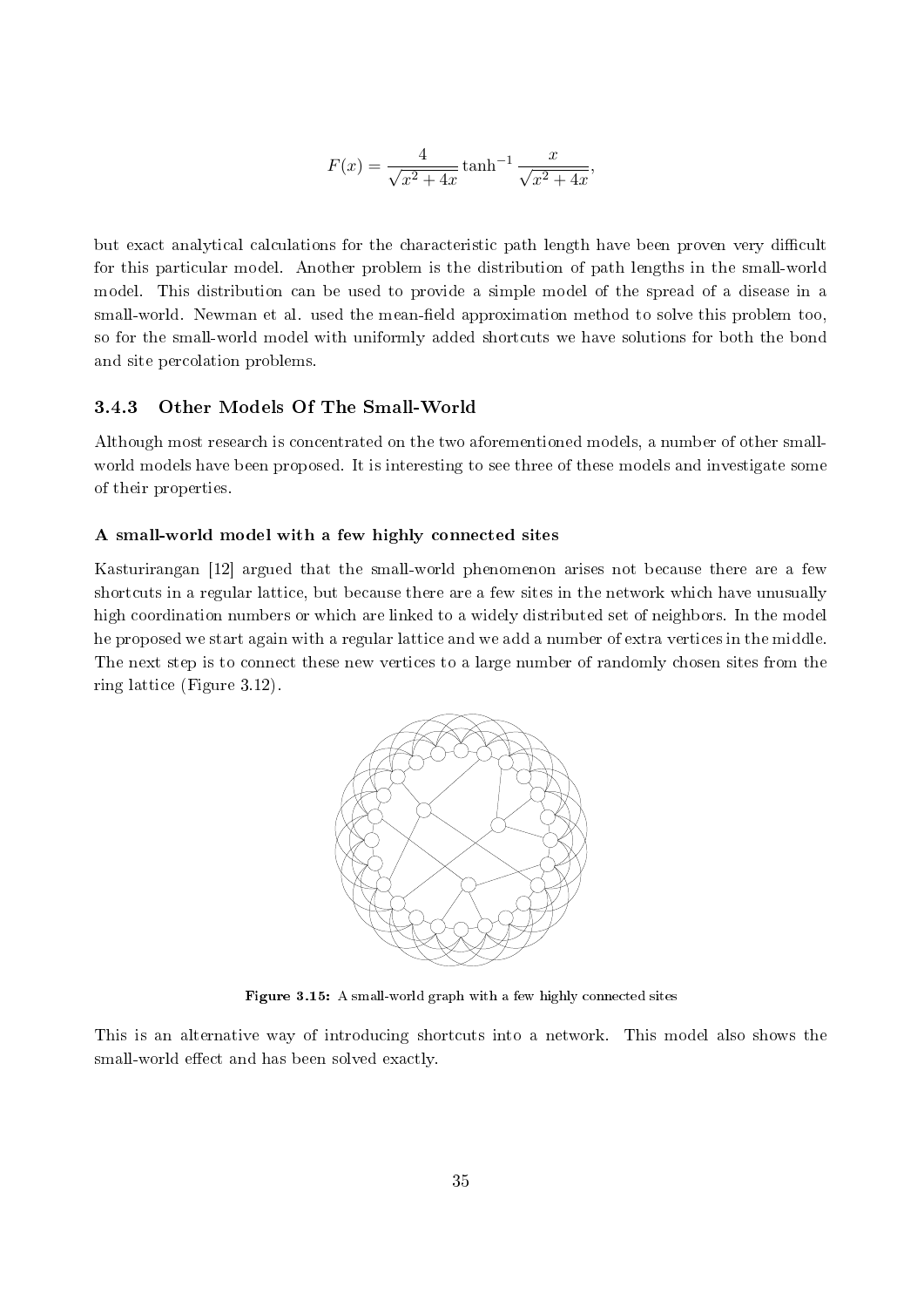$$F(x) = \frac{4}{\sqrt{x^2 + 4x}} \tanh^{-1} \frac{x}{\sqrt{x^2 + 4x}},$$

but exact analytical calculations for the characteristic path length have been proven very difficult for this particular model. Another problem is the distribution of path lengths in the small-world model. This distribution can be used to provide a simple model of the spread of a disease in a small-world. Newman et al. used the mean-field approximation method to solve this problem too, so for the small-world model with uniformly added shortcuts we have solutions for both the bond and site percolation problems.

### 3.4.3 Other Models Of The Small-World

Although most research is concentrated on the two aforementioned models, a number of other small-world models have been proposed. It is interesting to see three of these models and investigate some of their properties.

#### A small-world model with a few highly connected sites

Kasturirangan [12] argued that the small-world phenomenon arises not because there are a few shortcuts in a regular lattice, but because there are a few sites in the network which have unusually high coordination numbers or which are linked to a widely distributed set of neighbors. In the model he proposed we start again with a regular lattice and we add a number of extra vertices in the middle. The next step is to connect these new vertices to a large number of randomly chosen sites from the ring lattice (Figure 3.12).

**Figure 3.15:** A small-world graph with a few highly connected sites

This is an alternative way of introducing shortcuts into a network. This model also shows the small-world effect and has been solved exactly.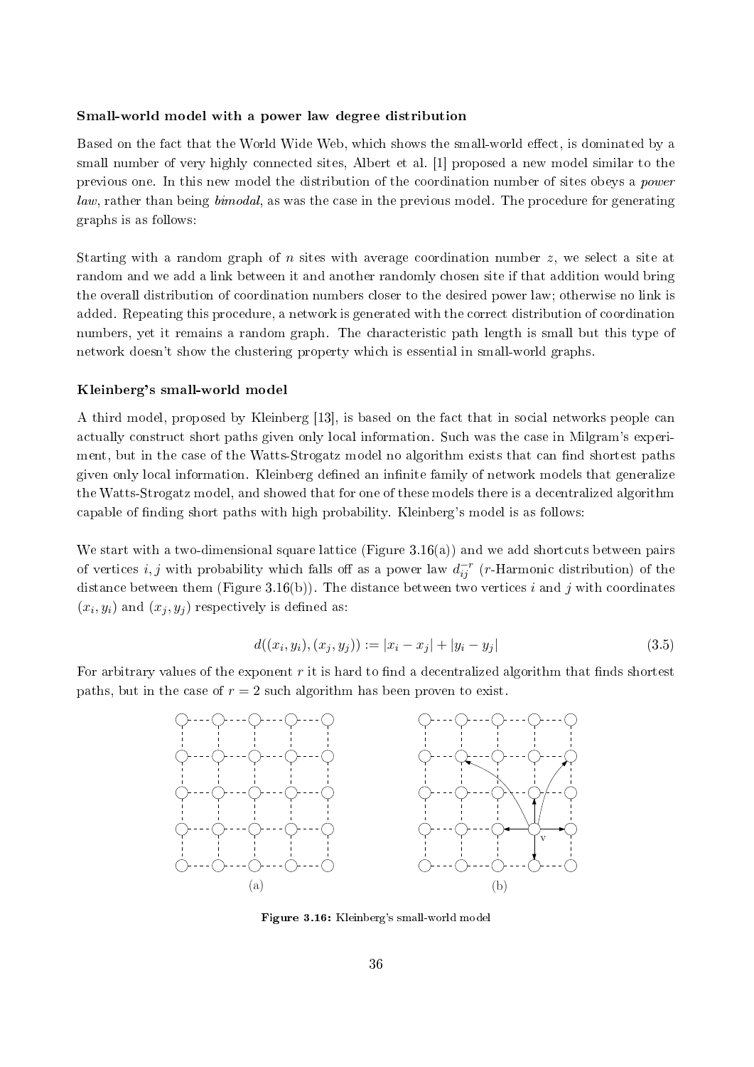**Small-world model with a power law degree distribution**

Based on the fact that the World Wide Web, which shows the small-world effect, is dominated by a small number of very highly connected sites, Albert et al. [1] proposed a new model similar to the previous one. In this new model the distribution of the coordination number of sites obeys a *power law*, rather than being *bimodal*, as was the case in the previous model. The procedure for generating graphs is as follows:

Starting with a random graph of $n$ sites with average coordination number $z$, we select a site at random and we add a link between it and another randomly chosen site if that addition would bring the overall distribution of coordination numbers closer to the desired power law; otherwise no link is added. Repeating this procedure, a network is generated with the correct distribution of coordination numbers, yet it remains a random graph. The characteristic path length is small but this type of network doesn't show the clustering property which is essential in small-world graphs.

**Kleinberg's small-world model**

A third model, proposed by Kleinberg [13], is based on the fact that in social networks people can actually construct short paths given only local information. Such was the case in Milgram's experiment, but in the case of the Watts-Strogatz model no algorithm exists that can find shortest paths given only local information. Kleinberg defined an infinite family of network models that generalize the Watts-Strogatz model, and showed that for one of these models there is a decentralized algorithm capable of finding short paths with high probability. Kleinberg's model is as follows:

We start with a two-dimensional square lattice (Figure 3.16(a)) and we add shortcuts between pairs of vertices $i, j$ with probability which falls off as a power law $d_{ij}^{-r}$ ($r$-Harmonic distribution) of the distance between them (Figure 3.16(b)). The distance between two vertices $i$ and $j$ with coordinates $(x_i, y_i)$ and $(x_j, y_j)$ respectively is defined as:

$$d((x_i, y_i), (x_j, y_j)) := |x_i - x_j| + |y_i - y_j| \tag{3.5}$$

For arbitrary values of the exponent $r$ it is hard to find a decentralized algorithm that finds shortest paths, but in the case of $r = 2$ such algorithm has been proven to exist.

(a) (b)

**Figure 3.16:** Kleinberg's small-world model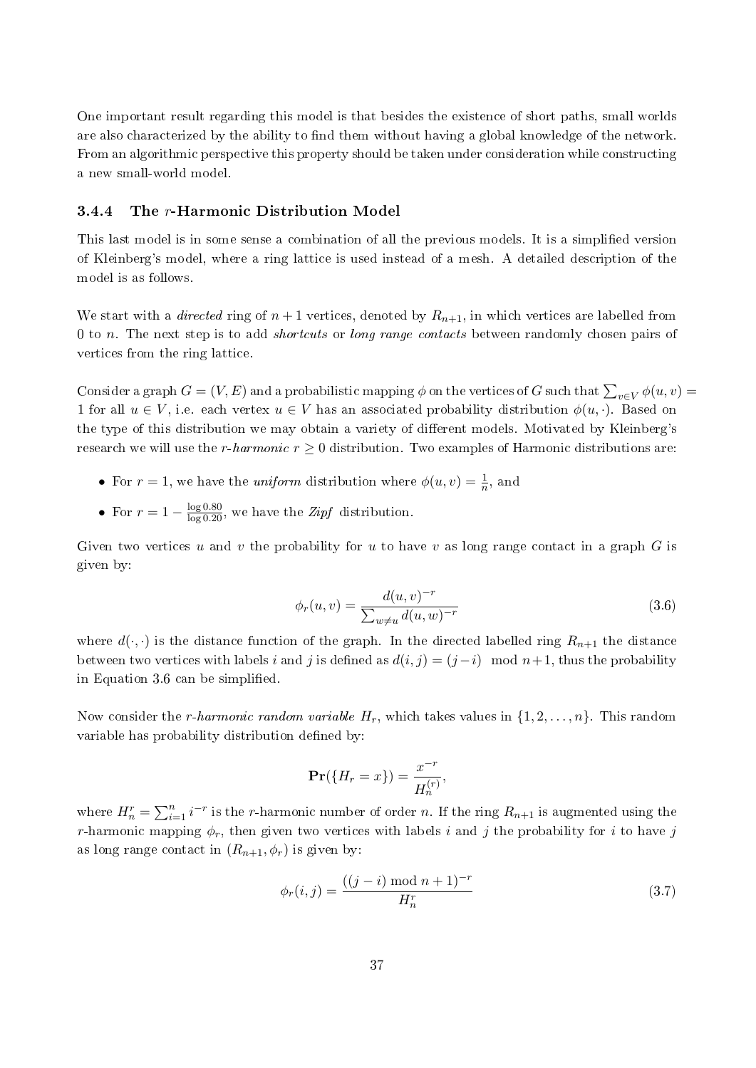One important result regarding this model is that besides the existence of short paths, small worlds are also characterized by the ability to find them without having a global knowledge of the network. From an algorithmic perspective this property should be taken under consideration while constructing a new small-world model.

### 3.4.4 The $r$-Harmonic Distribution Model

This last model is in some sense a combination of all the previous models. It is a simplified version of Kleinberg's model, where a ring lattice is used instead of a mesh. A detailed description of the model is as follows.

We start with a *directed* ring of $n+1$ vertices, denoted by $R_{n+1}$, in which vertices are labelled from 0 to $n$. The next step is to add *shortcuts* or *long range contacts* between randomly chosen pairs of vertices from the ring lattice.

Consider a graph $G = (V, E)$ and a probabilistic mapping $\phi$ on the vertices of $G$ such that $\sum_{v \in V} \phi(u, v) = 1$ for all $u \in V$, i.e. each vertex $u \in V$ has an associated probability distribution $\phi(u, \cdot)$. Based on the type of this distribution we may obtain a variety of different models. Motivated by Kleinberg's research we will use the *r-harmonic* $r \geq 0$ distribution. Two examples of Harmonic distributions are:

- For $r = 1$, we have the *uniform* distribution where $\phi(u, v) = \frac{1}{n}$, and
- For $r = 1 - \frac{\log 0.80}{\log 0.20}$, we have the *Zipf* distribution.

Given two vertices $u$ and $v$ the probability for $u$ to have $v$ as long range contact in a graph $G$ is given by:

$$\phi_r(u, v) = \frac{d(u, v)^{-r}}{\sum_{w \neq u} d(u, w)^{-r}} \tag{3.6}$$

where $d(\cdot, \cdot)$ is the distance function of the graph. In the directed labelled ring $R_{n+1}$ the distance between two vertices with labels $i$ and $j$ is defined as $d(i, j) = (j - i) \mod n+1$, thus the probability in Equation 3.6 can be simplified.

Now consider the *r-harmonic random variable* $H_r$, which takes values in $\{1, 2, \ldots, n\}$. This random variable has probability distribution defined by:

$$\mathbf{Pr}(\{H_r = x\}) = \frac{x^{-r}}{H_n^{(r)}},$$

where $H_n^r = \sum_{i=1}^{n} i^{-r}$ is the $r$-harmonic number of order $n$. If the ring $R_{n+1}$ is augmented using the $r$-harmonic mapping $\phi_r$, then given two vertices with labels $i$ and $j$ the probability for $i$ to have $j$ as long range contact in $(R_{n+1}, \phi_r)$ is given by:

$$\phi_r(i, j) = \frac{((j - i) \bmod n + 1)^{-r}}{H_n^r} \tag{3.7}$$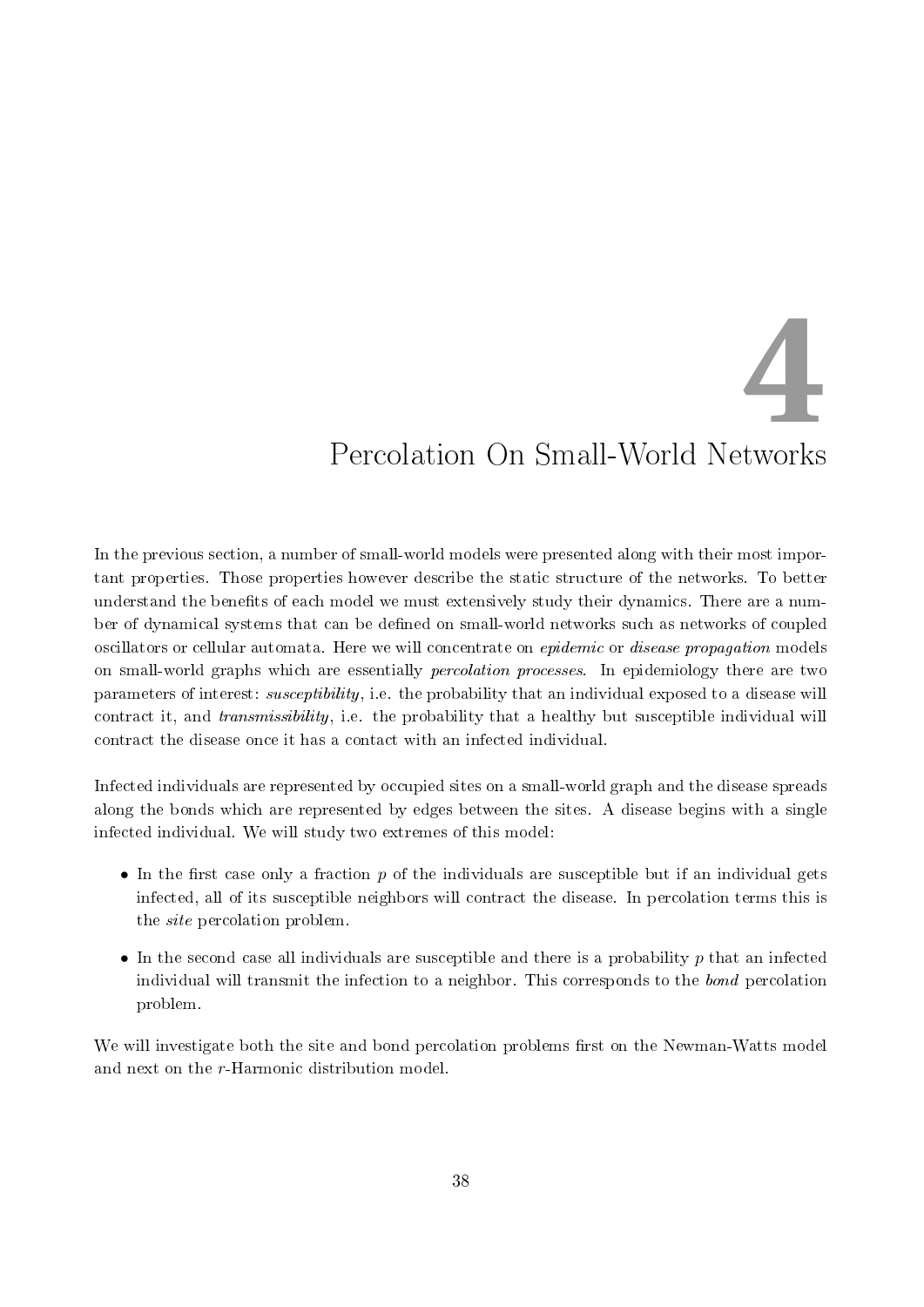# 4 Percolation On Small-World Networks

In the previous section, a number of small-world models were presented along with their most important properties. Those properties however describe the static structure of the networks. To better understand the benefits of each model we must extensively study their dynamics. There are a number of dynamical systems that can be defined on small-world networks such as networks of coupled oscillators or cellular automata. Here we will concentrate on *epidemic* or *disease propagation* models on small-world graphs which are essentially *percolation processes*. In epidemiology there are two parameters of interest: *susceptibility*, i.e. the probability that an individual exposed to a disease will contract it, and *transmissibility*, i.e. the probability that a healthy but susceptible individual will contract the disease once it has a contact with an infected individual.

Infected individuals are represented by occupied sites on a small-world graph and the disease spreads along the bonds which are represented by edges between the sites. A disease begins with a single infected individual. We will study two extremes of this model:

- In the first case only a fraction $p$ of the individuals are susceptible but if an individual gets infected, all of its susceptible neighbors will contract the disease. In percolation terms this is the *site* percolation problem.
- In the second case all individuals are susceptible and there is a probability $p$ that an infected individual will transmit the infection to a neighbor. This corresponds to the *bond* percolation problem.

We will investigate both the site and bond percolation problems first on the Newman-Watts model and next on the $r$-Harmonic distribution model.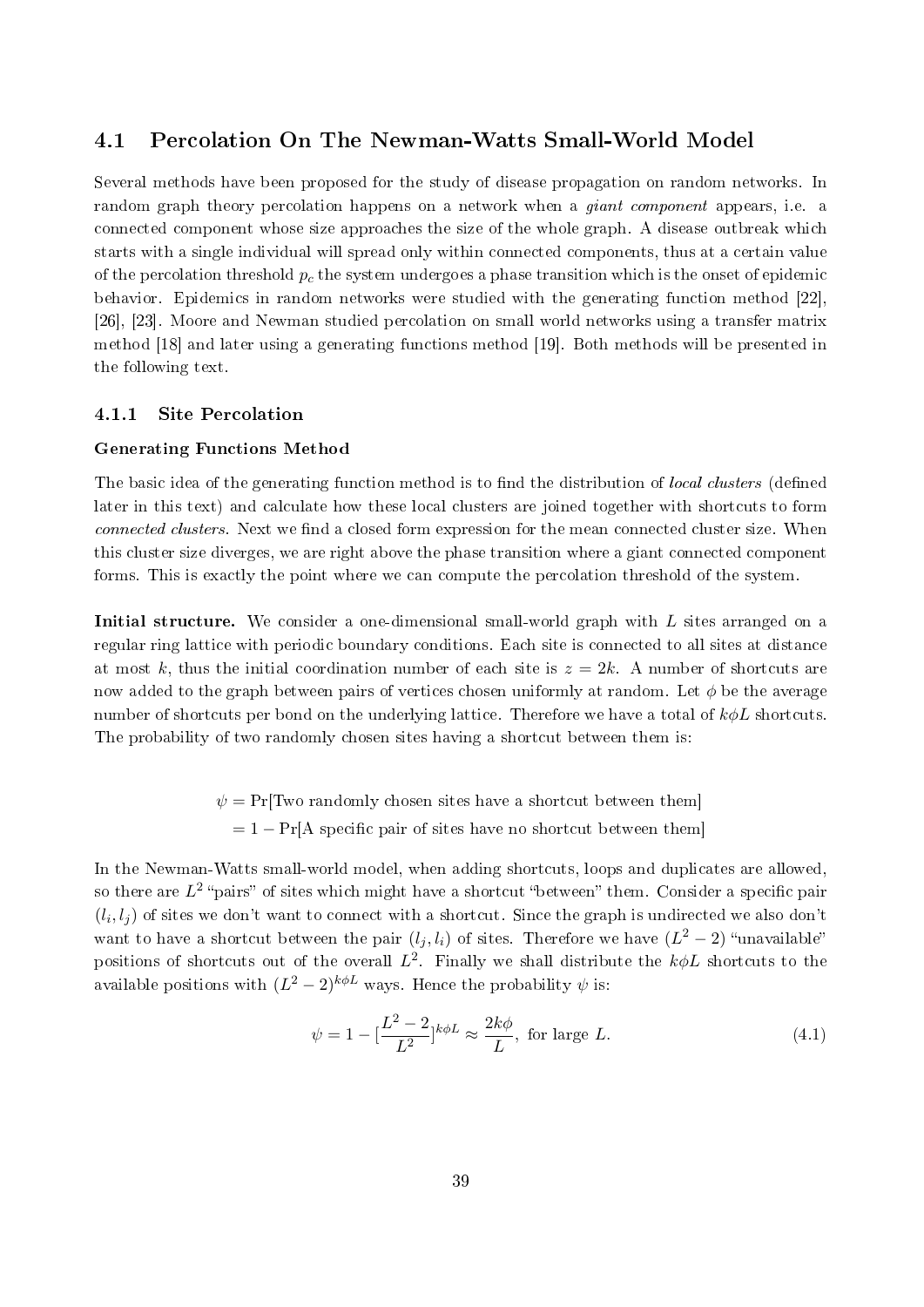## 4.1 Percolation On The Newman-Watts Small-World Model

Several methods have been proposed for the study of disease propagation on random networks. In random graph theory percolation happens on a network when a *giant component* appears, i.e. a connected component whose size approaches the size of the whole graph. A disease outbreak which starts with a single individual will spread only within connected components, thus at a certain value of the percolation threshold $p_c$ the system undergoes a phase transition which is the onset of epidemic behavior. Epidemics in random networks were studied with the generating function method [22], [26], [23]. Moore and Newman studied percolation on small world networks using a transfer matrix method [18] and later using a generating functions method [19]. Both methods will be presented in the following text.

### 4.1.1 Site Percolation

**Generating Functions Method**

The basic idea of the generating function method is to find the distribution of *local clusters* (defined later in this text) and calculate how these local clusters are joined together with shortcuts to form *connected clusters*. Next we find a closed form expression for the mean connected cluster size. When this cluster size diverges, we are right above the phase transition where a giant connected component forms. This is exactly the point where we can compute the percolation threshold of the system.

**Initial structure.** We consider a one-dimensional small-world graph with $L$ sites arranged on a regular ring lattice with periodic boundary conditions. Each site is connected to all sites at distance at most $k$, thus the initial coordination number of each site is $z = 2k$. A number of shortcuts are now added to the graph between pairs of vertices chosen uniformly at random. Let $\phi$ be the average number of shortcuts per bond on the underlying lattice. Therefore we have a total of $k\phi L$ shortcuts. The probability of two randomly chosen sites having a shortcut between them is:

$$
\begin{aligned}
\psi &= \Pr[\text{Two randomly chosen sites have a shortcut between them}] \\
&= 1 - \Pr[\text{A specific pair of sites have no shortcut between them}]
\end{aligned}
$$

In the Newman-Watts small-world model, when adding shortcuts, loops and duplicates are allowed, so there are $L^2$ "pairs" of sites which might have a shortcut "between" them. Consider a specific pair $(l_i, l_j)$ of sites we don't want to connect with a shortcut. Since the graph is undirected we also don't want to have a shortcut between the pair $(l_j, l_i)$ of sites. Therefore we have $(L^2 - 2)$ "unavailable" positions of shortcuts out of the overall $L^2$. Finally we shall distribute the $k\phi L$ shortcuts to the available positions with $(L^2 - 2)^{k\phi L}$ ways. Hence the probability $\psi$ is:

$$
\psi = 1 - [\frac{L^2 - 2}{L^2}]^{k\phi L} \approx \frac{2k\phi}{L}, \text{ for large } L. \tag{4.1}
$$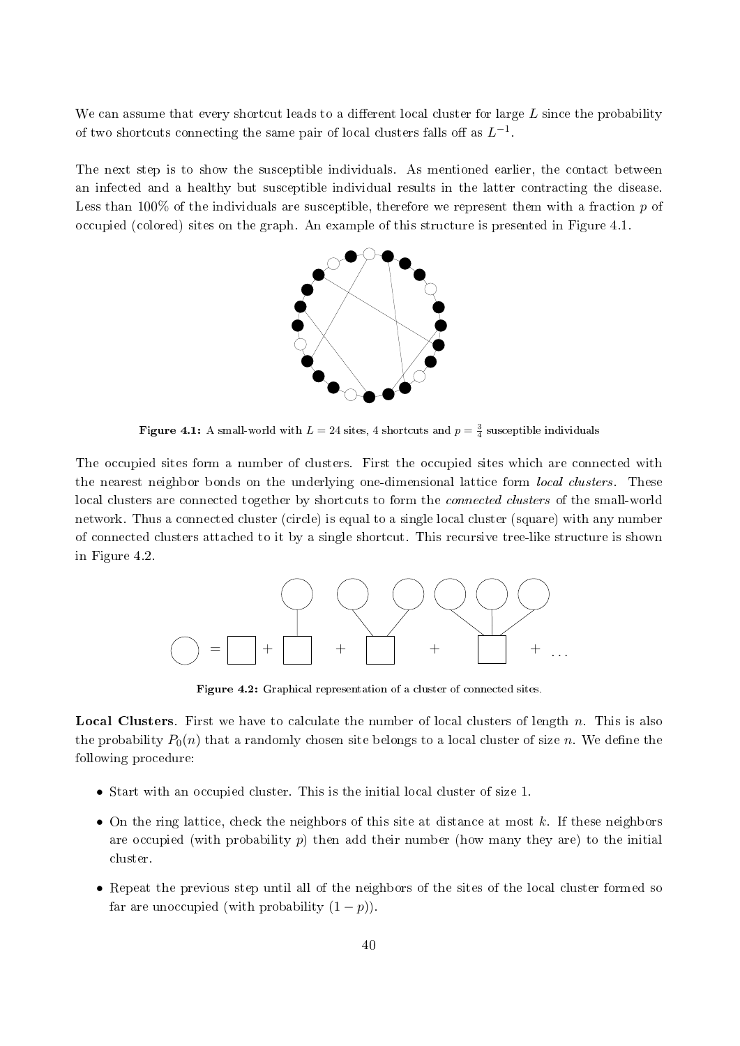We can assume that every shortcut leads to a different local cluster for large $L$ since the probability of two shortcuts connecting the same pair of local clusters falls off as $L^{-1}$.

The next step is to show the susceptible individuals. As mentioned earlier, the contact between an infected and a healthy but susceptible individual results in the latter contracting the disease. Less than 100% of the individuals are susceptible, therefore we represent them with a fraction $p$ of occupied (colored) sites on the graph. An example of this structure is presented in Figure 4.1.

**Figure 4.1:** A small-world with $L = 24$ sites, 4 shortcuts and $p = \frac{3}{4}$ susceptible individuals

The occupied sites form a number of clusters. First the occupied sites which are connected with the nearest neighbor bonds on the underlying one-dimensional lattice form *local clusters*. These local clusters are connected together by shortcuts to form the *connected clusters* of the small-world network. Thus a connected cluster (circle) is equal to a single local cluster (square) with any number of connected clusters attached to it by a single shortcut. This recursive tree-like structure is shown in Figure 4.2.

**Figure 4.2:** Graphical representation of a cluster of connected sites.

**Local Clusters**. First we have to calculate the number of local clusters of length $n$. This is also the probability $P_0(n)$ that a randomly chosen site belongs to a local cluster of size $n$. We define the following procedure:

- Start with an occupied cluster. This is the initial local cluster of size 1.
- On the ring lattice, check the neighbors of this site at distance at most $k$. If these neighbors are occupied (with probability $p$) then add their number (how many they are) to the initial cluster.
- Repeat the previous step until all of the neighbors of the sites of the local cluster formed so far are unoccupied (with probability $(1 - p)$).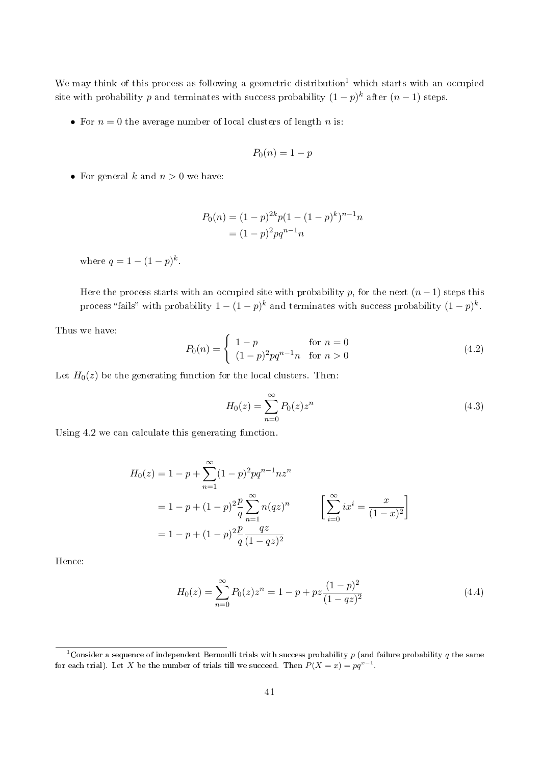We may think of this process as following a geometric distribution[1] which starts with an occupied site with probability $p$ and terminates with success probability $(1-p)^k$ after $(n-1)$ steps.

- For $n = 0$ the average number of local clusters of length $n$ is:

$$P_0(n) = 1 - p$$

- For general $k$ and $n > 0$ we have:

$$\begin{aligned} P_0(n) &= (1-p)^{2k} p (1-(1-p)^k)^{n-1} n \\ &= (1-p)^2 p q^{n-1} n \end{aligned}$$

  where $q = 1 - (1-p)^k$.

  Here the process starts with an occupied site with probability $p$, for the next $(n-1)$ steps this process "fails" with probability $1-(1-p)^k$ and terminates with success probability $(1-p)^k$.

Thus we have:

$$P_0(n) = \begin{cases} 1-p & \text{for } n = 0 \\ (1-p)^2 p q^{n-1} n & \text{for } n > 0 \end{cases} \tag{4.2}$$

Let $H_0(z)$ be the generating function for the local clusters. Then:

$$H_0(z) = \sum_{n=0}^{\infty} P_0(z) z^n \tag{4.3}$$

Using 4.2 we can calculate this generating function.

$$\begin{aligned} H_0(z) &= 1 - p + \sum_{n=1}^{\infty} (1-p)^2 p q^{n-1} n z^n \\ &= 1 - p + (1-p)^2 \frac{p}{q} \sum_{n=1}^{\infty} n (qz)^n \qquad \left[ \sum_{i=0}^{\infty} i x^i = \frac{x}{(1-x)^2} \right] \\ &= 1 - p + (1-p)^2 \frac{p}{q} \frac{qz}{(1-qz)^2} \end{aligned}$$

Hence:

$$H_0(z) = \sum_{n=0}^{\infty} P_0(z) z^n = 1 - p + pz \frac{(1-p)^2}{(1-qz)^2} \tag{4.4}$$

[1] Consider a sequence of independent Bernoulli trials with success probability $p$ (and failure probability $q$ the same for each trial). Let $X$ be the number of trials till we succeed. Then $P(X = x) = pq^{x-1}$.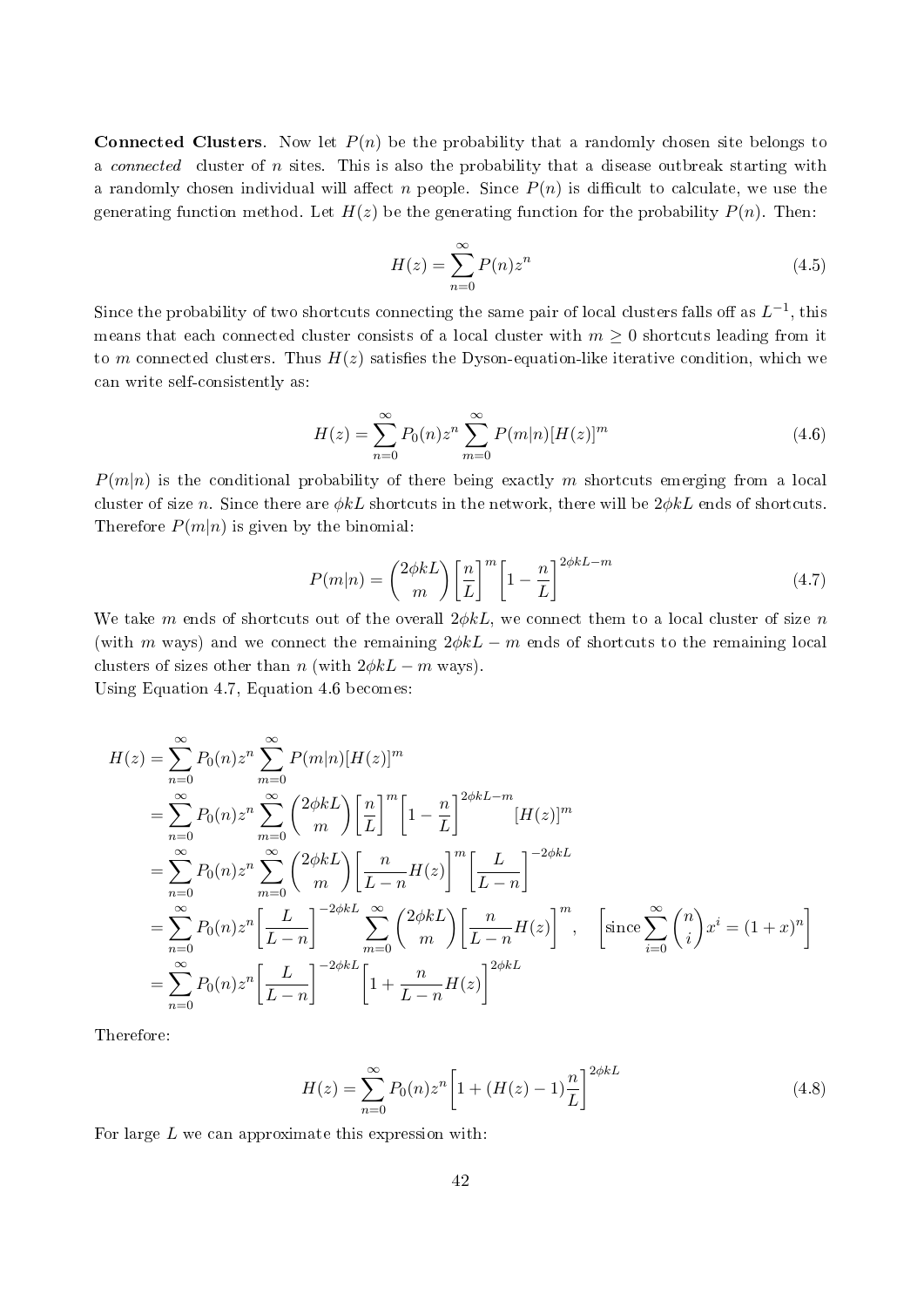**Connected Clusters**. Now let $P(n)$ be the probability that a randomly chosen site belongs to a *connected* cluster of $n$ sites. This is also the probability that a disease outbreak starting with a randomly chosen individual will affect $n$ people. Since $P(n)$ is difficult to calculate, we use the generating function method. Let $H(z)$ be the generating function for the probability $P(n)$. Then:

$$H(z) = \sum_{n=0}^{\infty} P(n) z^n \tag{4.5}$$

Since the probability of two shortcuts connecting the same pair of local clusters falls off as $L^{-1}$, this means that each connected cluster consists of a local cluster with $m \geq 0$ shortcuts leading from it to $m$ connected clusters. Thus $H(z)$ satisfies the Dyson-equation-like iterative condition, which we can write self-consistently as:

$$H(z) = \sum_{n=0}^{\infty} P_0(n) z^n \sum_{m=0}^{\infty} P(m|n)[H(z)]^m \tag{4.6}$$

$P(m|n)$ is the conditional probability of there being exactly $m$ shortcuts emerging from a local cluster of size $n$. Since there are $\phi k L$ shortcuts in the network, there will be $2\phi k L$ ends of shortcuts. Therefore $P(m|n)$ is given by the binomial:

$$P(m|n) = \binom{2\phi k L}{m} \left[\frac{n}{L}\right]^m \left[1 - \frac{n}{L}\right]^{2\phi k L - m} \tag{4.7}$$

We take $m$ ends of shortcuts out of the overall $2\phi k L$, we connect them to a local cluster of size $n$ (with $m$ ways) and we connect the remaining $2\phi k L - m$ ends of shortcuts to the remaining local clusters of sizes other than $n$ (with $2\phi k L - m$ ways).

Using Equation 4.7, Equation 4.6 becomes:

$$\begin{aligned}
H(z) &= \sum_{n=0}^{\infty} P_0(n) z^n \sum_{m=0}^{\infty} P(m|n)[H(z)]^m \\
&= \sum_{n=0}^{\infty} P_0(n) z^n \sum_{m=0}^{\infty} \binom{2\phi k L}{m} \left[\frac{n}{L}\right]^m \left[1 - \frac{n}{L}\right]^{2\phi k L - m} [H(z)]^m \\
&= \sum_{n=0}^{\infty} P_0(n) z^n \sum_{m=0}^{\infty} \binom{2\phi k L}{m} \left[\frac{n}{L-n} H(z)\right]^m \left[\frac{L}{L-n}\right]^{-2\phi k L} \\
&= \sum_{n=0}^{\infty} P_0(n) z^n \left[\frac{L}{L-n}\right]^{-2\phi k L} \sum_{m=0}^{\infty} \binom{2\phi k L}{m} \left[\frac{n}{L-n} H(z)\right]^m, \quad \left[\text{since} \sum_{i=0}^{\infty} \binom{n}{i} x^i = (1+x)^n\right] \\
&= \sum_{n=0}^{\infty} P_0(n) z^n \left[\frac{L}{L-n}\right]^{-2\phi k L} \left[1 + \frac{n}{L-n} H(z)\right]^{2\phi k L}
\end{aligned}$$

Therefore:

$$H(z) = \sum_{n=0}^{\infty} P_0(n) z^n \left[1 + (H(z) - 1)\frac{n}{L}\right]^{2\phi k L} \tag{4.8}$$

For large $L$ we can approximate this expression with: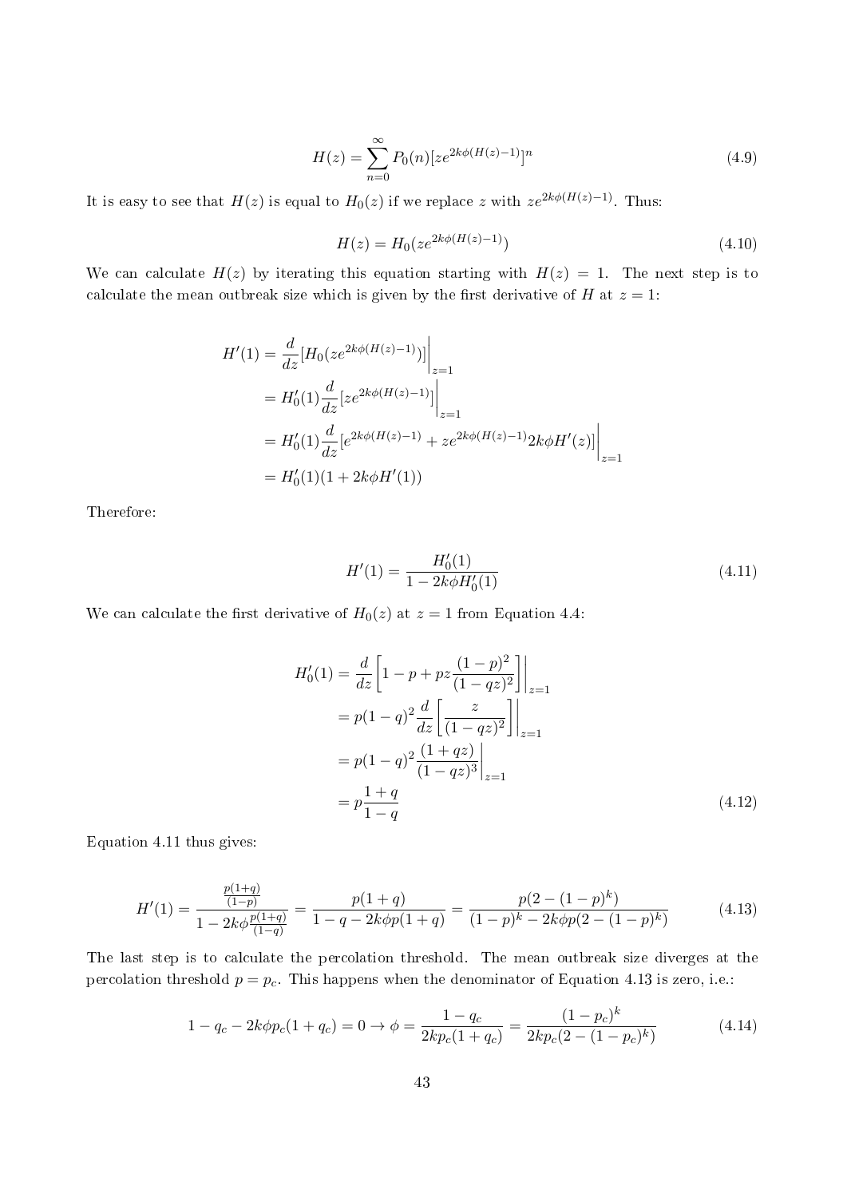$$H(z) = \sum_{n=0}^{\infty} P_0(n)[ze^{2k\phi(H(z)-1)}]^n \tag{4.9}$$

It is easy to see that $H(z)$ is equal to $H_0(z)$ if we replace $z$ with $ze^{2k\phi(H(z)-1)}$. Thus:

$$H(z) = H_0(ze^{2k\phi(H(z)-1)}) \tag{4.10}$$

We can calculate $H(z)$ by iterating this equation starting with $H(z) = 1$. The next step is to calculate the mean outbreak size which is given by the first derivative of $H$ at $z = 1$:

$$\begin{aligned}
H'(1) &= \frac{d}{dz}[H_0(ze^{2k\phi(H(z)-1)})]\bigg|_{z=1} \\
&= H_0'(1)\frac{d}{dz}[ze^{2k\phi(H(z)-1)}]\bigg|_{z=1} \\
&= H_0'(1)\frac{d}{dz}[e^{2k\phi(H(z)-1)} + ze^{2k\phi(H(z)-1)}2k\phi H'(z)]\bigg|_{z=1} \\
&= H_0'(1)(1 + 2k\phi H'(1))
\end{aligned}$$

Therefore:

$$H'(1) = \frac{H_0'(1)}{1 - 2k\phi H_0'(1)} \tag{4.11}$$

We can calculate the first derivative of $H_0(z)$ at $z = 1$ from Equation 4.4:

$$\begin{aligned}
H_0'(1) &= \frac{d}{dz}\left[1 - p + pz\frac{(1-p)^2}{(1-qz)^2}\right]\bigg|_{z=1} \\
&= p(1-q)^2\frac{d}{dz}\left[\frac{z}{(1-qz)^2}\right]\bigg|_{z=1} \\
&= p(1-q)^2\frac{(1+qz)}{(1-qz)^3}\bigg|_{z=1} \\
&= p\frac{1+q}{1-q}
\end{aligned} \tag{4.12}$$

Equation 4.11 thus gives:

$$H'(1) = \frac{\frac{p(1+q)}{(1-p)}}{1 - 2k\phi\frac{p(1+q)}{(1-q)}} = \frac{p(1+q)}{1 - q - 2k\phi p(1+q)} = \frac{p(2-(1-p)^k)}{(1-p)^k - 2k\phi p(2-(1-p)^k)} \tag{4.13}$$

The last step is to calculate the percolation threshold. The mean outbreak size diverges at the percolation threshold $p = p_c$. This happens when the denominator of Equation 4.13 is zero, i.e.:

$$1 - q_c - 2k\phi p_c(1+q_c) = 0 \rightarrow \phi = \frac{1-q_c}{2kp_c(1+q_c)} = \frac{(1-p_c)^k}{2kp_c(2-(1-p_c)^k)} \tag{4.14}$$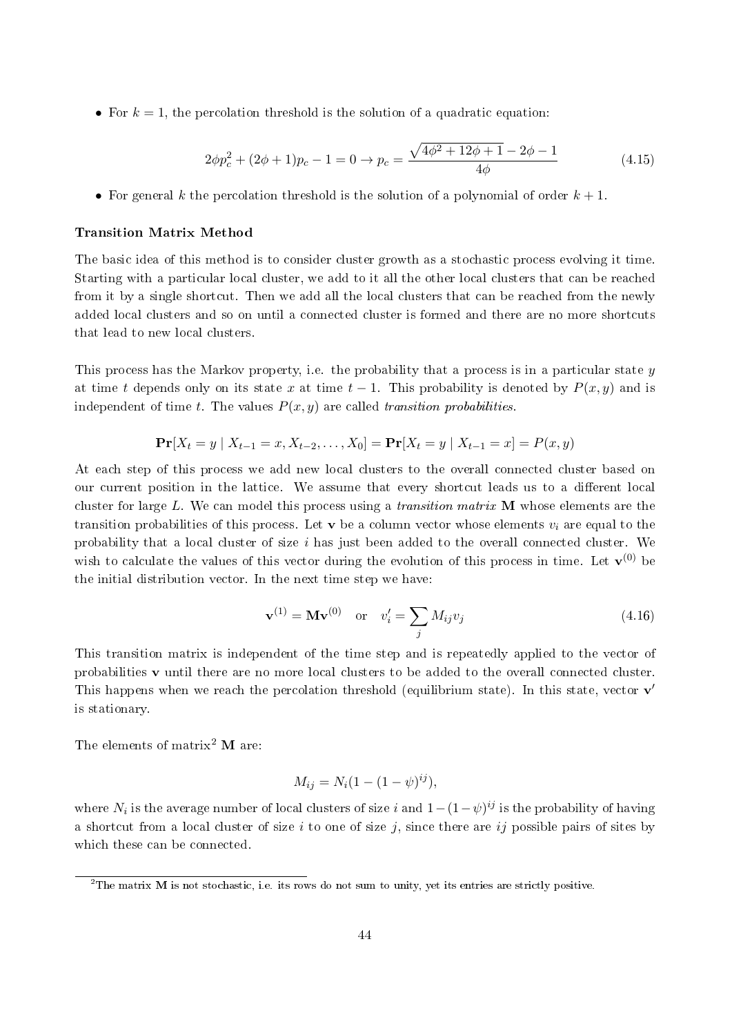- For $k = 1$, the percolation threshold is the solution of a quadratic equation:

$$2\phi p_c^2 + (2\phi + 1)p_c - 1 = 0 \to p_c = \frac{\sqrt{4\phi^2 + 12\phi + 1} - 2\phi - 1}{4\phi} \tag{4.15}$$

- For general $k$ the percolation threshold is the solution of a polynomial of order $k + 1$.

**Transition Matrix Method**

The basic idea of this method is to consider cluster growth as a stochastic process evolving it time. Starting with a particular local cluster, we add to it all the other local clusters that can be reached from it by a single shortcut. Then we add all the local clusters that can be reached from the newly added local clusters and so on until a connected cluster is formed and there are no more shortcuts that lead to new local clusters.

This process has the Markov property, i.e. the probability that a process is in a particular state $y$ at time $t$ depends only on its state $x$ at time $t-1$. This probability is denoted by $P(x, y)$ and is independent of time $t$. The values $P(x, y)$ are called *transition probabilities*.

$$\mathbf{Pr}[X_t = y \mid X_{t-1} = x, X_{t-2}, \ldots, X_0] = \mathbf{Pr}[X_t = y \mid X_{t-1} = x] = P(x, y)$$

At each step of this process we add new local clusters to the overall connected cluster based on our current position in the lattice. We assume that every shortcut leads us to a different local cluster for large $L$. We can model this process using a *transition matrix* $\mathbf{M}$ whose elements are the transition probabilities of this process. Let $\mathbf{v}$ be a column vector whose elements $v_i$ are equal to the probability that a local cluster of size $i$ has just been added to the overall connected cluster. We wish to calculate the values of this vector during the evolution of this process in time. Let $\mathbf{v}^{(0)}$ be the initial distribution vector. In the next time step we have:

$$\mathbf{v}^{(1)} = \mathbf{M}\mathbf{v}^{(0)} \quad \text{or} \quad v_i' = \sum_j M_{ij} v_j \tag{4.16}$$

This transition matrix is independent of the time step and is repeatedly applied to the vector of probabilities $\mathbf{v}$ until there are no more local clusters to be added to the overall connected cluster. This happens when we reach the percolation threshold (equilibrium state). In this state, vector $\mathbf{v}'$ is stationary.

The elements of matrix[2] $\mathbf{M}$ are:

$$M_{ij} = N_i(1 - (1 - \psi)^{ij}),$$

where $N_i$ is the average number of local clusters of size $i$ and $1 - (1 - \psi)^{ij}$ is the probability of having a shortcut from a local cluster of size $i$ to one of size $j$, since there are $ij$ possible pairs of sites by which these can be connected.

[2] The matrix $\mathbf{M}$ is not stochastic, i.e. its rows do not sum to unity, yet its entries are strictly positive.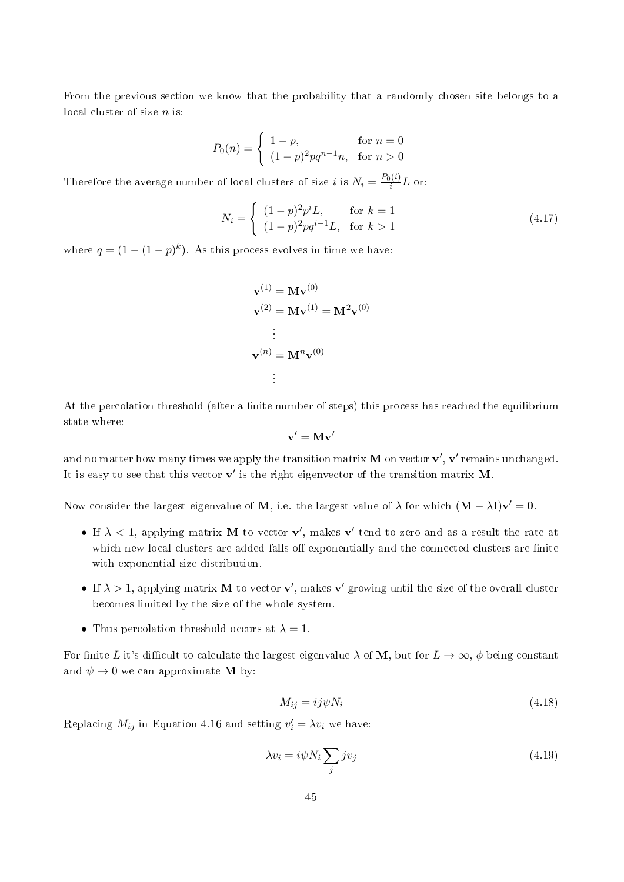From the previous section we know that the probability that a randomly chosen site belongs to a local cluster of size $n$ is:

$$P_0(n) = \begin{cases} 1-p, & \text{for } n = 0 \\ (1-p)^2 p q^{n-1} n, & \text{for } n > 0 \end{cases}$$

Therefore the average number of local clusters of size $i$ is $N_i = \frac{P_0(i)}{i} L$ or:

$$N_i = \begin{cases} (1-p)^2 p^i L, & \text{for } k = 1 \\ (1-p)^2 p q^{i-1} L, & \text{for } k > 1 \end{cases} \tag{4.17}$$

where $q = (1-(1-p)^k)$. As this process evolves in time we have:

$$\begin{aligned}
\mathbf{v}^{(1)} &= \mathbf{M}\mathbf{v}^{(0)} \\
\mathbf{v}^{(2)} &= \mathbf{M}\mathbf{v}^{(1)} = \mathbf{M}^2\mathbf{v}^{(0)} \\
&\vdots \\
\mathbf{v}^{(n)} &= \mathbf{M}^n\mathbf{v}^{(0)} \\
&\vdots
\end{aligned}$$

At the percolation threshold (after a finite number of steps) this process has reached the equilibrium state where:

$$\mathbf{v}' = \mathbf{M}\mathbf{v}'$$

and no matter how many times we apply the transition matrix $\mathbf{M}$ on vector $\mathbf{v}'$, $\mathbf{v}'$ remains unchanged. It is easy to see that this vector $\mathbf{v}'$ is the right eigenvector of the transition matrix $\mathbf{M}$.

Now consider the largest eigenvalue of $\mathbf{M}$, i.e. the largest value of $\lambda$ for which $(\mathbf{M} - \lambda\mathbf{I})\mathbf{v}' = \mathbf{0}$.

- If $\lambda < 1$, applying matrix $\mathbf{M}$ to vector $\mathbf{v}'$, makes $\mathbf{v}'$ tend to zero and as a result the rate at which new local clusters are added falls off exponentially and the connected clusters are finite with exponential size distribution.
- If $\lambda > 1$, applying matrix $\mathbf{M}$ to vector $\mathbf{v}'$, makes $\mathbf{v}'$ growing until the size of the overall cluster becomes limited by the size of the whole system.
- Thus percolation threshold occurs at $\lambda = 1$.

For finite $L$ it's difficult to calculate the largest eigenvalue $\lambda$ of $\mathbf{M}$, but for $L \to \infty$, $\phi$ being constant and $\psi \to 0$ we can approximate $\mathbf{M}$ by:

$$M_{ij} = ij\psi N_i \tag{4.18}$$

Replacing $M_{ij}$ in Equation 4.16 and setting $v'_i = \lambda v_i$ we have:

$$\lambda v_i = i\psi N_i \sum_j j v_j \tag{4.19}$$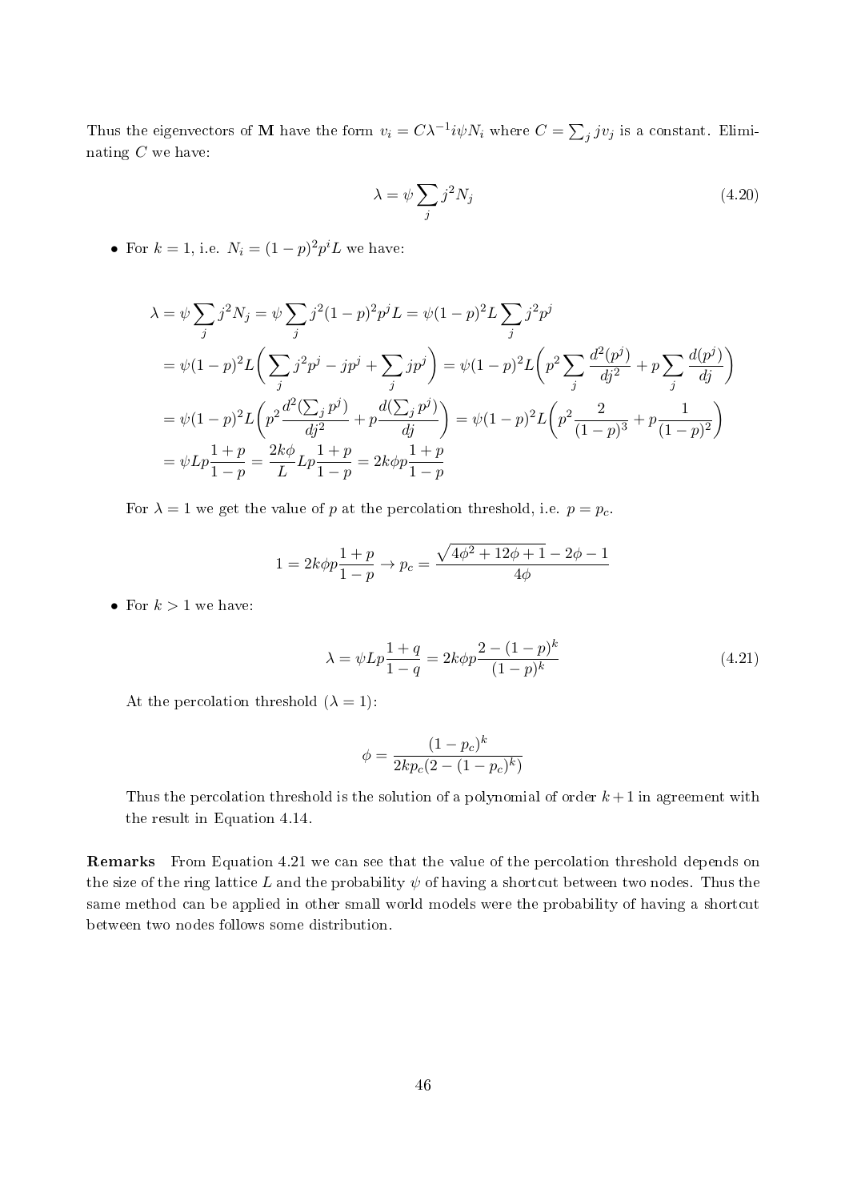Thus the eigenvectors of $\mathbf{M}$ have the form $v_i = C\lambda^{-1} i\psi N_i$ where $C = \sum_j j v_j$ is a constant. Eliminating $C$ we have:

$$\lambda = \psi \sum_j j^2 N_j \tag{4.20}$$

- For $k = 1$, i.e. $N_i = (1-p)^2 p^i L$ we have:

$$\begin{aligned}
\lambda &= \psi \sum_j j^2 N_j = \psi \sum_j j^2 (1-p)^2 p^j L = \psi (1-p)^2 L \sum_j j^2 p^j \\
&= \psi (1-p)^2 L \bigg( \sum_j j^2 p^j - j p^j + \sum_j j p^j \bigg) = \psi (1-p)^2 L \bigg( p^2 \sum_j \frac{d^2(p^j)}{dj^2} + p \sum_j \frac{d(p^j)}{dj} \bigg) \\
&= \psi (1-p)^2 L \bigg( p^2 \frac{d^2(\sum_j p^j)}{dj^2} + p \frac{d(\sum_j p^j)}{dj} \bigg) = \psi (1-p)^2 L \bigg( p^2 \frac{2}{(1-p)^3} + p \frac{1}{(1-p)^2} \bigg) \\
&= \psi L p \frac{1+p}{1-p} = \frac{2k\phi}{L} L p \frac{1+p}{1-p} = 2k\phi p \frac{1+p}{1-p}
\end{aligned}$$

For $\lambda = 1$ we get the value of $p$ at the percolation threshold, i.e. $p = p_c$.

$$1 = 2k\phi p \frac{1+p}{1-p} \rightarrow p_c = \frac{\sqrt{4\phi^2 + 12\phi + 1} - 2\phi - 1}{4\phi}$$

- For $k > 1$ we have:

$$\lambda = \psi L p \frac{1+q}{1-q} = 2k\phi p \frac{2-(1-p)^k}{(1-p)^k} \tag{4.21}$$

At the percolation threshold ($\lambda = 1$):

$$\phi = \frac{(1-p_c)^k}{2kp_c(2-(1-p_c)^k)}$$

Thus the percolation threshold is the solution of a polynomial of order $k+1$ in agreement with the result in Equation 4.14.

**Remarks** From Equation 4.21 we can see that the value of the percolation threshold depends on the size of the ring lattice $L$ and the probability $\psi$ of having a shortcut between two nodes. Thus the same method can be applied in other small world models were the probability of having a shortcut between two nodes follows some distribution.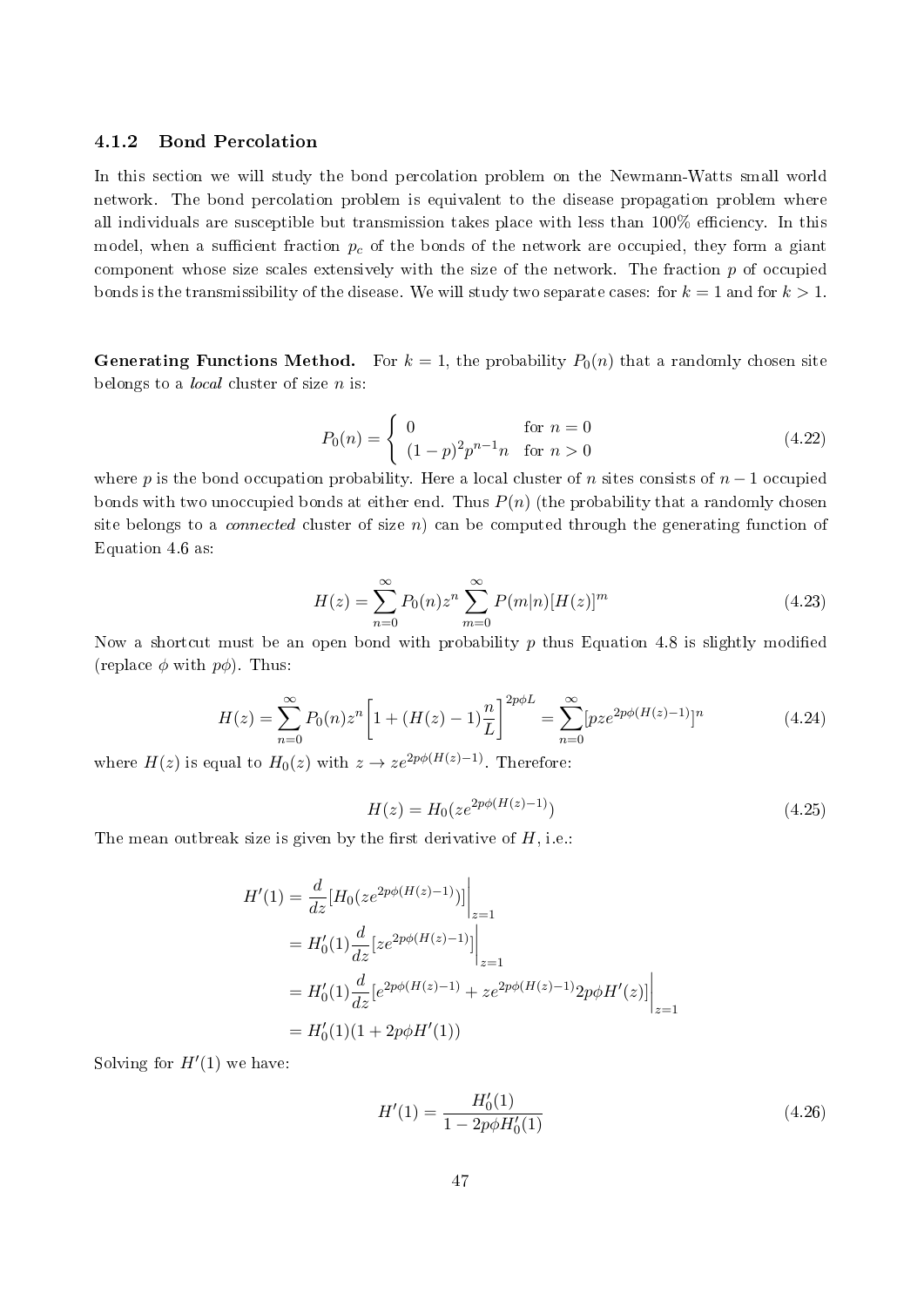### 4.1.2 Bond Percolation

In this section we will study the bond percolation problem on the Newmann-Watts small world network. The bond percolation problem is equivalent to the disease propagation problem where all individuals are susceptible but transmission takes place with less than 100% efficiency. In this model, when a sufficient fraction $p_c$ of the bonds of the network are occupied, they form a giant component whose size scales extensively with the size of the network. The fraction $p$ of occupied bonds is the transmissibility of the disease. We will study two separate cases: for $k = 1$ and for $k > 1$.

**Generating Functions Method.** For $k = 1$, the probability $P_0(n)$ that a randomly chosen site belongs to a *local* cluster of size $n$ is:

$$P_0(n) = \begin{cases} 0 & \text{for } n = 0 \\ (1-p)^2 p^{n-1} n & \text{for } n > 0 \end{cases} \tag{4.22}$$

where $p$ is the bond occupation probability. Here a local cluster of $n$ sites consists of $n-1$ occupied bonds with two unoccupied bonds at either end. Thus $P(n)$ (the probability that a randomly chosen site belongs to a *connected* cluster of size $n$) can be computed through the generating function of Equation 4.6 as:

$$H(z) = \sum_{n=0}^{\infty} P_0(n) z^n \sum_{m=0}^{\infty} P(m|n)[H(z)]^m \tag{4.23}$$

Now a shortcut must be an open bond with probability $p$ thus Equation 4.8 is slightly modified (replace $\phi$ with $p\phi$). Thus:

$$H(z) = \sum_{n=0}^{\infty} P_0(n) z^n \left[1 + (H(z) - 1)\frac{n}{L}\right]^{2p\phi L} = \sum_{n=0}^{\infty} [pze^{2p\phi(H(z)-1)}]^n \tag{4.24}$$

where $H(z)$ is equal to $H_0(z)$ with $z \to ze^{2p\phi(H(z)-1)}$. Therefore:

$$H(z) = H_0(ze^{2p\phi(H(z)-1)}) \tag{4.25}$$

The mean outbreak size is given by the first derivative of $H$, i.e.:

$$\begin{aligned}
H'(1) &= \frac{d}{dz}[H_0(ze^{2p\phi(H(z)-1)})]\bigg|_{z=1} \\
&= H_0'(1)\frac{d}{dz}[ze^{2p\phi(H(z)-1)}]\bigg|_{z=1} \\
&= H_0'(1)\frac{d}{dz}[e^{2p\phi(H(z)-1)} + ze^{2p\phi(H(z)-1)}2p\phi H'(z)]\bigg|_{z=1} \\
&= H_0'(1)(1 + 2p\phi H'(1))
\end{aligned}$$

Solving for $H'(1)$ we have:

$$H'(1) = \frac{H_0'(1)}{1 - 2p\phi H_0'(1)} \tag{4.26}$$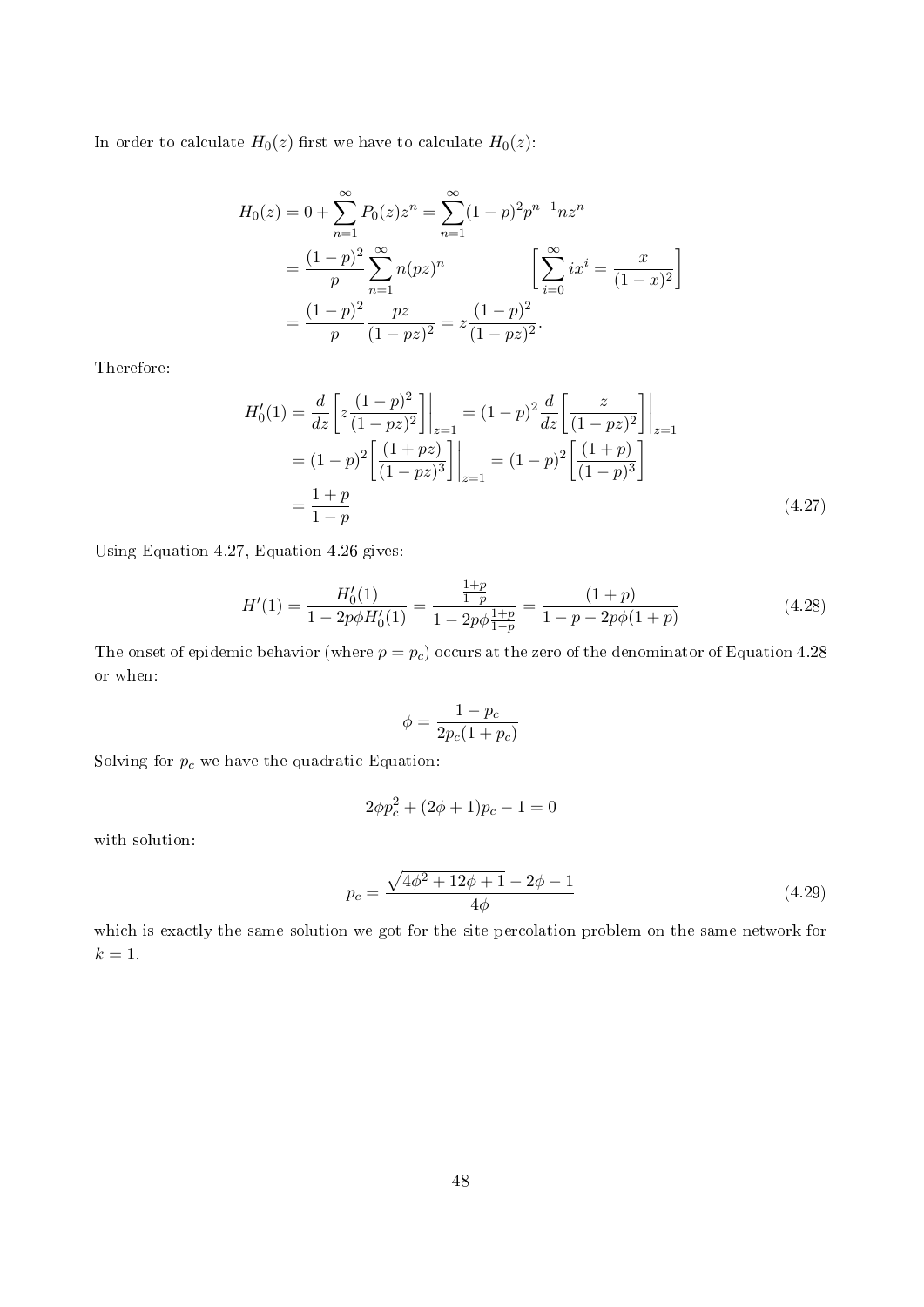In order to calculate $H_0(z)$ first we have to calculate $H_0(z)$:

$$
\begin{aligned}
H_0(z) &= 0 + \sum_{n=1}^{\infty} P_0(z) z^n = \sum_{n=1}^{\infty} (1-p)^2 p^{n-1} n z^n \\
&= \frac{(1-p)^2}{p} \sum_{n=1}^{\infty} n (pz)^n \qquad \left[ \sum_{i=0}^{\infty} i x^i = \frac{x}{(1-x)^2} \right] \\
&= \frac{(1-p)^2}{p} \frac{pz}{(1-pz)^2} = z \frac{(1-p)^2}{(1-pz)^2}.
\end{aligned}
$$

Therefore:

$$
\begin{aligned}
H_0'(1) &= \frac{d}{dz} \left[ z \frac{(1-p)^2}{(1-pz)^2} \right] \Bigg|_{z=1} = (1-p)^2 \frac{d}{dz} \left[ \frac{z}{(1-pz)^2} \right] \Bigg|_{z=1} \\
&= (1-p)^2 \left[ \frac{(1+pz)}{(1-pz)^3} \right] \Bigg|_{z=1} = (1-p)^2 \left[ \frac{(1+p)}{(1-p)^3} \right] \\
&= \frac{1+p}{1-p}
\end{aligned} \tag{4.27}
$$

Using Equation 4.27, Equation 4.26 gives:

$$
H'(1) = \frac{H_0'(1)}{1 - 2p\phi H_0'(1)} = \frac{\frac{1+p}{1-p}}{1 - 2p\phi \frac{1+p}{1-p}} = \frac{(1+p)}{1 - p - 2p\phi(1+p)} \tag{4.28}
$$

The onset of epidemic behavior (where $p = p_c$) occurs at the zero of the denominator of Equation 4.28 or when:

$$
\phi = \frac{1 - p_c}{2 p_c (1 + p_c)}
$$

Solving for $p_c$ we have the quadratic Equation:

$$
2\phi p_c^2 + (2\phi + 1) p_c - 1 = 0
$$

with solution:

$$
p_c = \frac{\sqrt{4\phi^2 + 12\phi + 1} - 2\phi - 1}{4\phi} \tag{4.29}
$$

which is exactly the same solution we got for the site percolation problem on the same network for $k = 1$.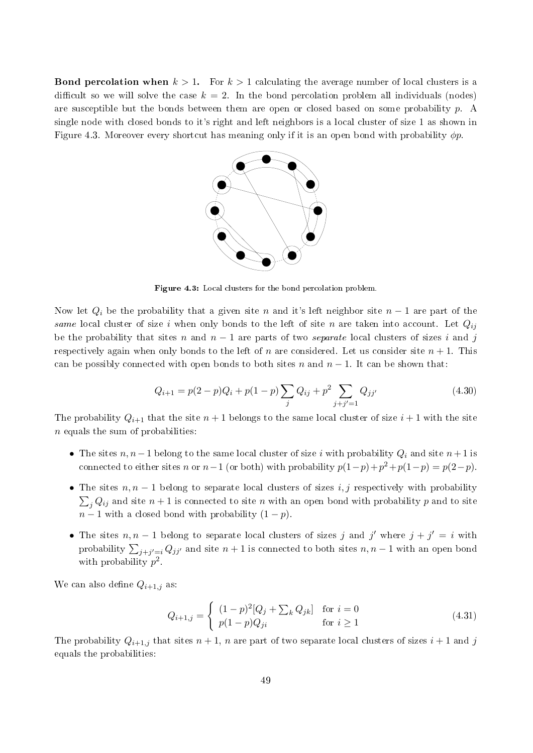**Bond percolation when $k > 1$.** For $k > 1$ calculating the average number of local clusters is a difficult so we will solve the case $k = 2$. In the bond percolation problem all individuals (nodes) are susceptible but the bonds between them are open or closed based on some probability $p$. A single node with closed bonds to it's right and left neighbors is a local cluster of size 1 as shown in Figure 4.3. Moreover every shortcut has meaning only if it is an open bond with probability $\phi p$.

**Figure 4.3:** Local clusters for the bond percolation problem.

Now let $Q_i$ be the probability that a given site $n$ and it's left neighbor site $n-1$ are part of the *same* local cluster of size $i$ when only bonds to the left of site $n$ are taken into account. Let $Q_{ij}$ be the probability that sites $n$ and $n-1$ are parts of two *separate* local clusters of sizes $i$ and $j$ respectively again when only bonds to the left of $n$ are considered. Let us consider site $n+1$. This can be possibly connected with open bonds to both sites $n$ and $n-1$. It can be shown that:

$$Q_{i+1} = p(2-p)Q_i + p(1-p)\sum_j Q_{ij} + p^2 \sum_{j+j'=1} Q_{jj'} \tag{4.30}$$

The probability $Q_{i+1}$ that the site $n+1$ belongs to the same local cluster of size $i+1$ with the site $n$ equals the sum of probabilities:

- The sites $n, n-1$ belong to the same local cluster of size $i$ with probability $Q_i$ and site $n+1$ is connected to either sites $n$ or $n-1$ (or both) with probability $p(1-p)+p^2+p(1-p) = p(2-p)$.
- The sites $n, n-1$ belong to separate local clusters of sizes $i, j$ respectively with probability $\sum_j Q_{ij}$ and site $n+1$ is connected to site $n$ with an open bond with probability $p$ and to site $n-1$ with a closed bond with probability $(1-p)$.
- The sites $n, n-1$ belong to separate local clusters of sizes $j$ and $j'$ where $j + j' = i$ with probability $\sum_{j+j'=i} Q_{jj'}$ and site $n+1$ is connected to both sites $n, n-1$ with an open bond with probability $p^2$.

We can also define $Q_{i+1,j}$ as:

$$Q_{i+1,j} = \begin{cases} (1-p)^2[Q_j + \sum_k Q_{jk}] & \text{for } i = 0 \\ p(1-p)Q_{ji} & \text{for } i \geq 1 \end{cases} \tag{4.31}$$

The probability $Q_{i+1,j}$ that sites $n+1$, $n$ are part of two separate local clusters of sizes $i+1$ and $j$ equals the probabilities: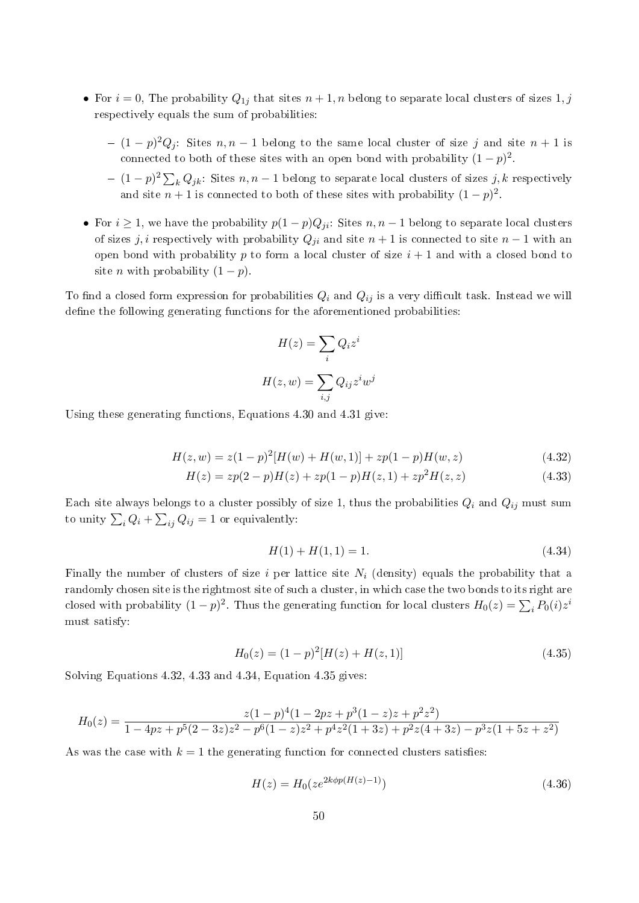- For $i = 0$, The probability $Q_{1j}$ that sites $n+1, n$ belong to separate local clusters of sizes $1, j$ respectively equals the sum of probabilities:
  - $(1-p)^2 Q_j$: Sites $n, n-1$ belong to the same local cluster of size $j$ and site $n+1$ is connected to both of these sites with an open bond with probability $(1-p)^2$.
  - $(1-p)^2 \sum_k Q_{jk}$: Sites $n, n-1$ belong to separate local clusters of sizes $j, k$ respectively and site $n+1$ is connected to both of these sites with probability $(1-p)^2$.
- For $i \geq 1$, we have the probability $p(1-p)Q_{ji}$: Sites $n, n-1$ belong to separate local clusters of sizes $j, i$ respectively with probability $Q_{ji}$ and site $n+1$ is connected to site $n-1$ with an open bond with probability $p$ to form a local cluster of size $i+1$ and with a closed bond to site $n$ with probability $(1-p)$.

To find a closed form expression for probabilities $Q_i$ and $Q_{ij}$ is a very difficult task. Instead we will define the following generating functions for the aforementioned probabilities:

$$H(z) = \sum_i Q_i z^i$$

$$H(z,w) = \sum_{i,j} Q_{ij} z^i w^j$$

Using these generating functions, Equations 4.30 and 4.31 give:

$$H(z,w) = z(1-p)^2[H(w) + H(w,1)] + zp(1-p)H(w,z) \tag{4.32}$$

$$H(z) = zp(2-p)H(z) + zp(1-p)H(z,1) + zp^2 H(z,z) \tag{4.33}$$

Each site always belongs to a cluster possibly of size 1, thus the probabilities $Q_i$ and $Q_{ij}$ must sum to unity $\sum_i Q_i + \sum_{ij} Q_{ij} = 1$ or equivalently:

$$H(1) + H(1,1) = 1. \tag{4.34}$$

Finally the number of clusters of size $i$ per lattice site $N_i$ (density) equals the probability that a randomly chosen site is the rightmost site of such a cluster, in which case the two bonds to its right are closed with probability $(1-p)^2$. Thus the generating function for local clusters $H_0(z) = \sum_i P_0(i) z^i$ must satisfy:

$$H_0(z) = (1-p)^2[H(z) + H(z,1)] \tag{4.35}$$

Solving Equations 4.32, 4.33 and 4.34, Equation 4.35 gives:

$$H_0(z) = \frac{z(1-p)^4(1 - 2pz + p^3(1-z)z + p^2z^2)}{1 - 4pz + p^5(2-3z)z^2 - p^6(1-z)z^2 + p^4z^2(1+3z) + p^2z(4+3z) - p^3z(1+5z+z^2)}$$

As was the case with $k = 1$ the generating function for connected clusters satisfies:

$$H(z) = H_0(ze^{2k\phi p(H(z)-1)}) \tag{4.36}$$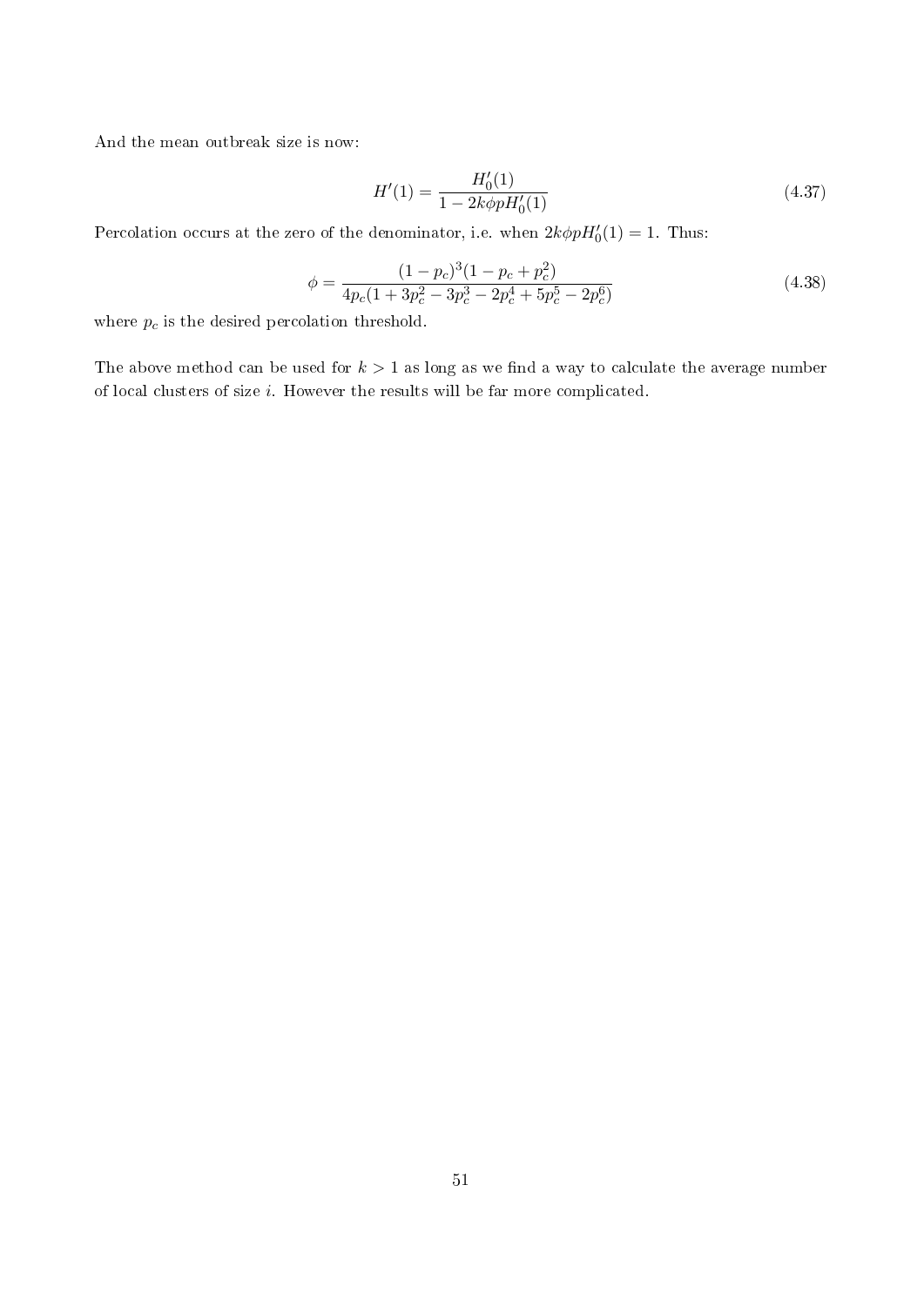And the mean outbreak size is now:

$$H'(1) = \frac{H_0'(1)}{1 - 2k\phi p H_0'(1)} \tag{4.37}$$

Percolation occurs at the zero of the denominator, i.e. when $2k\phi p H_0'(1) = 1$. Thus:

$$\phi = \frac{(1-p_c)^3(1-p_c+p_c^2)}{4p_c(1+3p_c^2-3p_c^3-2p_c^4+5p_c^5-2p_c^6)} \tag{4.38}$$

where $p_c$ is the desired percolation threshold.

The above method can be used for $k > 1$ as long as we find a way to calculate the average number of local clusters of size $i$. However the results will be far more complicated.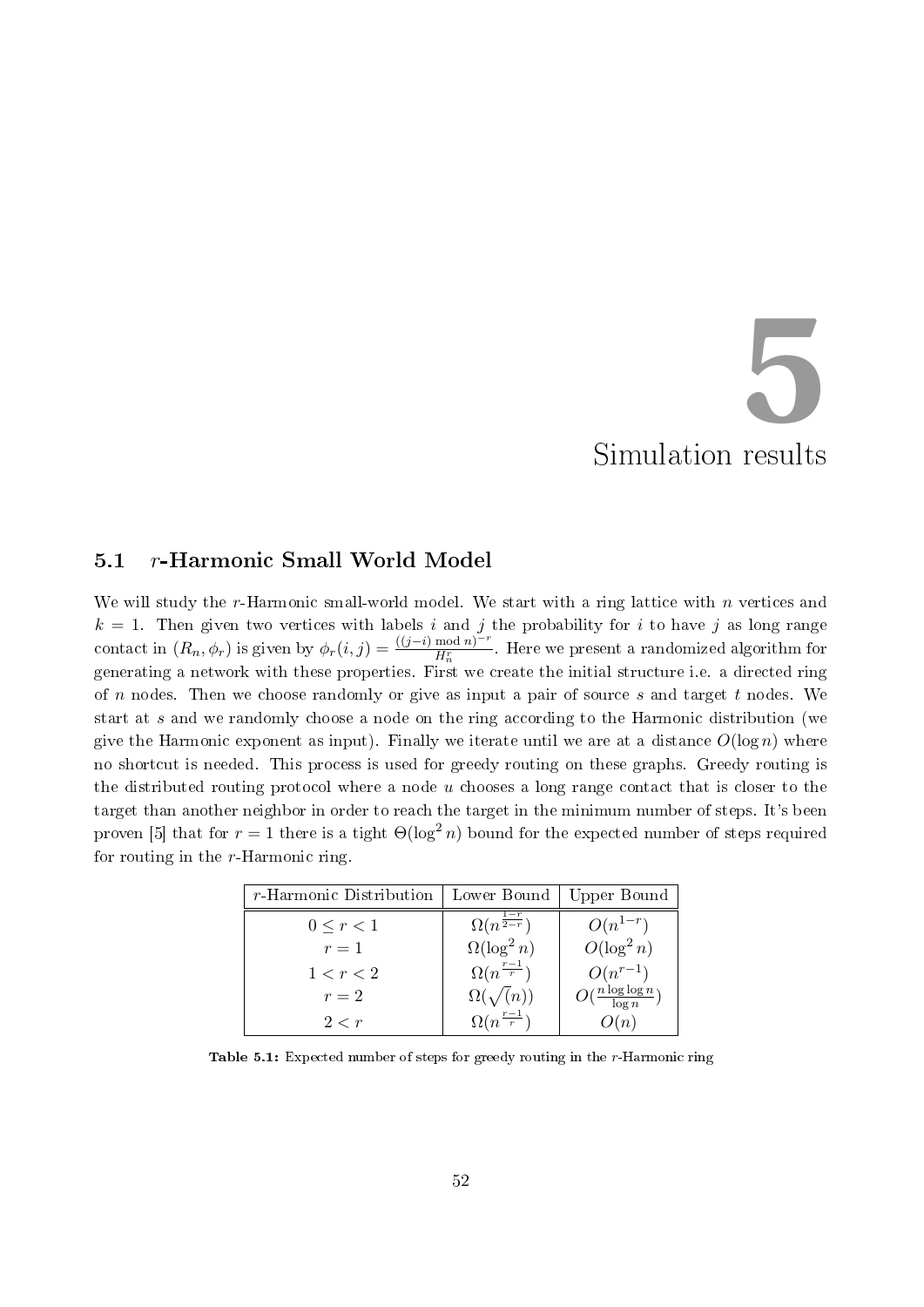# 5 Simulation results

## 5.1 $r$-Harmonic Small World Model

We will study the $r$-Harmonic small-world model. We start with a ring lattice with $n$ vertices and $k = 1$. Then given two vertices with labels $i$ and $j$ the probability for $i$ to have $j$ as long range contact in $(R_n, \phi_r)$ is given by $\phi_r(i,j) = \frac{((j-i) \bmod n)^{-r}}{H_n^r}$. Here we present a randomized algorithm for generating a network with these properties. First we create the initial structure i.e. a directed ring of $n$ nodes. Then we choose randomly or give as input a pair of source $s$ and target $t$ nodes. We start at $s$ and we randomly choose a node on the ring according to the Harmonic distribution (we give the Harmonic exponent as input). Finally we iterate until we are at a distance $O(\log n)$ where no shortcut is needed. This process is used for greedy routing on these graphs. Greedy routing is the distributed routing protocol where a node $u$ chooses a long range contact that is closer to the target than another neighbor in order to reach the target in the minimum number of steps. It's been proven [5] that for $r = 1$ there is a tight $\Theta(\log^2 n)$ bound for the expected number of steps required for routing in the $r$-Harmonic ring.

| $r$-Harmonic Distribution | Lower Bound | Upper Bound |
|---|---|---|
| $0 \leq r < 1$ | $\Omega(n^{\frac{1-r}{2-r}})$ | $O(n^{1-r})$ |
| $r = 1$ | $\Omega(\log^2 n)$ | $O(\log^2 n)$ |
| $1 < r < 2$ | $\Omega(n^{\frac{r-1}{r}})$ | $O(n^{r-1})$ |
| $r = 2$ | $\Omega(\sqrt{(n)})$ | $O(\frac{n \log\log n}{\log n})$ |
| $2 < r$ | $\Omega(n^{\frac{r-1}{r}})$ | $O(n)$ |

**Table 5.1:** Expected number of steps for greedy routing in the $r$-Harmonic ring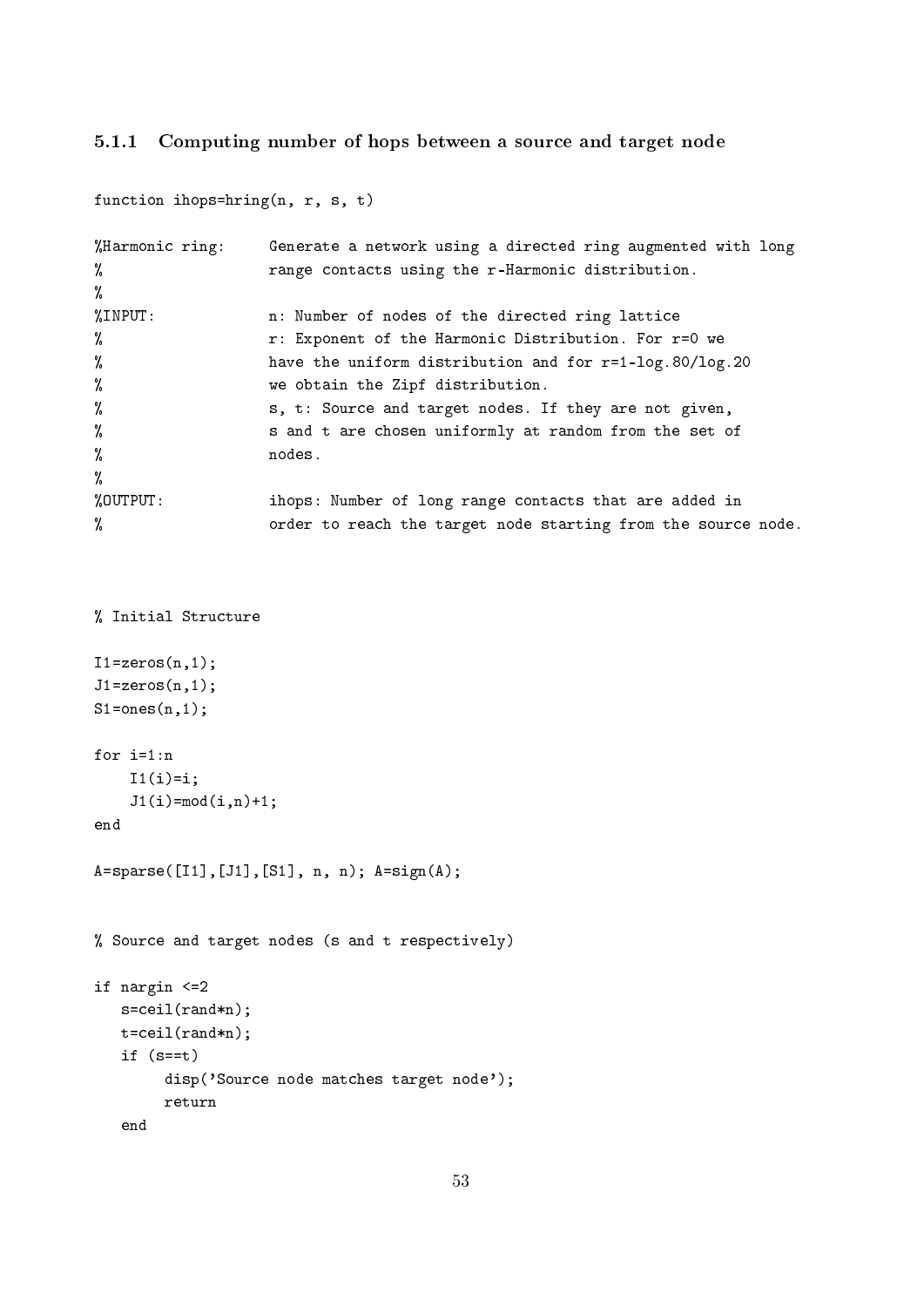### 5.1.1 Computing number of hops between a source and target node

```
function ihops=hring(n, r, s, t)

%Harmonic ring:     Generate a network using a directed ring augmented with long
%                   range contacts using the r-Harmonic distribution.
%
%INPUT:             n: Number of nodes of the directed ring lattice
%                   r: Exponent of the Harmonic Distribution. For r=0 we
%                   have the uniform distribution and for r=1-log.80/log.20
%                   we obtain the Zipf distribution.
%                   s, t: Source and target nodes. If they are not given,
%                   s and t are chosen uniformly at random from the set of
%                   nodes.
%
%OUTPUT:            ihops: Number of long range contacts that are added in
%                   order to reach the target node starting from the source node.



% Initial Structure

I1=zeros(n,1);
J1=zeros(n,1);
S1=ones(n,1);

for i=1:n
    I1(i)=i;
    J1(i)=mod(i,n)+1;
end

A=sparse([I1],[J1],[S1], n, n); A=sign(A);


% Source and target nodes (s and t respectively)

if nargin <=2
   s=ceil(rand*n);
   t=ceil(rand*n);
   if (s==t)
        disp('Source node matches target node');
        return
   end
```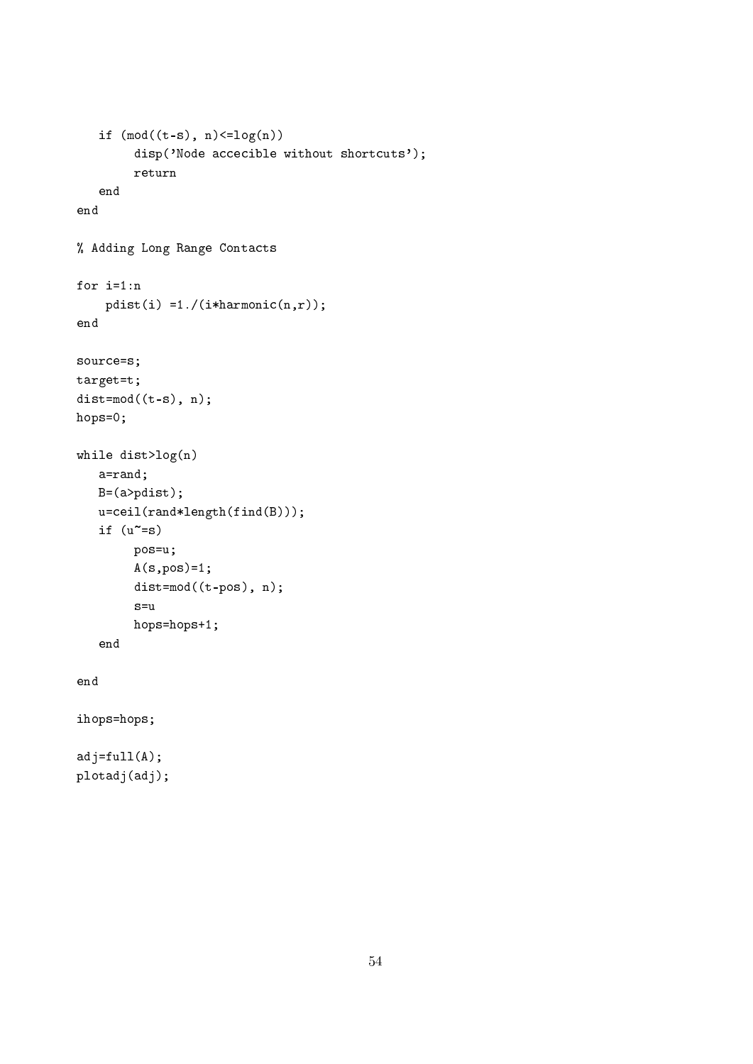```
   if (mod((t-s), n)<=log(n))
        disp('Node accecible without shortcuts');
        return
   end
end

% Adding Long Range Contacts

for i=1:n
    pdist(i) =1./(i*harmonic(n,r));
end

source=s;
target=t;
dist=mod((t-s), n);
hops=0;

while dist>log(n)
   a=rand;
   B=(a>pdist);
   u=ceil(rand*length(find(B)));
   if (u~=s)
        pos=u;
        A(s,pos)=1;
        dist=mod((t-pos), n);
        s=u
        hops=hops+1;
   end

end

ihops=hops;

adj=full(A);
plotadj(adj);
```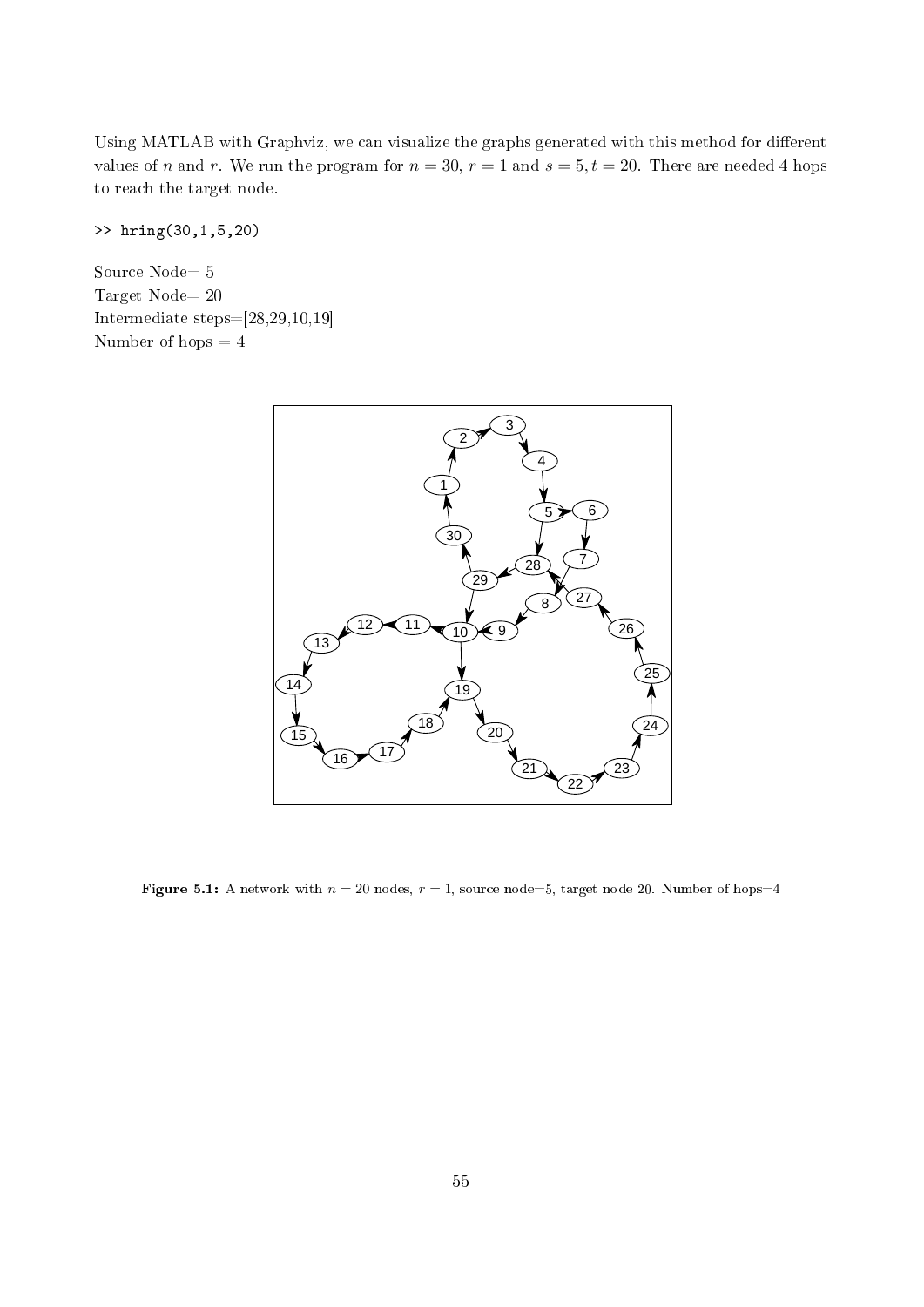Using MATLAB with Graphviz, we can visualize the graphs generated with this method for different values of $n$ and $r$. We run the program for $n = 30$, $r = 1$ and $s = 5, t = 20$. There are needed 4 hops to reach the target node.

```
>> hring(30,1,5,20)
```

Source Node= 5
Target Node= 20
Intermediate steps=[28,29,10,19]
Number of hops = 4

**Figure 5.1:** A network with $n = 20$ nodes, $r = 1$, source node=5, target node 20. Number of hops=4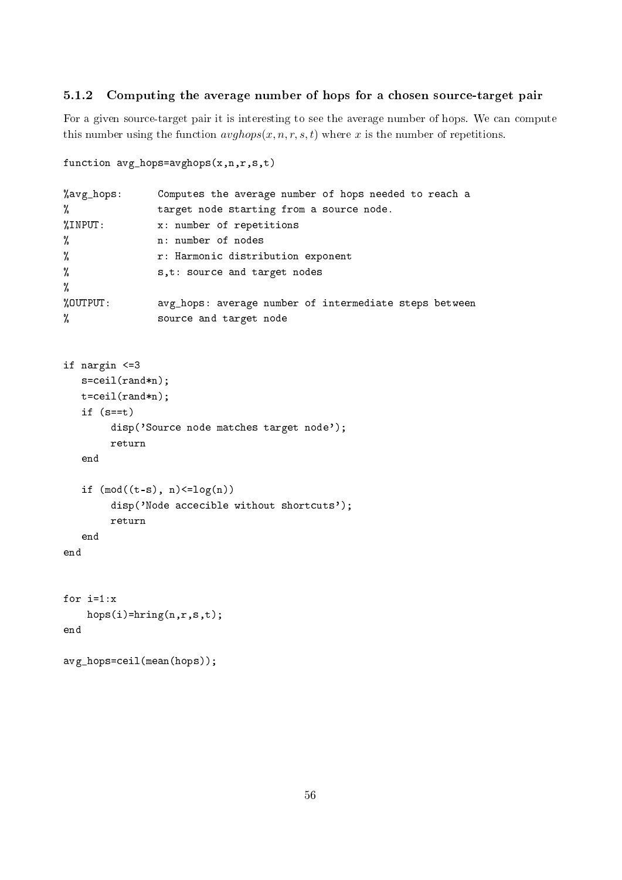### 5.1.2 Computing the average number of hops for a chosen source-target pair

For a given source-target pair it is interesting to see the average number of hops. We can compute this number using the function $avghops(x, n, r, s, t)$ where $x$ is the number of repetitions.

```
function avg_hops=avghops(x,n,r,s,t)

%avg_hops:      Computes the average number of hops needed to reach a
%               target node starting from a source node.
%INPUT:         x: number of repetitions
%               n: number of nodes
%               r: Harmonic distribution exponent
%               s,t: source and target nodes
%
%OUTPUT:        avg_hops: average number of intermediate steps between
%               source and target node


if nargin <=3
   s=ceil(rand*n);
   t=ceil(rand*n);
   if (s==t)
        disp('Source node matches target node');
        return
   end

   if (mod((t-s), n)<=log(n))
        disp('Node accecible without shortcuts');
        return
   end
end


for i=1:x
    hops(i)=hring(n,r,s,t);
end

avg_hops=ceil(mean(hops));
```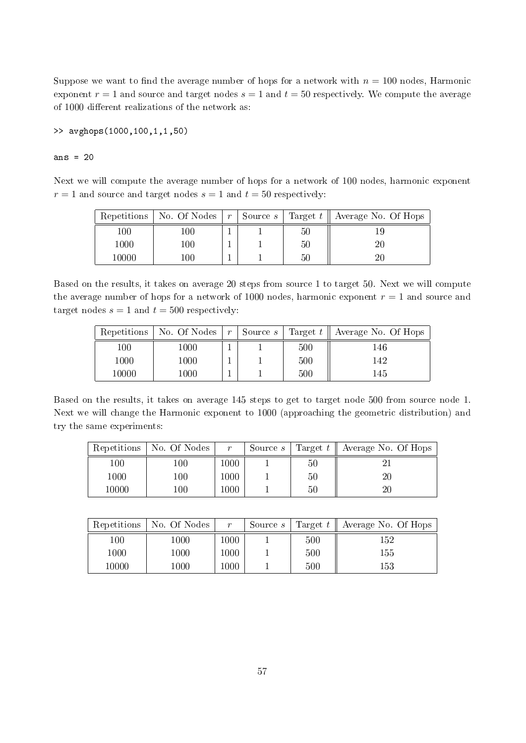Suppose we want to find the average number of hops for a network with $n = 100$ nodes, Harmonic exponent $r = 1$ and source and target nodes $s = 1$ and $t = 50$ respectively. We compute the average of 1000 different realizations of the network as:

```
>> avghops(1000,100,1,1,50)

ans = 20
```

Next we will compute the average number of hops for a network of 100 nodes, harmonic exponent $r = 1$ and source and target nodes $s = 1$ and $t = 50$ respectively:

| Repetitions | No. Of Nodes | $r$ | Source $s$ | Target $t$ | Average No. Of Hops |
|---|---|---|---|---|---|
| 100 | 100 | 1 | 1 | 50 | 19 |
| 1000 | 100 | 1 | 1 | 50 | 20 |
| 10000 | 100 | 1 | 1 | 50 | 20 |

Based on the results, it takes on average 20 steps from source 1 to target 50. Next we will compute the average number of hops for a network of 1000 nodes, harmonic exponent $r = 1$ and source and target nodes $s = 1$ and $t = 500$ respectively:

| Repetitions | No. Of Nodes | $r$ | Source $s$ | Target $t$ | Average No. Of Hops |
|---|---|---|---|---|---|
| 100 | 1000 | 1 | 1 | 500 | 146 |
| 1000 | 1000 | 1 | 1 | 500 | 142 |
| 10000 | 1000 | 1 | 1 | 500 | 145 |

Based on the results, it takes on average 145 steps to get to target node 500 from source node 1. Next we will change the Harmonic exponent to 1000 (approaching the geometric distribution) and try the same experiments:

| Repetitions | No. Of Nodes | $r$ | Source $s$ | Target $t$ | Average No. Of Hops |
|---|---|---|---|---|---|
| 100 | 100 | 1000 | 1 | 50 | 21 |
| 1000 | 100 | 1000 | 1 | 50 | 20 |
| 10000 | 100 | 1000 | 1 | 50 | 20 |

| Repetitions | No. Of Nodes | $r$ | Source $s$ | Target $t$ | Average No. Of Hops |
|---|---|---|---|---|---|
| 100 | 1000 | 1000 | 1 | 500 | 152 |
| 1000 | 1000 | 1000 | 1 | 500 | 155 |
| 10000 | 1000 | 1000 | 1 | 500 | 153 |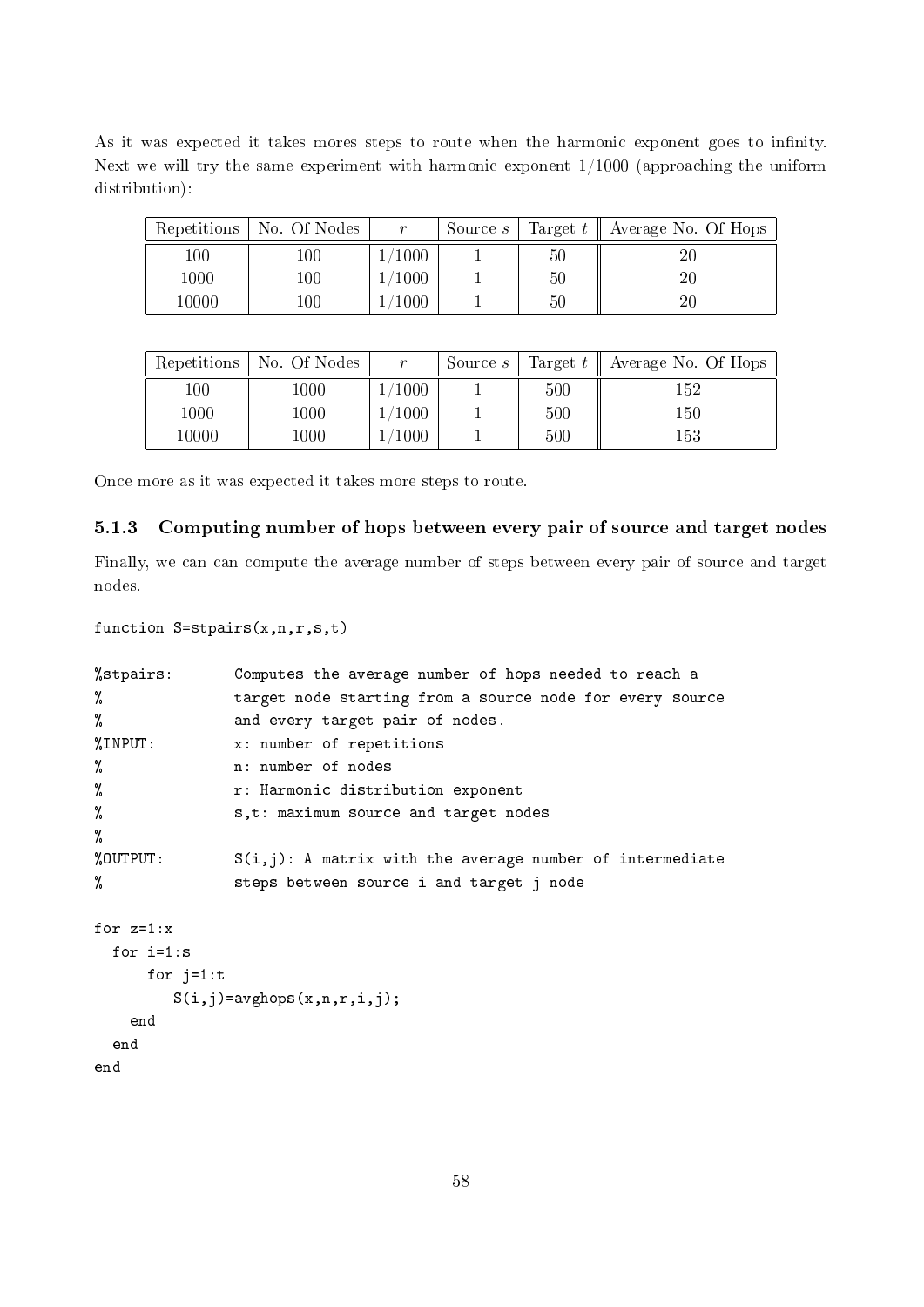As it was expected it takes mores steps to route when the harmonic exponent goes to infinity. Next we will try the same experiment with harmonic exponent 1/1000 (approaching the uniform distribution):

| Repetitions | No. Of Nodes | $r$ | Source $s$ | Target $t$ | Average No. Of Hops |
|---|---|---|---|---|---|
| 100 | 100 | 1/1000 | 1 | 50 | 20 |
| 1000 | 100 | 1/1000 | 1 | 50 | 20 |
| 10000 | 100 | 1/1000 | 1 | 50 | 20 |

| Repetitions | No. Of Nodes | $r$ | Source $s$ | Target $t$ | Average No. Of Hops |
|---|---|---|---|---|---|
| 100 | 1000 | 1/1000 | 1 | 500 | 152 |
| 1000 | 1000 | 1/1000 | 1 | 500 | 150 |
| 10000 | 1000 | 1/1000 | 1 | 500 | 153 |

Once more as it was expected it takes more steps to route.

### 5.1.3 Computing number of hops between every pair of source and target nodes

Finally, we can can compute the average number of steps between every pair of source and target nodes.

```
function S=stpairs(x,n,r,s,t)

%stpairs:       Computes the average number of hops needed to reach a
%               target node starting from a source node for every source
%               and every target pair of nodes.
%INPUT:         x: number of repetitions
%               n: number of nodes
%               r: Harmonic distribution exponent
%               s,t: maximum source and target nodes
%
%OUTPUT:        S(i,j): A matrix with the average number of intermediate
%               steps between source i and target j node

for z=1:x
  for i=1:s
      for j=1:t
         S(i,j)=avghops(x,n,r,i,j);
    end
  end
end
```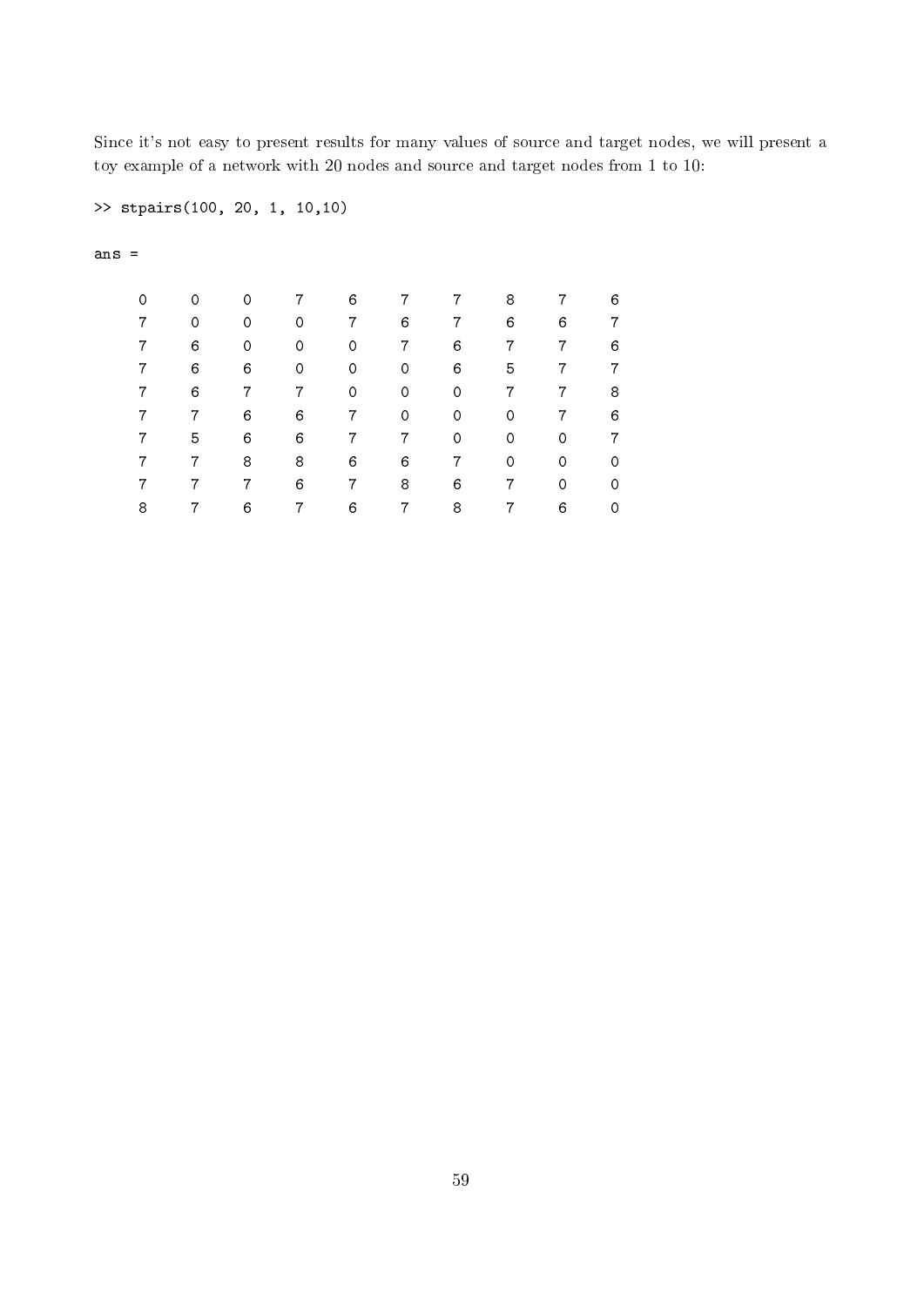Since it's not easy to present results for many values of source and target nodes, we will present a toy example of a network with 20 nodes and source and target nodes from 1 to 10:

```
>> stpairs(100, 20, 1, 10,10)

ans =

     0     0     0     7     6     7     7     8     7     6
     7     0     0     0     7     6     7     6     6     7
     7     6     0     0     0     7     6     7     7     6
     7     6     6     0     0     0     6     5     7     7
     7     6     7     7     0     0     0     7     7     8
     7     7     6     6     7     0     0     0     7     6
     7     5     6     6     7     7     0     0     0     7
     7     7     8     8     6     6     7     0     0     0
     7     7     7     6     7     8     6     7     0     0
     8     7     6     7     6     7     8     7     6     0
```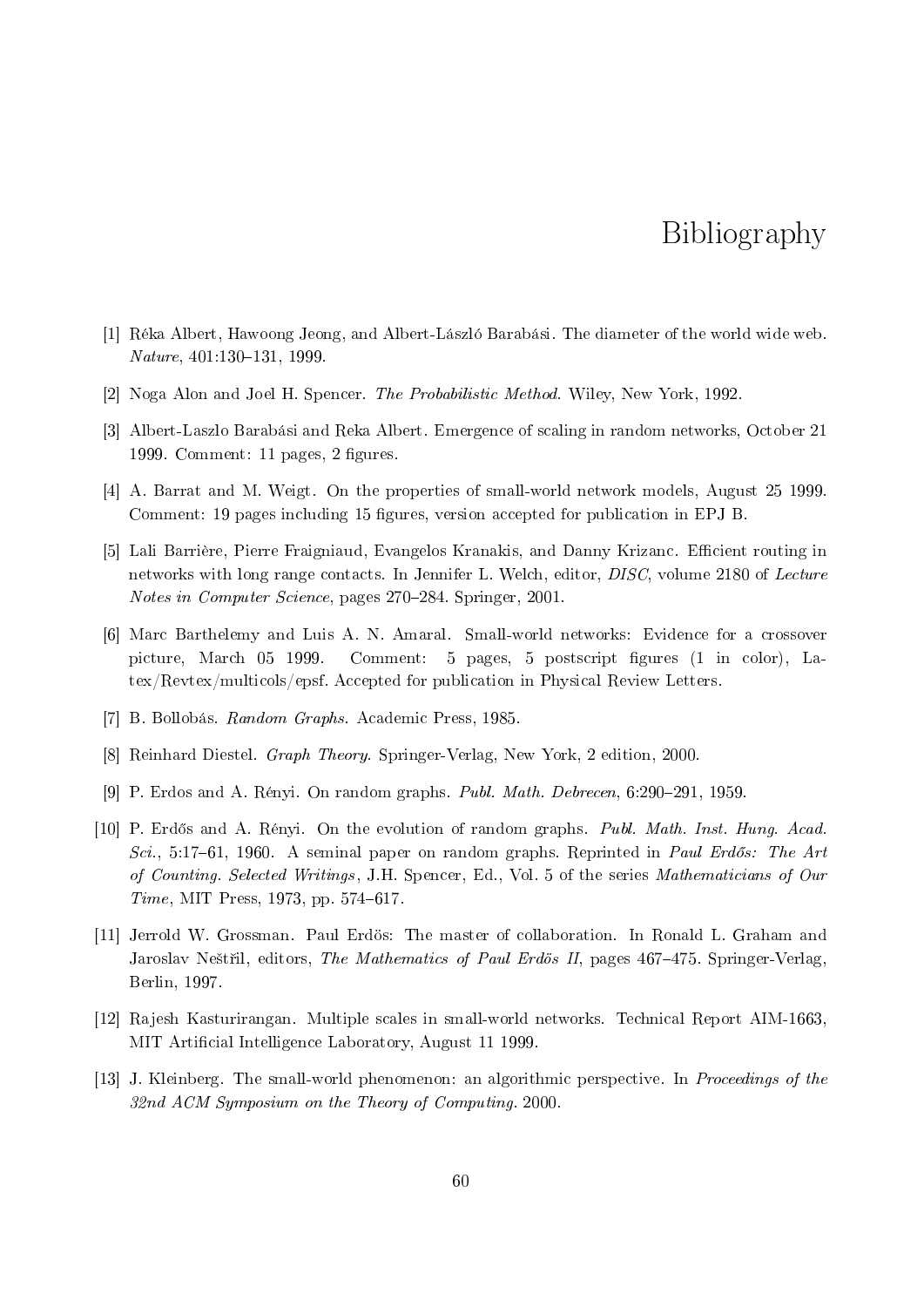# Bibliography

[1] Réka Albert, Hawoong Jeong, and Albert-László Barabási. The diameter of the world wide web. *Nature*, 401:130–131, 1999.

[2] Noga Alon and Joel H. Spencer. *The Probabilistic Method*. Wiley, New York, 1992.

[3] Albert-Laszlo Barabási and Reka Albert. Emergence of scaling in random networks, October 21 1999. Comment: 11 pages, 2 figures.

[4] A. Barrat and M. Weigt. On the properties of small-world network models, August 25 1999. Comment: 19 pages including 15 figures, version accepted for publication in EPJ B.

[5] Lali Barrière, Pierre Fraigniaud, Evangelos Kranakis, and Danny Krizanc. Efficient routing in networks with long range contacts. In Jennifer L. Welch, editor, *DISC*, volume 2180 of *Lecture Notes in Computer Science*, pages 270–284. Springer, 2001.

[6] Marc Barthelemy and Luis A. N. Amaral. Small-world networks: Evidence for a crossover picture, March 05 1999. Comment: 5 pages, 5 postscript figures (1 in color), Latex/Revtex/multicols/epsf. Accepted for publication in Physical Review Letters.

[7] B. Bollobás. *Random Graphs*. Academic Press, 1985.

[8] Reinhard Diestel. *Graph Theory*. Springer-Verlag, New York, 2 edition, 2000.

[9] P. Erdos and A. Rényi. On random graphs. *Publ. Math. Debrecen*, 6:290–291, 1959.

[10] P. Erdős and A. Rényi. On the evolution of random graphs. *Publ. Math. Inst. Hung. Acad. Sci.*, 5:17–61, 1960. A seminal paper on random graphs. Reprinted in *Paul Erdős: The Art of Counting. Selected Writings*, J.H. Spencer, Ed., Vol. 5 of the series *Mathematicians of Our Time*, MIT Press, 1973, pp. 574–617.

[11] Jerrold W. Grossman. Paul Erdös: The master of collaboration. In Ronald L. Graham and Jaroslav Neštřil, editors, *The Mathematics of Paul Erdös II*, pages 467–475. Springer-Verlag, Berlin, 1997.

[12] Rajesh Kasturirangan. Multiple scales in small-world networks. Technical Report AIM-1663, MIT Artificial Intelligence Laboratory, August 11 1999.

[13] J. Kleinberg. The small-world phenomenon: an algorithmic perspective. In *Proceedings of the 32nd ACM Symposium on the Theory of Computing*. 2000.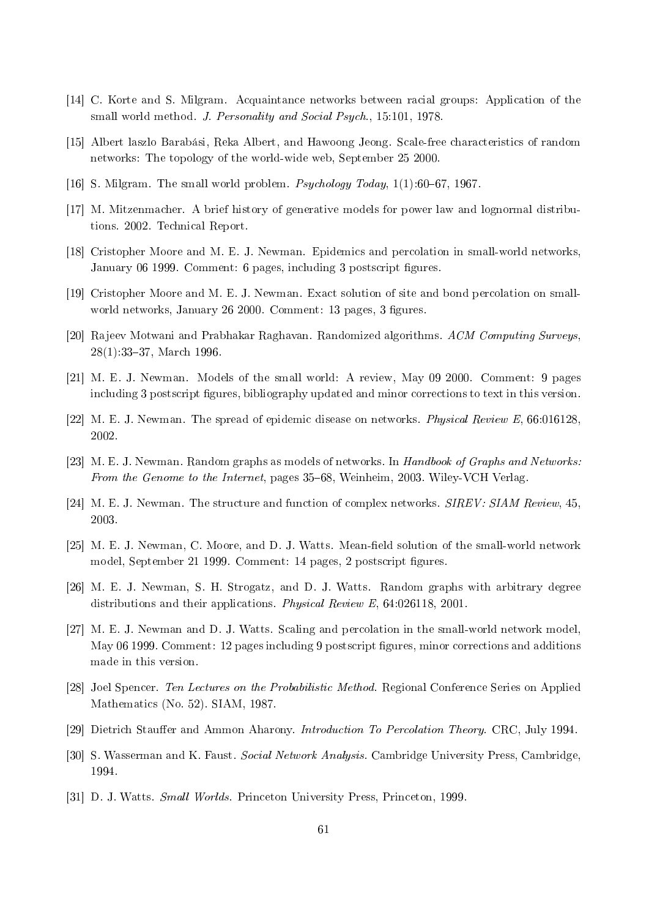[14] C. Korte and S. Milgram. Acquaintance networks between racial groups: Application of the small world method. *J. Personality and Social Psych.*, 15:101, 1978.

[15] Albert laszlo Barabási, Reka Albert, and Hawoong Jeong. Scale-free characteristics of random networks: The topology of the world-wide web, September 25 2000.

[16] S. Milgram. The small world problem. *Psychology Today*, 1(1):60–67, 1967.

[17] M. Mitzenmacher. A brief history of generative models for power law and lognormal distributions. 2002. Technical Report.

[18] Cristopher Moore and M. E. J. Newman. Epidemics and percolation in small-world networks, January 06 1999. Comment: 6 pages, including 3 postscript figures.

[19] Cristopher Moore and M. E. J. Newman. Exact solution of site and bond percolation on small-world networks, January 26 2000. Comment: 13 pages, 3 figures.

[20] Rajeev Motwani and Prabhakar Raghavan. Randomized algorithms. *ACM Computing Surveys*, 28(1):33–37, March 1996.

[21] M. E. J. Newman. Models of the small world: A review, May 09 2000. Comment: 9 pages including 3 postscript figures, bibliography updated and minor corrections to text in this version.

[22] M. E. J. Newman. The spread of epidemic disease on networks. *Physical Review E*, 66:016128, 2002.

[23] M. E. J. Newman. Random graphs as models of networks. In *Handbook of Graphs and Networks: From the Genome to the Internet*, pages 35–68, Weinheim, 2003. Wiley-VCH Verlag.

[24] M. E. J. Newman. The structure and function of complex networks. *SIREV: SIAM Review*, 45, 2003.

[25] M. E. J. Newman, C. Moore, and D. J. Watts. Mean-field solution of the small-world network model, September 21 1999. Comment: 14 pages, 2 postscript figures.

[26] M. E. J. Newman, S. H. Strogatz, and D. J. Watts. Random graphs with arbitrary degree distributions and their applications. *Physical Review E*, 64:026118, 2001.

[27] M. E. J. Newman and D. J. Watts. Scaling and percolation in the small-world network model, May 06 1999. Comment: 12 pages including 9 postscript figures, minor corrections and additions made in this version.

[28] Joel Spencer. *Ten Lectures on the Probabilistic Method*. Regional Conference Series on Applied Mathematics (No. 52). SIAM, 1987.

[29] Dietrich Stauffer and Ammon Aharony. *Introduction To Percolation Theory*. CRC, July 1994.

[30] S. Wasserman and K. Faust. *Social Network Analysis*. Cambridge University Press, Cambridge, 1994.

[31] D. J. Watts. *Small Worlds*. Princeton University Press, Princeton, 1999.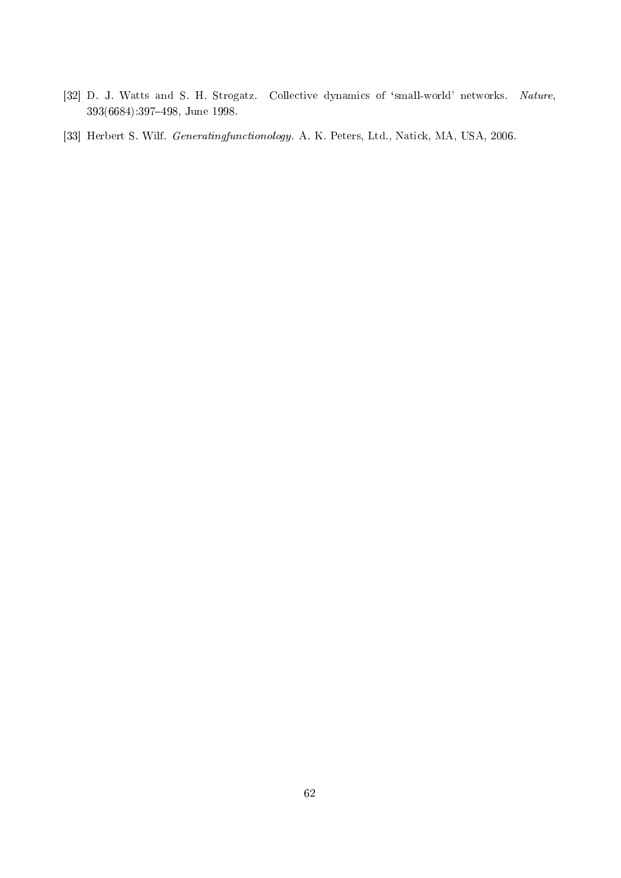[32] D. J. Watts and S. H. Strogatz. Collective dynamics of 'small-world' networks. *Nature*, 393(6684):397–498, June 1998.

[33] Herbert S. Wilf. *Generatingfunctionology*. A. K. Peters, Ltd., Natick, MA, USA, 2006.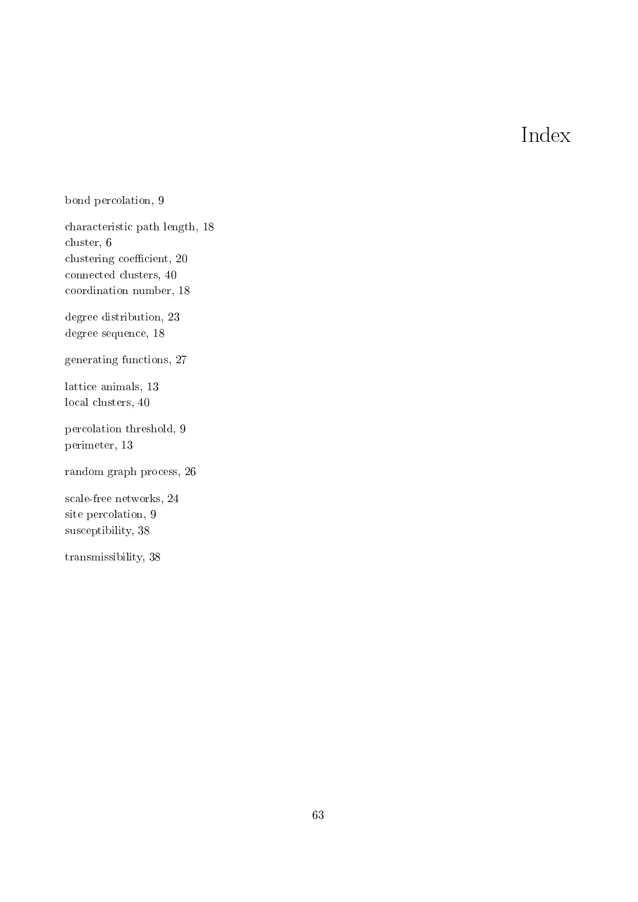# Index

bond percolation, 9

characteristic path length, 18
cluster, 6
clustering coefficient, 20
connected clusters, 40
coordination number, 18

degree distribution, 23
degree sequence, 18

generating functions, 27

lattice animals, 13
local clusters, 40

percolation threshold, 9
perimeter, 13

random graph process, 26

scale-free networks, 24
site percolation, 9
susceptibility, 38

transmissibility, 38